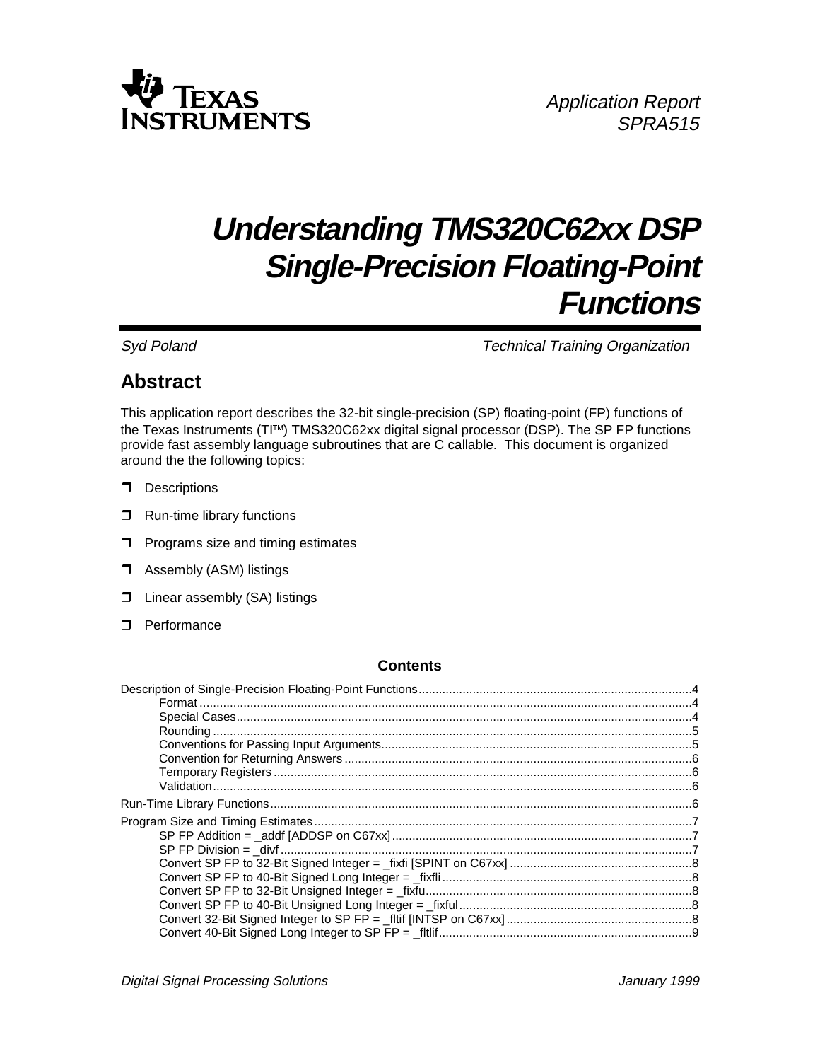Application Report
SPRA515

# Understanding TMS320C62xx DSP Single-Precision Floating-Point Functions

*Syd Poland* *Technical Training Organization*

## Abstract

This application report describes the 32-bit single-precision (SP) floating-point (FP) functions of the Texas Instruments (TI™) TMS320C62xx digital signal processor (DSP). The SP FP functions provide fast assembly language subroutines that are C callable. This document is organized around the the following topics:

- Descriptions
- Run-time library functions
- Programs size and timing estimates
- Assembly (ASM) listings
- Linear assembly (SA) listings
- Performance

### Contents

Description of Single-Precision Floating-Point Functions....4
- Format....4
- Special Cases....4
- Rounding....5
- Conventions for Passing Input Arguments....5
- Convention for Returning Answers....6
- Temporary Registers....6
- Validation....6

Run-Time Library Functions....6

Program Size and Timing Estimates....7
- SP FP Addition = _addf [ADDSP on C67xx]....7
- SP FP Division = _divf....7
- Convert SP FP to 32-Bit Signed Integer = _fixfi [SPINT on C67xx]....8
- Convert SP FP to 40-Bit Signed Long Integer = _fixfli....8
- Convert SP FP to 32-Bit Unsigned Integer = _fixfu....8
- Convert SP FP to 40-Bit Unsigned Long Integer = _fixful....8
- Convert 32-Bit Signed Integer to SP FP = _fltif [INTSP on C67xx]....8
- Convert 40-Bit Signed Long Integer to SP FP = _fltlif....9

Digital Signal Processing Solutions January 1999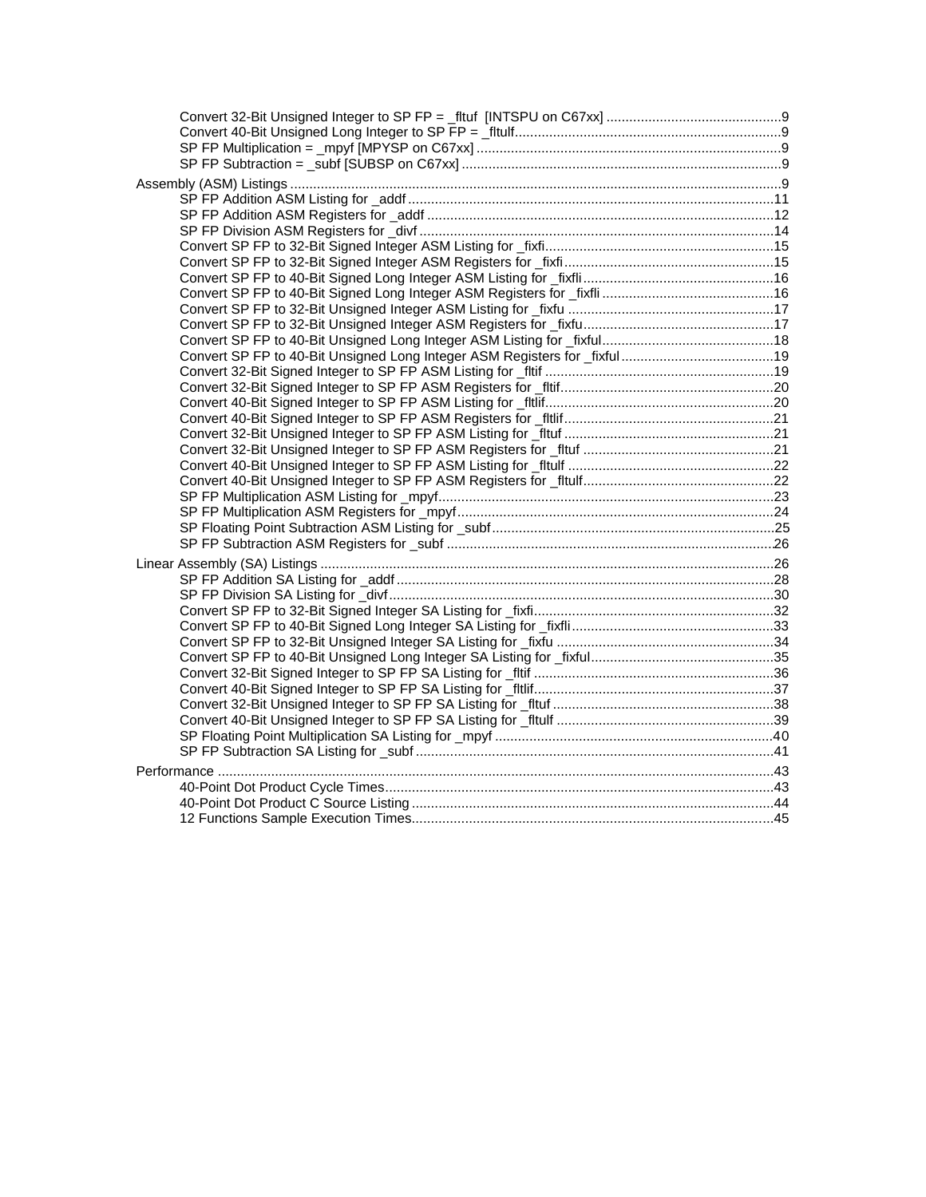Convert 32-Bit Unsigned Integer to SP FP = _fltuf  [INTSPU on C67xx] ..............................................9
Convert 40-Bit Unsigned Long Integer to SP FP = _fltulf......................................................................9
SP FP Multiplication = _mpyf [MPYSP on C67xx] ................................................................................9
SP FP Subtraction = _subf [SUBSP on C67xx] ....................................................................................9

Assembly (ASM) Listings ..................................................................................................................9
SP FP Addition ASM Listing for _addf ................................................................................................11
SP FP Addition ASM Registers for _addf ...........................................................................................12
SP FP Division ASM Registers for _divf .............................................................................................14
Convert SP FP to 32-Bit Signed Integer ASM Listing for _fixfi............................................................15
Convert SP FP to 32-Bit Signed Integer ASM Registers for _fixfi ........................................................15
Convert SP FP to 40-Bit Signed Long Integer ASM Listing for _fixfli..................................................16
Convert SP FP to 40-Bit Signed Long Integer ASM Registers for _fixfli .............................................16
Convert SP FP to 32-Bit Unsigned Integer ASM Listing for _fixfu .......................................................17
Convert SP FP to 32-Bit Unsigned Integer ASM Registers for _fixfu..................................................17
Convert SP FP to 40-Bit Unsigned Long Integer ASM Listing for _fixful.............................................18
Convert SP FP to 40-Bit Unsigned Long Integer ASM Registers for _fixful........................................19
Convert 32-Bit Signed Integer to SP FP ASM Listing for _fltif ............................................................19
Convert 32-Bit Signed Integer to SP FP ASM Registers for _fltif........................................................20
Convert 40-Bit Signed Integer to SP FP ASM Listing for _fltlif............................................................20
Convert 40-Bit Signed Integer to SP FP ASM Registers for _fltlif.......................................................21
Convert 32-Bit Unsigned Integer to SP FP ASM Listing for _fltuf .......................................................21
Convert 32-Bit Unsigned Integer to SP FP ASM Registers for _fltuf ..................................................21
Convert 40-Bit Unsigned Integer to SP FP ASM Listing for _fltulf .......................................................22
Convert 40-Bit Unsigned Integer to SP FP ASM Registers for _fltulf..................................................22
SP FP Multiplication ASM Listing for _mpyf........................................................................................23
SP FP Multiplication ASM Registers for _mpyf...................................................................................24
SP Floating Point Subtraction ASM Listing for _subf..........................................................................25
SP FP Subtraction ASM Registers for _subf .....................................................................................26

Linear Assembly (SA) Listings ......................................................................................................26
SP FP Addition SA Listing for _addf ...................................................................................................28
SP FP Division SA Listing for _divf .....................................................................................................30
Convert SP FP to 32-Bit Signed Integer SA Listing for _fixfi...............................................................32
Convert SP FP to 40-Bit Signed Long Integer SA Listing for _fixfli.....................................................33
Convert SP FP to 32-Bit Unsigned Integer SA Listing for _fixfu .........................................................34
Convert SP FP to 40-Bit Unsigned Long Integer SA Listing for _fixful................................................35
Convert 32-Bit Signed Integer to SP FP SA Listing for _fltif ...............................................................36
Convert 40-Bit Signed Integer to SP FP SA Listing for _fltlif...............................................................37
Convert 32-Bit Unsigned Integer to SP FP SA Listing for _fltuf ..........................................................38
Convert 40-Bit Unsigned Integer to SP FP SA Listing for _fltulf .........................................................39
SP Floating Point Multiplication SA Listing for _mpyf .........................................................................40
SP FP Subtraction SA Listing for _subf ..............................................................................................41

Performance ..................................................................................................................................43
40-Point Dot Product Cycle Times......................................................................................................43
40-Point Dot Product C Source Listing ...............................................................................................44
12 Functions Sample Execution Times...............................................................................................45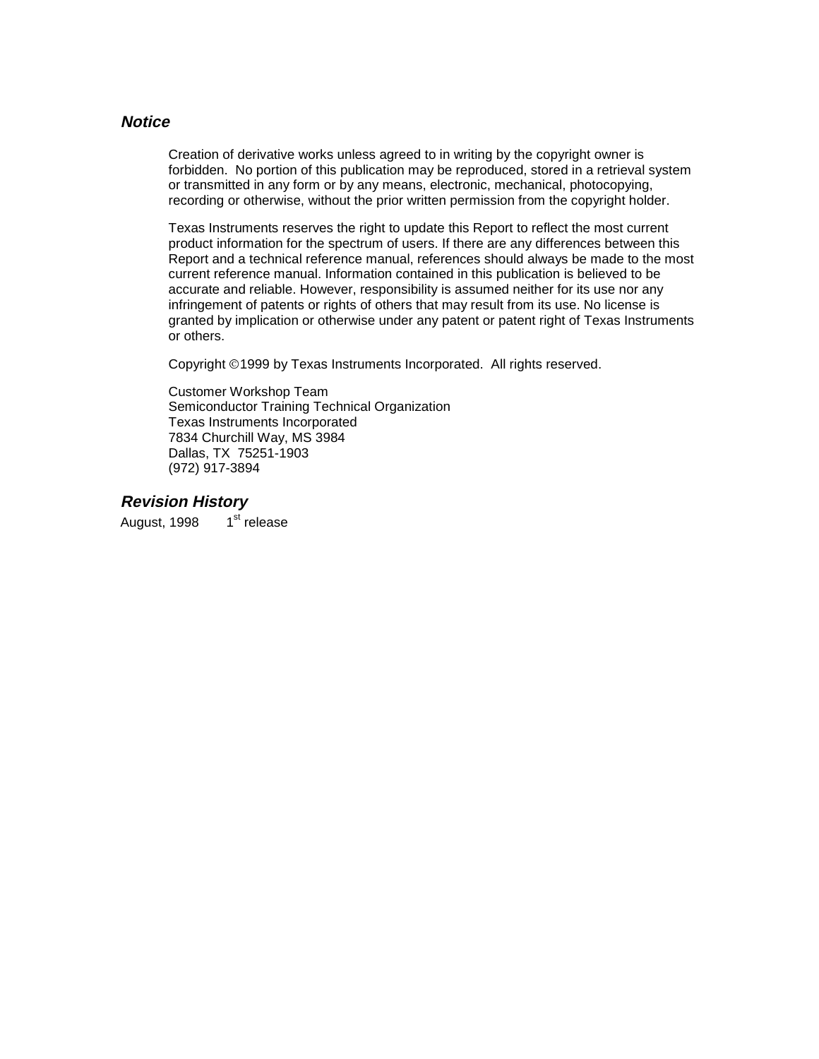## ***Notice***

Creation of derivative works unless agreed to in writing by the copyright owner is forbidden. No portion of this publication may be reproduced, stored in a retrieval system or transmitted in any form or by any means, electronic, mechanical, photocopying, recording or otherwise, without the prior written permission from the copyright holder.

Texas Instruments reserves the right to update this Report to reflect the most current product information for the spectrum of users. If there are any differences between this Report and a technical reference manual, references should always be made to the most current reference manual. Information contained in this publication is believed to be accurate and reliable. However, responsibility is assumed neither for its use nor any infringement of patents or rights of others that may result from its use. No license is granted by implication or otherwise under any patent or patent right of Texas Instruments or others.

Copyright ©1999 by Texas Instruments Incorporated. All rights reserved.

Customer Workshop Team
Semiconductor Training Technical Organization
Texas Instruments Incorporated
7834 Churchill Way, MS 3984
Dallas, TX 75251-1903
(972) 917-3894

## ***Revision History***

August, 1998 1st release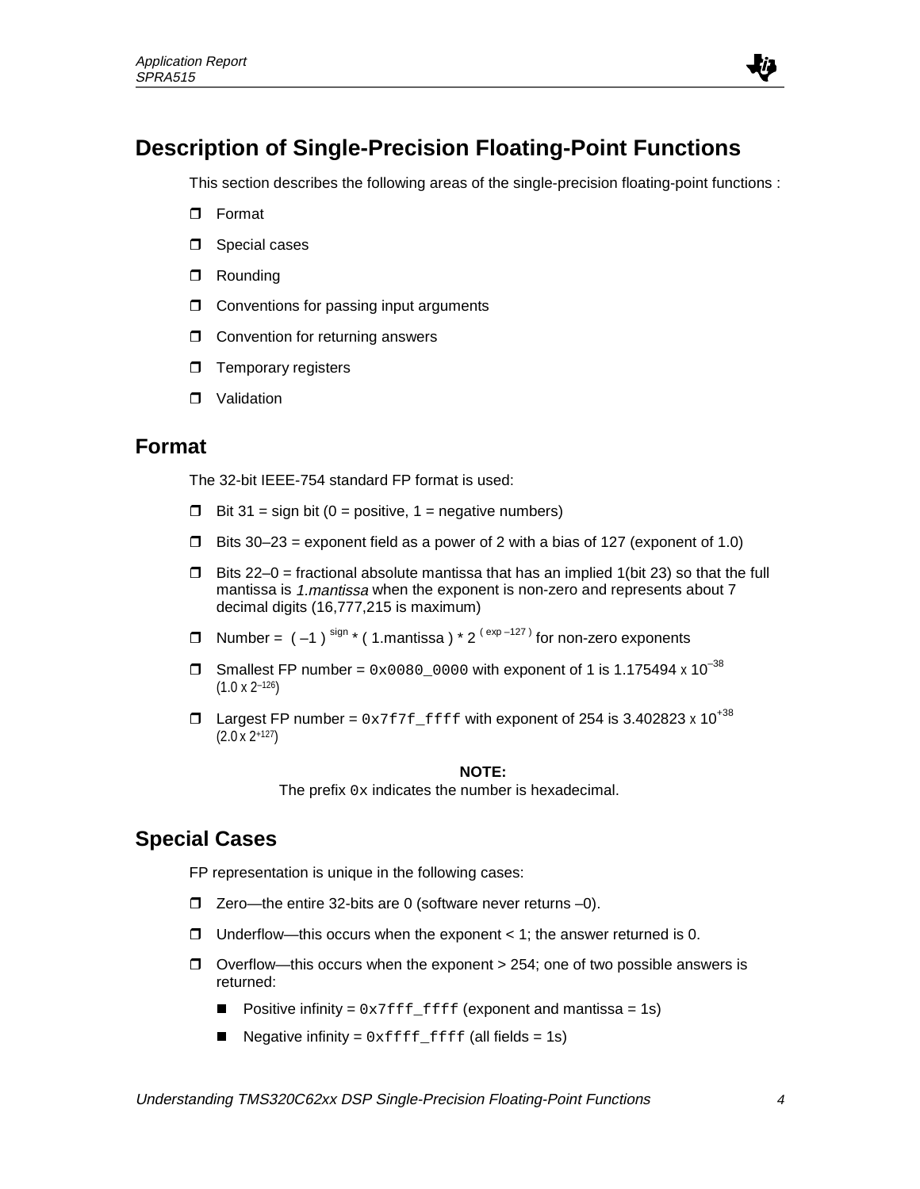# Description of Single-Precision Floating-Point Functions

This section describes the following areas of the single-precision floating-point functions :

- Format
- Special cases
- Rounding
- Conventions for passing input arguments
- Convention for returning answers
- Temporary registers
- Validation

## Format

The 32-bit IEEE-754 standard FP format is used:

- Bit 31 = sign bit (0 = positive, 1 = negative numbers)
- Bits 30–23 = exponent field as a power of 2 with a bias of 127 (exponent of 1.0)
- Bits 22–0 = fractional absolute mantissa that has an implied 1(bit 23) so that the full mantissa is *1.mantissa* when the exponent is non-zero and represents about 7 decimal digits (16,777,215 is maximum)
- Number = $(-1)^{sign} * (1.mantissa) * 2^{(exp-127)}$ for non-zero exponents
- Smallest FP number = `0x0080_0000` with exponent of 1 is $1.175494 \times 10^{-38}$ ($1.0 \times 2^{-126}$)
- Largest FP number = `0x7f7f_ffff` with exponent of 254 is $3.402823 \times 10^{+38}$ ($2.0 \times 2^{+127}$)

**NOTE:**
The prefix `0x` indicates the number is hexadecimal.

## Special Cases

FP representation is unique in the following cases:

- Zero—the entire 32-bits are 0 (software never returns –0).
- Underflow—this occurs when the exponent < 1; the answer returned is 0.
- Overflow—this occurs when the exponent > 254; one of two possible answers is returned:
  - Positive infinity = `0x7fff_ffff` (exponent and mantissa = 1s)
  - Negative infinity = `0xffff_ffff` (all fields = 1s)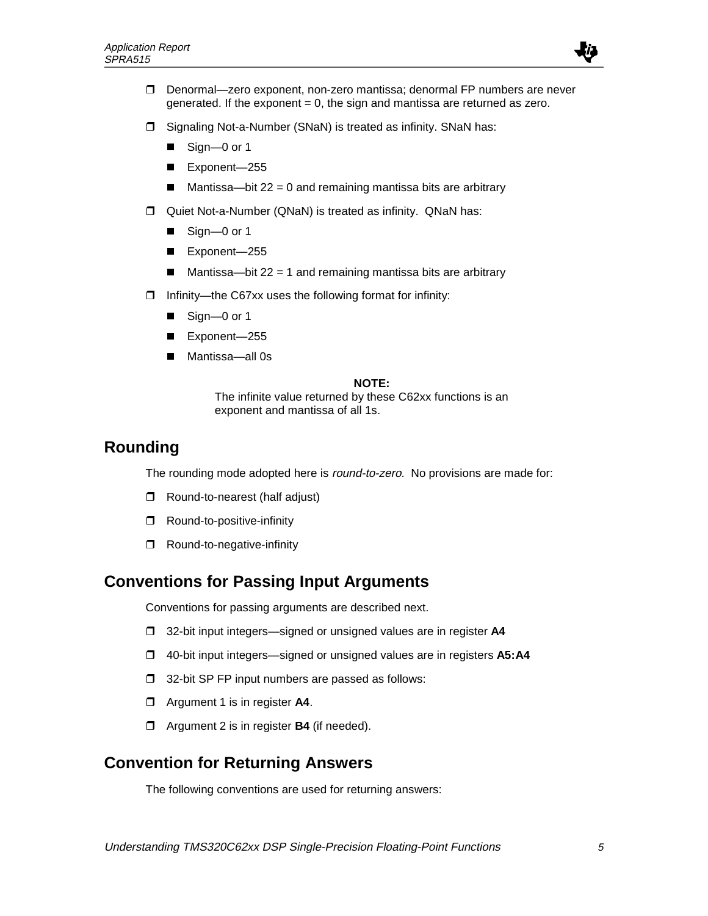- Denormal—zero exponent, non-zero mantissa; denormal FP numbers are never generated. If the exponent = 0, the sign and mantissa are returned as zero.
- Signaling Not-a-Number (SNaN) is treated as infinity. SNaN has:
  - Sign—0 or 1
  - Exponent—255
  - Mantissa—bit 22 = 0 and remaining mantissa bits are arbitrary
- Quiet Not-a-Number (QNaN) is treated as infinity. QNaN has:
  - Sign—0 or 1
  - Exponent—255
  - Mantissa—bit 22 = 1 and remaining mantissa bits are arbitrary
- Infinity—the C67xx uses the following format for infinity:
  - Sign—0 or 1
  - Exponent—255
  - Mantissa—all 0s

**NOTE:**
The infinite value returned by these C62xx functions is an exponent and mantissa of all 1s.

## Rounding

The rounding mode adopted here is *round-to-zero*. No provisions are made for:

- Round-to-nearest (half adjust)
- Round-to-positive-infinity
- Round-to-negative-infinity

## Conventions for Passing Input Arguments

Conventions for passing arguments are described next.

- 32-bit input integers—signed or unsigned values are in register **A4**
- 40-bit input integers—signed or unsigned values are in registers **A5:A4**
- 32-bit SP FP input numbers are passed as follows:
- Argument 1 is in register **A4**.
- Argument 2 is in register **B4** (if needed).

## Convention for Returning Answers

The following conventions are used for returning answers: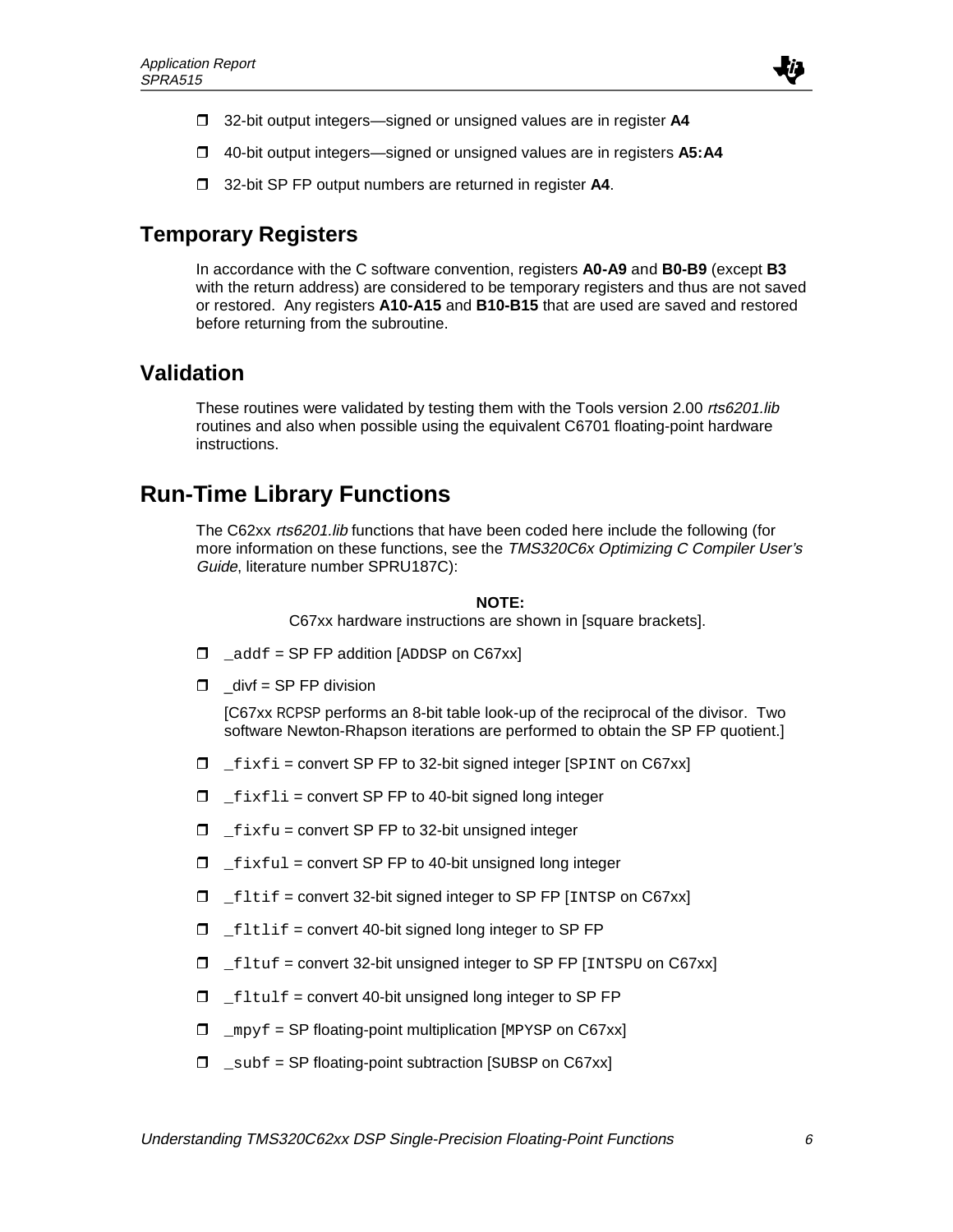- 32-bit output integers—signed or unsigned values are in register **A4**
- 40-bit output integers—signed or unsigned values are in registers **A5:A4**
- 32-bit SP FP output numbers are returned in register **A4**.

## Temporary Registers

In accordance with the C software convention, registers **A0-A9** and **B0-B9** (except **B3** with the return address) are considered to be temporary registers and thus are not saved or restored. Any registers **A10-A15** and **B10-B15** that are used are saved and restored before returning from the subroutine.

## Validation

These routines were validated by testing them with the Tools version 2.00 *rts6201.lib* routines and also when possible using the equivalent C6701 floating-point hardware instructions.

# Run-Time Library Functions

The C62xx *rts6201.lib* functions that have been coded here include the following (for more information on these functions, see the *TMS320C6x Optimizing C Compiler User's Guide*, literature number SPRU187C):

**NOTE:**
C67xx hardware instructions are shown in [square brackets].

- `_addf` = SP FP addition [`ADDSP` on C67xx]
- `_divf` = SP FP division

  [C67xx `RCPSP` performs an 8-bit table look-up of the reciprocal of the divisor. Two software Newton-Rhapson iterations are performed to obtain the SP FP quotient.]
- `_fixfi` = convert SP FP to 32-bit signed integer [`SPINT` on C67xx]
- `_fixfli` = convert SP FP to 40-bit signed long integer
- `_fixfu` = convert SP FP to 32-bit unsigned integer
- `_fixful` = convert SP FP to 40-bit unsigned long integer
- `_fltif` = convert 32-bit signed integer to SP FP [`INTSP` on C67xx]
- `_fltlif` = convert 40-bit signed long integer to SP FP
- `_fltuf` = convert 32-bit unsigned integer to SP FP [`INTSPU` on C67xx]
- `_fltulf` = convert 40-bit unsigned long integer to SP FP
- `_mpyf` = SP floating-point multiplication [`MPYSP` on C67xx]
- `_subf` = SP floating-point subtraction [`SUBSP` on C67xx]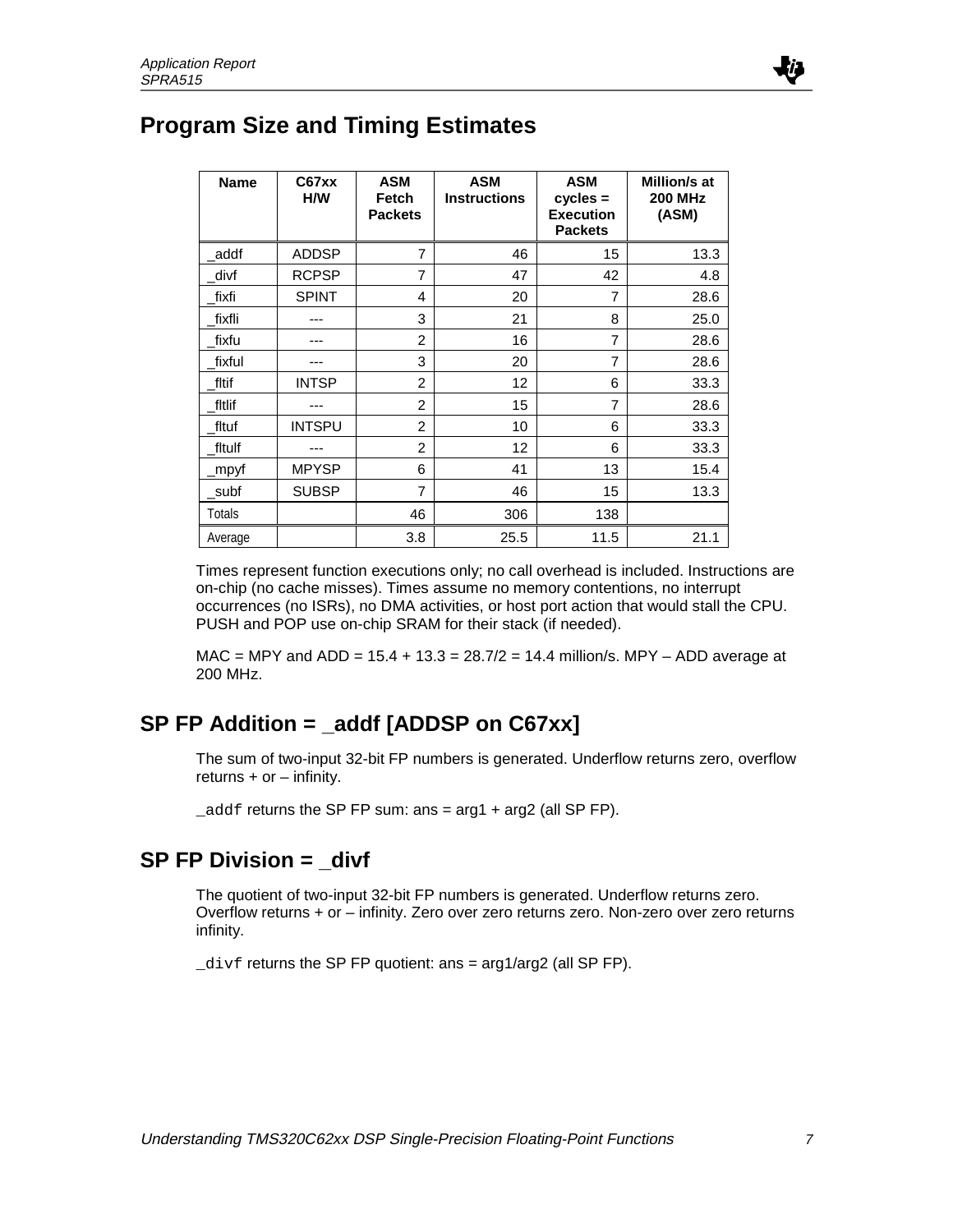## Program Size and Timing Estimates

| Name | C67xx H/W | ASM Fetch Packets | ASM Instructions | ASM cycles = Execution Packets | Million/s at 200 MHz (ASM) |
|---|---|---|---|---|---|
| _addf | ADDSP | 7 | 46 | 15 | 13.3 |
| _divf | RCPSP | 7 | 47 | 42 | 4.8 |
| _fixfi | SPINT | 4 | 20 | 7 | 28.6 |
| _fixfli | --- | 3 | 21 | 8 | 25.0 |
| _fixfu | --- | 2 | 16 | 7 | 28.6 |
| _fixful | --- | 3 | 20 | 7 | 28.6 |
| _fltif | INTSP | 2 | 12 | 6 | 33.3 |
| _fltlif | --- | 2 | 15 | 7 | 28.6 |
| _fltuf | INTSPU | 2 | 10 | 6 | 33.3 |
| _fltulf | --- | 2 | 12 | 6 | 33.3 |
| _mpyf | MPYSP | 6 | 41 | 13 | 15.4 |
| _subf | SUBSP | 7 | 46 | 15 | 13.3 |
| Totals | | 46 | 306 | 138 | |
| Average | | 3.8 | 25.5 | 11.5 | 21.1 |

Times represent function executions only; no call overhead is included. Instructions are on-chip (no cache misses). Times assume no memory contentions, no interrupt occurrences (no ISRs), no DMA activities, or host port action that would stall the CPU. PUSH and POP use on-chip SRAM for their stack (if needed).

MAC = MPY and ADD = 15.4 + 13.3 = 28.7/2 = 14.4 million/s. MPY – ADD average at 200 MHz.

## SP FP Addition = _addf [ADDSP on C67xx]

The sum of two-input 32-bit FP numbers is generated. Underflow returns zero, overflow returns + or – infinity.

`_addf` returns the SP FP sum: ans = arg1 + arg2 (all SP FP).

## SP FP Division = _divf

The quotient of two-input 32-bit FP numbers is generated. Underflow returns zero. Overflow returns + or – infinity. Zero over zero returns zero. Non-zero over zero returns infinity.

`_divf` returns the SP FP quotient: ans = arg1/arg2 (all SP FP).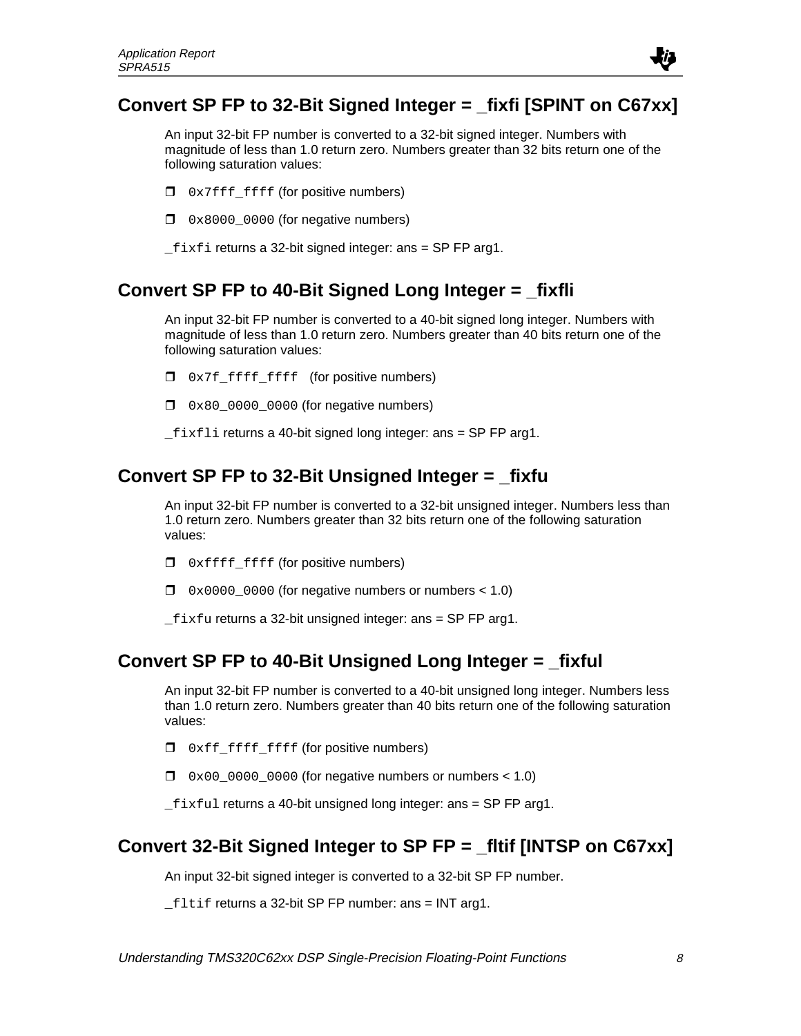## Convert SP FP to 32-Bit Signed Integer = _fixfi [SPINT on C67xx]

An input 32-bit FP number is converted to a 32-bit signed integer. Numbers with magnitude of less than 1.0 return zero. Numbers greater than 32 bits return one of the following saturation values:

- `0x7fff_ffff` (for positive numbers)
- `0x8000_0000` (for negative numbers)

`_fixfi` returns a 32-bit signed integer: ans = SP FP arg1.

## Convert SP FP to 40-Bit Signed Long Integer = _fixfli

An input 32-bit FP number is converted to a 40-bit signed long integer. Numbers with magnitude of less than 1.0 return zero. Numbers greater than 40 bits return one of the following saturation values:

- `0x7f_ffff_ffff` (for positive numbers)
- `0x80_0000_0000` (for negative numbers)

`_fixfli` returns a 40-bit signed long integer: ans = SP FP arg1.

## Convert SP FP to 32-Bit Unsigned Integer = _fixfu

An input 32-bit FP number is converted to a 32-bit unsigned integer. Numbers less than 1.0 return zero. Numbers greater than 32 bits return one of the following saturation values:

- `0xffff_ffff` (for positive numbers)
- `0x0000_0000` (for negative numbers or numbers < 1.0)

`_fixfu` returns a 32-bit unsigned integer: ans = SP FP arg1.

## Convert SP FP to 40-Bit Unsigned Long Integer = _fixful

An input 32-bit FP number is converted to a 40-bit unsigned long integer. Numbers less than 1.0 return zero. Numbers greater than 40 bits return one of the following saturation values:

- `0xff_ffff_ffff` (for positive numbers)
- `0x00_0000_0000` (for negative numbers or numbers < 1.0)

`_fixful` returns a 40-bit unsigned long integer: ans = SP FP arg1.

## Convert 32-Bit Signed Integer to SP FP = _fltif [INTSP on C67xx]

An input 32-bit signed integer is converted to a 32-bit SP FP number.

`_fltif` returns a 32-bit SP FP number: ans = INT arg1.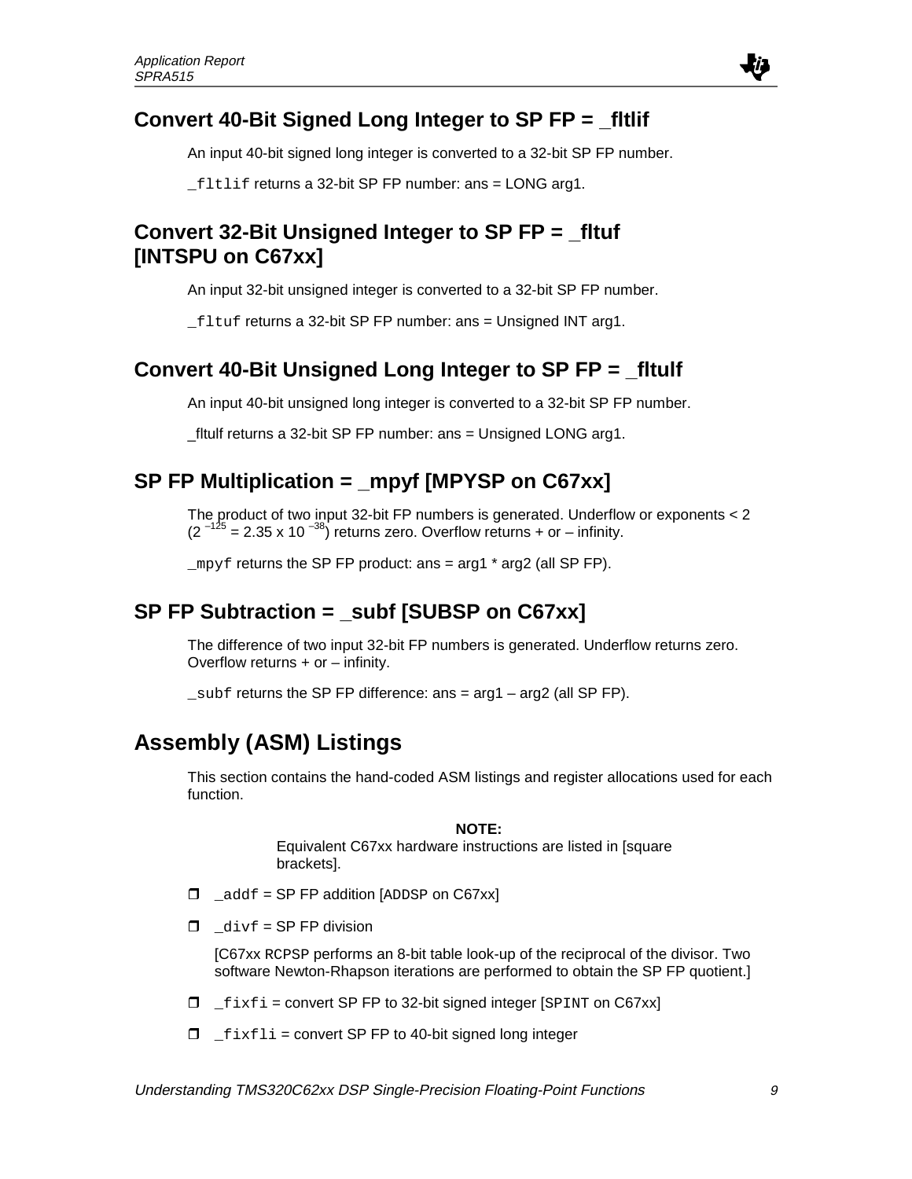## Convert 40-Bit Signed Long Integer to SP FP = _fltlif

An input 40-bit signed long integer is converted to a 32-bit SP FP number.

`_fltlif` returns a 32-bit SP FP number: ans = LONG arg1.

## Convert 32-Bit Unsigned Integer to SP FP = _fltuf [INTSPU on C67xx]

An input 32-bit unsigned integer is converted to a 32-bit SP FP number.

`_fltuf` returns a 32-bit SP FP number: ans = Unsigned INT arg1.

## Convert 40-Bit Unsigned Long Integer to SP FP = _fltulf

An input 40-bit unsigned long integer is converted to a 32-bit SP FP number.

_fltulf returns a 32-bit SP FP number: ans = Unsigned LONG arg1.

## SP FP Multiplication = _mpyf [MPYSP on C67xx]

The product of two input 32-bit FP numbers is generated. Underflow or exponents < 2 ($2^{-125} = 2.35 \times 10^{-38}$) returns zero. Overflow returns + or – infinity.

`_mpyf` returns the SP FP product: ans = arg1 * arg2 (all SP FP).

## SP FP Subtraction = _subf [SUBSP on C67xx]

The difference of two input 32-bit FP numbers is generated. Underflow returns zero. Overflow returns + or – infinity.

`_subf` returns the SP FP difference: ans = arg1 – arg2 (all SP FP).

# Assembly (ASM) Listings

This section contains the hand-coded ASM listings and register allocations used for each function.

**NOTE:**
Equivalent C67xx hardware instructions are listed in [square brackets].

- `_addf` = SP FP addition [`ADDSP` on C67xx]
- `_divf` = SP FP division

  [C67xx `RCPSP` performs an 8-bit table look-up of the reciprocal of the divisor. Two software Newton-Rhapson iterations are performed to obtain the SP FP quotient.]
- `_fixfi` = convert SP FP to 32-bit signed integer [`SPINT` on C67xx]
- `_fixfli` = convert SP FP to 40-bit signed long integer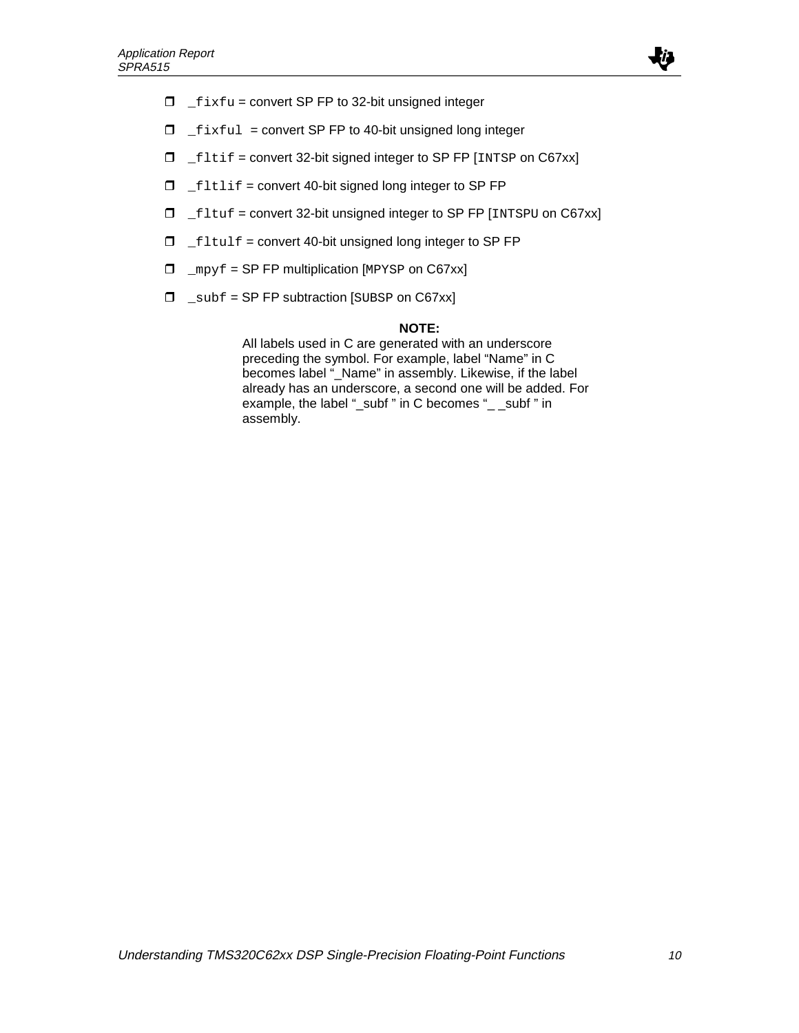- `_fixfu` = convert SP FP to 32-bit unsigned integer
- `_fixful` = convert SP FP to 40-bit unsigned long integer
- `_fltif` = convert 32-bit signed integer to SP FP [`INTSP` on C67xx]
- `_fltlif` = convert 40-bit signed long integer to SP FP
- `_fltuf` = convert 32-bit unsigned integer to SP FP [`INTSPU` on C67xx]
- `_fltulf` = convert 40-bit unsigned long integer to SP FP
- `_mpyf` = SP FP multiplication [`MPYSP` on C67xx]
- `_subf` = SP FP subtraction [`SUBSP` on C67xx]

**NOTE:**

All labels used in C are generated with an underscore preceding the symbol. For example, label "Name" in C becomes label "_Name" in assembly. Likewise, if the label already has an underscore, a second one will be added. For example, the label "_subf " in C becomes "_ _subf " in assembly.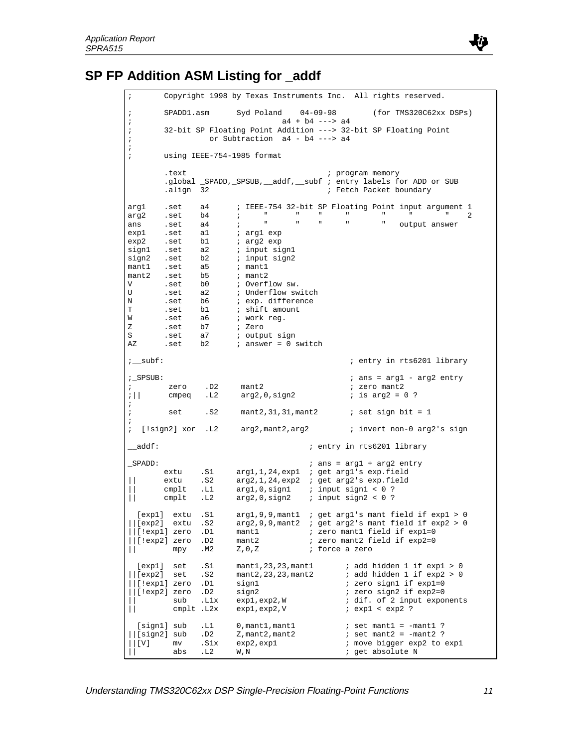## SP FP Addition ASM Listing for _addf

```
;       Copyright 1998 by Texas Instruments Inc.  All rights reserved.

;       SPADD1.asm      Syd Poland    04-09-98        (for TMS320C62xx DSPs)
;                            a4 + b4 ---> a4
;       32-bit SP Floating Point Addition ---> 32-bit SP Floating Point
;                or Subtraction  a4 - b4 ---> a4
;
;       using IEEE-754-1985 format

        .text                               ; program memory
        .global _SPADD,_SPSUB,__addf,__subf ; entry labels for ADD or SUB
        .align  32                          ; Fetch Packet boundary

arg1    .set    a4      ; IEEE-754 32-bit SP Floating Point input argument 1
arg2    .set    b4      ;     "     "    "    "       "    "     "    2
ans     .set    a4      ;     "     "    "    "       "   output answer
exp1    .set    a1      ; arg1 exp
exp2    .set    b1      ; arg2 exp
sign1   .set    a2      ; input sign1
sign2   .set    b2      ; input sign2
mant1   .set    a5      ; mant1
mant2   .set    b5      ; mant2
V       .set    b0      ; Overflow sw.
U       .set    a2      ; Underflow switch
N       .set    b6      ; exp. difference
T       .set    b1      ; shift amount
W       .set    a6      ; work reg.
Z       .set    b7      ; Zero
S       .set    a7      ; output sign
AZ      .set    b2      ; answer = 0 switch

;__subf:                                      ; entry in rts6201 library

;_SPSUB:                                      ; ans = arg1 - arg2 entry
;        zero    .D2     mant2                ; zero mant2
;||      cmpeq   .L2     arg2,0,sign2         ; is arg2 = 0 ?
;
;        set     .S2     mant2,31,31,mant2    ; set sign bit = 1
;
;  [!sign2] xor  .L2     arg2,mant2,arg2      ; invert non-0 arg2's sign

__addf:                                 ; entry in rts6201 library

_SPADD:                                 ; ans = arg1 + arg2 entry
        extu    .S1     arg1,1,24,exp1  ; get arg1's exp.field
||      extu    .S2     arg2,1,24,exp2  ; get arg2's exp.field
||      cmplt   .L1     arg1,0,sign1    ; input sign1 < 0 ?
||      cmplt   .L2     arg2,0,sign2    ; input sign2 < 0 ?

  [exp1]  extu  .S1     arg1,9,9,mant1  ; get arg1's mant field if exp1 > 0
||[exp2]  extu  .S2     arg2,9,9,mant2  ; get arg2's mant field if exp2 > 0
||[!exp1] zero  .D1     mant1           ; zero mant1 field if exp1=0
||[!exp2] zero  .D2     mant2           ; zero mant2 field if exp2=0
||        mpy   .M2     Z,0,Z           ; force a zero

  [exp1]  set   .S1     mant1,23,23,mant1      ; add hidden 1 if exp1 > 0
||[exp2]  set   .S2     mant2,23,23,mant2      ; add hidden 1 if exp2 > 0
||[!exp1] zero  .D1     sign1                  ; zero sign1 if exp1=0
||[!exp2] zero  .D2     sign2                  ; zero sign2 if exp2=0
||        sub   .L1x    exp1,exp2,W            ; dif. of 2 input exponents
||        cmplt .L2x    exp1,exp2,V            ; exp1 < exp2 ?

  [sign1] sub   .L1     0,mant1,mant1          ; set mant1 = -mant1 ?
||[sign2] sub   .D2     Z,mant2,mant2          ; set mant2 = -mant2 ?
||[V]     mv    .S1x    exp2,exp1              ; move bigger exp2 to exp1
||        abs   .L2     W,N                    ; get absolute N
```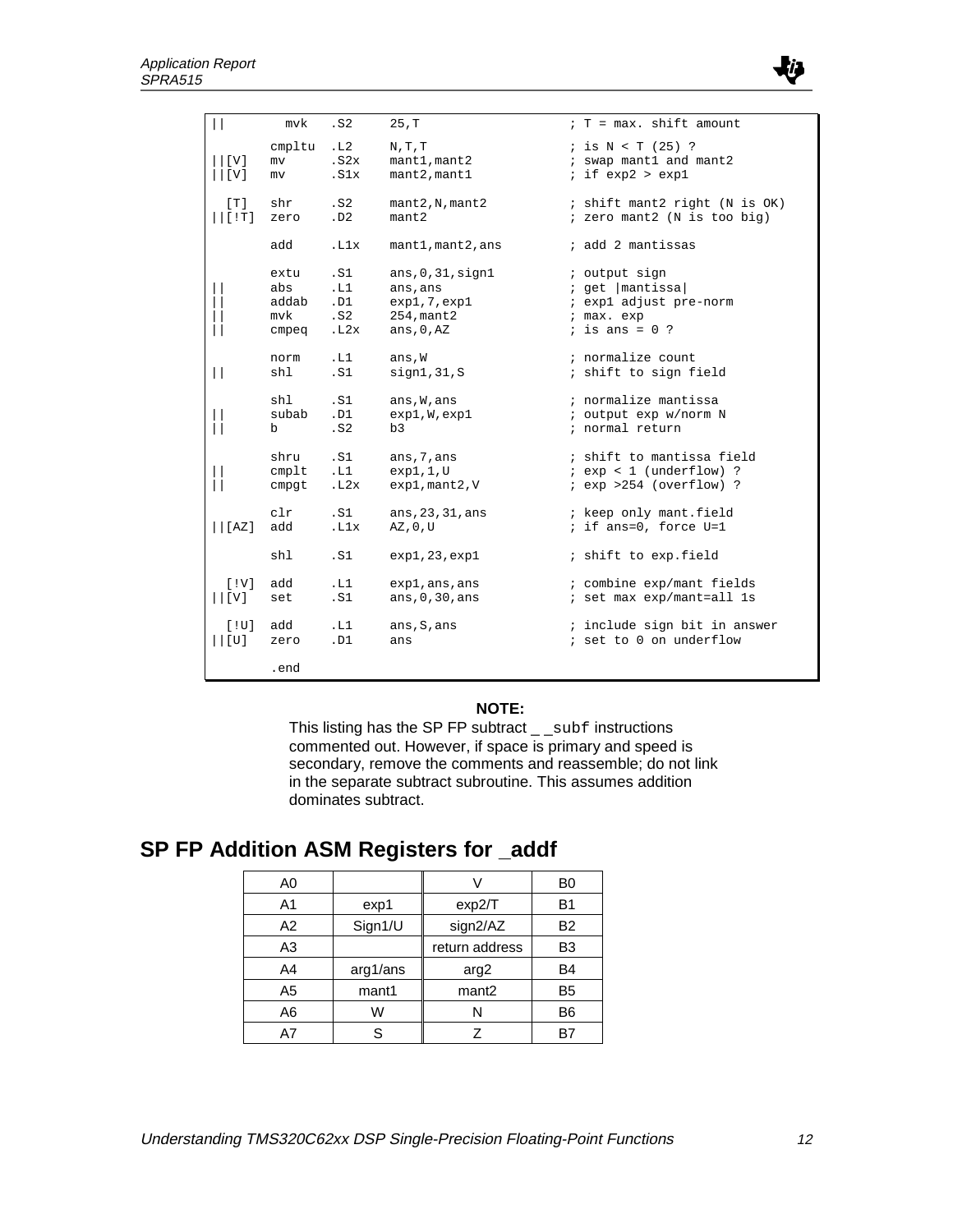```
||       mvk     .S2     25,T                    ; T = max. shift amount

         cmpltu  .L2     N,T,T                   ; is N < T (25) ?
||[V]    mv      .S2x    mant1,mant2             ; swap mant1 and mant2
||[V]    mv      .S1x    mant2,mant1             ; if exp2 > exp1

  [T]    shr     .S2     mant2,N,mant2           ; shift mant2 right (N is OK)
||[!T]   zero    .D2     mant2                   ; zero mant2 (N is too big)

         add     .L1x    mant1,mant2,ans         ; add 2 mantissas

         extu    .S1     ans,0,31,sign1          ; output sign
||       abs     .L1     ans,ans                 ; get |mantissa|
||       addab   .D1     exp1,7,exp1             ; exp1 adjust pre-norm
||       mvk     .S2     254,mant2               ; max. exp
||       cmpeq   .L2x    ans,0,AZ                ; is ans = 0 ?

         norm    .L1     ans,W                   ; normalize count
||       shl     .S1     sign1,31,S              ; shift to sign field

         shl     .S1     ans,W,ans               ; normalize mantissa
||       subab   .D1     exp1,W,exp1             ; output exp w/norm N
||       b       .S2     b3                      ; normal return

         shru    .S1     ans,7,ans               ; shift to mantissa field
||       cmplt   .L1     exp1,1,U                ; exp < 1 (underflow) ?
||       cmpgt   .L2x    exp1,mant2,V            ; exp >254 (overflow) ?

         clr     .S1     ans,23,31,ans           ; keep only mant.field
||[AZ]   add     .L1x    AZ,0,U                  ; if ans=0, force U=1

         shl     .S1     exp1,23,exp1            ; shift to exp.field

  [!V]   add     .L1     exp1,ans,ans            ; combine exp/mant fields
||[V]    set     .S1     ans,0,30,ans            ; set max exp/mant=all 1s

  [!U]   add     .L1     ans,S,ans               ; include sign bit in answer
||[U]    zero    .D1     ans                     ; set to 0 on underflow

         .end
```

**NOTE:**

This listing has the SP FP subtract __subf instructions commented out. However, if space is primary and speed is secondary, remove the comments and reassemble; do not link in the separate subtract subroutine. This assumes addition dominates subtract.

## SP FP Addition ASM Registers for _addf

| A0 | | V | B0 |
|---|---|---|---|
| A1 | exp1 | exp2/T | B1 |
| A2 | Sign1/U | sign2/AZ | B2 |
| A3 | | return address | B3 |
| A4 | arg1/ans | arg2 | B4 |
| A5 | mant1 | mant2 | B5 |
| A6 | W | N | B6 |
| A7 | S | Z | B7 |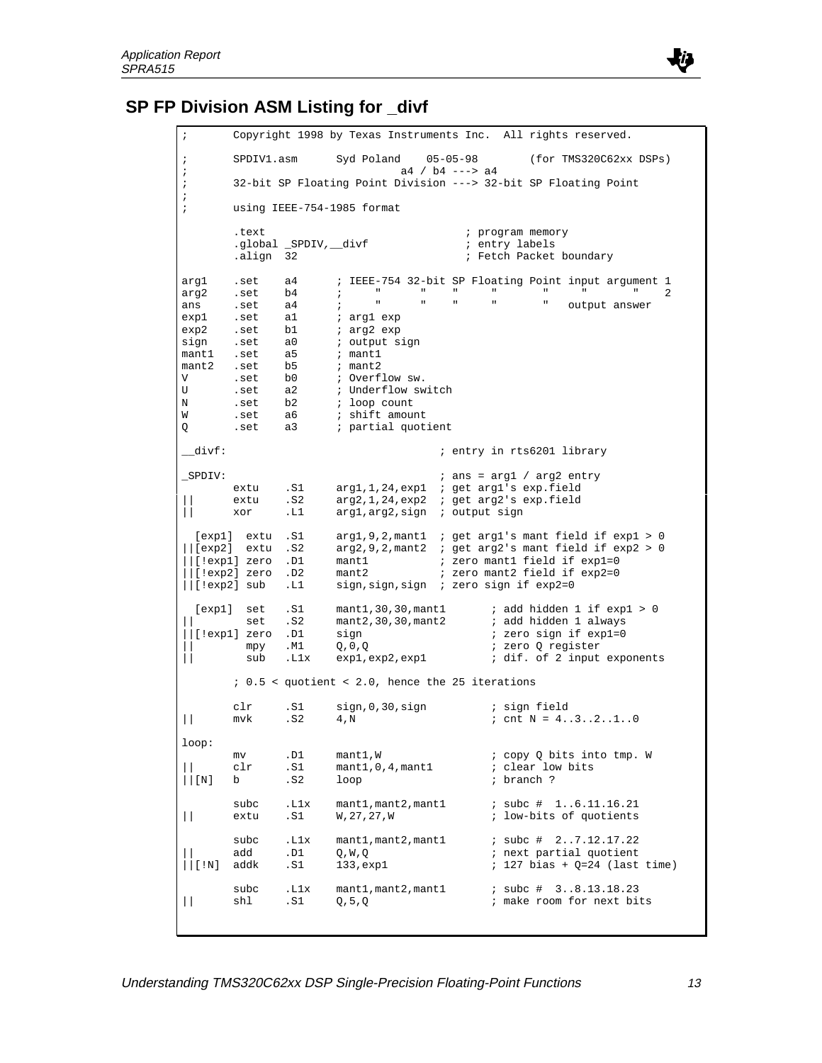## SP FP Division ASM Listing for _divf

```
;       Copyright 1998 by Texas Instruments Inc.  All rights reserved.

;       SPDIV1.asm      Syd Poland    05-05-98        (for TMS320C62xx DSPs)
;                                a4 / b4 ---> a4
;       32-bit SP Floating Point Division ---> 32-bit SP Floating Point
;
;       using IEEE-754-1985 format

        .text                                  ; program memory
        .global _SPDIV,__divf                  ; entry labels
        .align  32                             ; Fetch Packet boundary

arg1    .set    a4      ; IEEE-754 32-bit SP Floating Point input argument 1
arg2    .set    b4      ;     "      "    "     "       "     "        "    2
ans     .set    a4      ;     "      "    "     "       "   output answer
exp1    .set    a1      ; arg1 exp
exp2    .set    b1      ; arg2 exp
sign    .set    a0      ; output sign
mant1   .set    a5      ; mant1
mant2   .set    b5      ; mant2
V       .set    b0      ; Overflow sw.
U       .set    a2      ; Underflow switch
N       .set    b2      ; loop count
W       .set    a6      ; shift amount
Q       .set    a3      ; partial quotient

__divf:                                 ; entry in rts6201 library

_SPDIV:                                 ; ans = arg1 / arg2 entry
        extu    .S1     arg1,1,24,exp1  ; get arg1's exp.field
||      extu    .S2     arg2,1,24,exp2  ; get arg2's exp.field
||      xor     .L1     arg1,arg2,sign  ; output sign

  [exp1]  extu  .S1     arg1,9,2,mant1  ; get arg1's mant field if exp1 > 0
||[exp2]  extu  .S2     arg2,9,2,mant2  ; get arg2's mant field if exp2 > 0
||[!exp1] zero  .D1     mant1           ; zero mant1 field if exp1=0
||[!exp2] zero  .D2     mant2           ; zero mant2 field if exp2=0
||[!exp2] sub   .L1     sign,sign,sign  ; zero sign if exp2=0

  [exp1]  set   .S1     mant1,30,30,mant1       ; add hidden 1 if exp1 > 0
||        set   .S2     mant2,30,30,mant2       ; add hidden 1 always
||[!exp1] zero  .D1     sign                    ; zero sign if exp1=0
||        mpy   .M1     Q,0,Q                   ; zero Q register
||        sub   .L1x    exp1,exp2,exp1          ; dif. of 2 input exponents

        ; 0.5 < quotient < 2.0, hence the 25 iterations

        clr     .S1     sign,0,30,sign          ; sign field
||      mvk     .S2     4,N                     ; cnt N = 4..3..2..1..0

loop:
        mv      .D1     mant1,W                 ; copy Q bits into tmp. W
||      clr     .S1     mant1,0,4,mant1         ; clear low bits
||[N]   b       .S2     loop                    ; branch ?

        subc    .L1x    mant1,mant2,mant1       ; subc #  1..6.11.16.21
||      extu    .S1     W,27,27,W               ; low-bits of quotients

        subc    .L1x    mant1,mant2,mant1       ; subc #  2..7.12.17.22
||      add     .D1     Q,W,Q                   ; next partial quotient
||[!N]  addk    .S1     133,exp1                ; 127 bias + Q=24 (last time)

        subc    .L1x    mant1,mant2,mant1       ; subc #  3..8.13.18.23
||      shl     .S1     Q,5,Q                   ; make room for next bits
```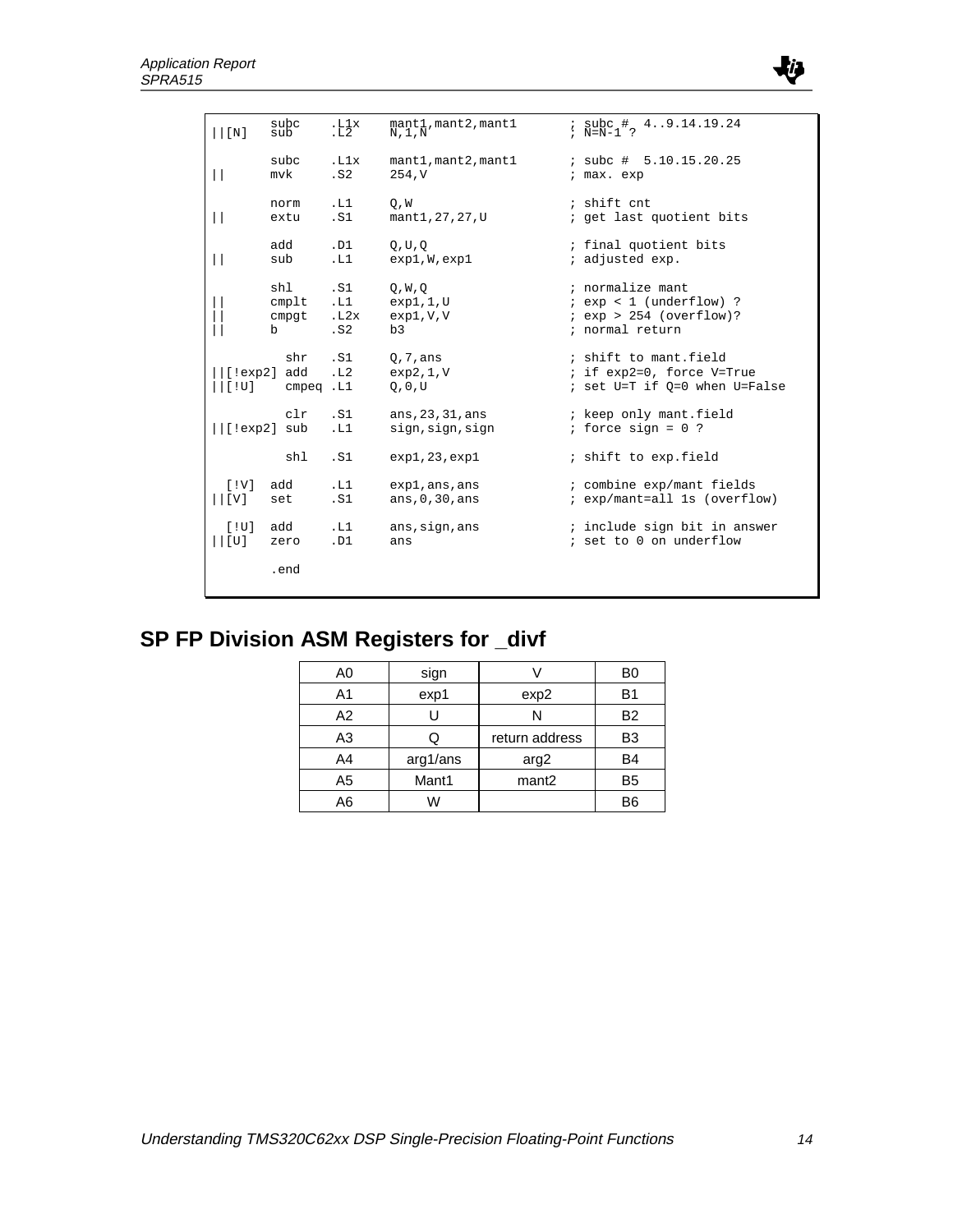```
        subc    .L1x    mant1,mant2,mant1       ; subc #  4..9.14.19.24
||[N]   sub     .L2     N,1,N                   ; N=N-1 ?

        subc    .L1x    mant1,mant2,mant1       ; subc #  5.10.15.20.25
||      mvk     .S2     254,V                   ; max. exp

        norm    .L1     Q,W                     ; shift cnt
||      extu    .S1     mant1,27,27,U           ; get last quotient bits

        add     .D1     Q,U,Q                   ; final quotient bits
||      sub     .L1     exp1,W,exp1             ; adjusted exp.

        shl     .S1     Q,W,Q                   ; normalize mant
||      cmplt   .L1     exp1,1,U                ; exp < 1 (underflow) ?
||      cmpgt   .L2x    exp1,V,V                ; exp > 254 (overflow)?
||      b       .S2     b3                      ; normal return

          shr   .S1     Q,7,ans                 ; shift to mant.field
||[!exp2] add   .L2     exp2,1,V                ; if exp2=0, force V=True
||[!U]    cmpeq .L1     Q,0,U                   ; set U=T if Q=0 when U=False

          clr   .S1     ans,23,31,ans           ; keep only mant.field
||[!exp2] sub   .L1     sign,sign,sign          ; force sign = 0 ?

          shl   .S1     exp1,23,exp1            ; shift to exp.field

  [!V]  add     .L1     exp1,ans,ans            ; combine exp/mant fields
||[V]   set     .S1     ans,0,30,ans            ; exp/mant=all 1s (overflow)

  [!U]  add     .L1     ans,sign,ans            ; include sign bit in answer
||[U]   zero    .D1     ans                     ; set to 0 on underflow

        .end
```

## SP FP Division ASM Registers for _divf

| A0 | sign | V | B0 |
|---|---|---|---|
| A1 | exp1 | exp2 | B1 |
| A2 | U | N | B2 |
| A3 | Q | return address | B3 |
| A4 | arg1/ans | arg2 | B4 |
| A5 | Mant1 | mant2 | B5 |
| A6 | W | | B6 |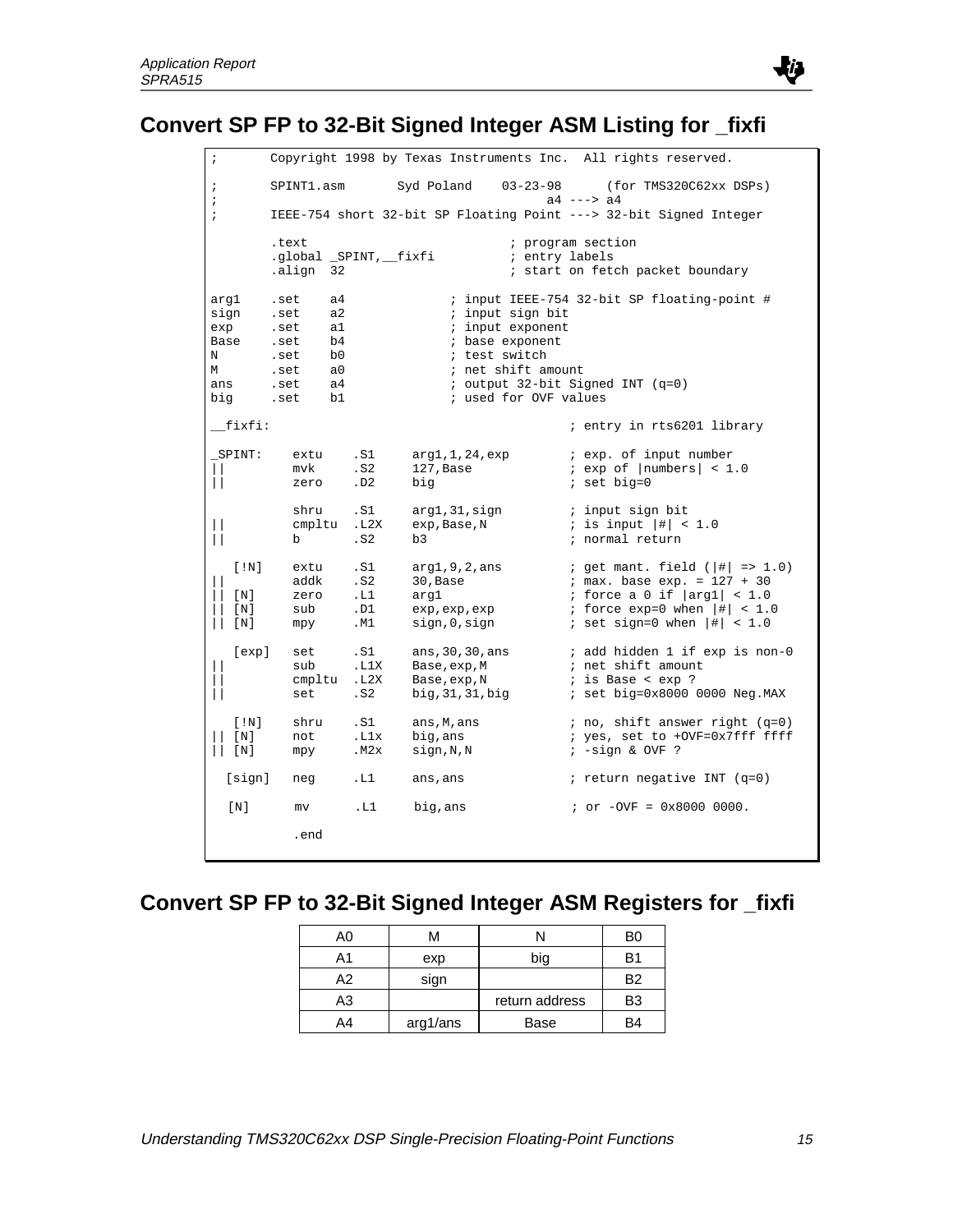## Convert SP FP to 32-Bit Signed Integer ASM Listing for _fixfi

```
;       Copyright 1998 by Texas Instruments Inc.  All rights reserved.

;       SPINT1.asm      Syd Poland    03-23-98      (for TMS320C62xx DSPs)
;                                           a4 ---> a4
;       IEEE-754 short 32-bit SP Floating Point ---> 32-bit Signed Integer

        .text                           ; program section
        .global _SPINT,__fixfi          ; entry labels
        .align  32                      ; start on fetch packet boundary

arg1    .set    a4              ; input IEEE-754 32-bit SP floating-point #
sign    .set    a2              ; input sign bit
exp     .set    a1              ; input exponent
Base    .set    b4              ; base exponent
N       .set    b0              ; test switch
M       .set    a0              ; net shift amount
ans     .set    a4              ; output 32-bit Signed INT (q=0)
big     .set    b1              ; used for OVF values

__fixfi:                                        ; entry in rts6201 library

_SPINT:    extu    .S1     arg1,1,24,exp        ; exp. of input number
||         mvk     .S2     127,Base             ; exp of |numbers| < 1.0
||         zero    .D2     big                  ; set big=0

           shru    .S1     arg1,31,sign         ; input sign bit
||         cmpltu  .L2X    exp,Base,N           ; is input |#| < 1.0
||         b       .S2     b3                   ; normal return

   [!N]    extu    .S1     arg1,9,2,ans         ; get mant. field (|#| => 1.0)
||         addk    .S2     30,Base              ; max. base exp. = 127 + 30
|| [N]     zero    .L1     arg1                 ; force a 0 if |arg1| < 1.0
|| [N]     sub     .D1     exp,exp,exp          ; force exp=0 when |#| < 1.0
|| [N]     mpy     .M1     sign,0,sign          ; set sign=0 when |#| < 1.0

   [exp]   set     .S1     ans,30,30,ans        ; add hidden 1 if exp is non-0
||         sub     .L1X    Base,exp,M           ; net shift amount
||         cmpltu  .L2X    Base,exp,N           ; is Base < exp ?
||         set     .S2     big,31,31,big        ; set big=0x8000 0000 Neg.MAX

   [!N]    shru    .S1     ans,M,ans            ; no, shift answer right (q=0)
|| [N]     not     .L1x    big,ans              ; yes, set to +OVF=0x7fff ffff
|| [N]     mpy     .M2x    sign,N,N             ; -sign & OVF ?

  [sign]   neg     .L1     ans,ans              ; return negative INT (q=0)

  [N]      mv      .L1     big,ans              ; or -OVF = 0x8000 0000.

           .end
```

## Convert SP FP to 32-Bit Signed Integer ASM Registers for _fixfi

| A0 | M | N | B0 |
|---|---|---|---|
| A1 | exp | big | B1 |
| A2 | sign | | B2 |
| A3 | | return address | B3 |
| A4 | arg1/ans | Base | B4 |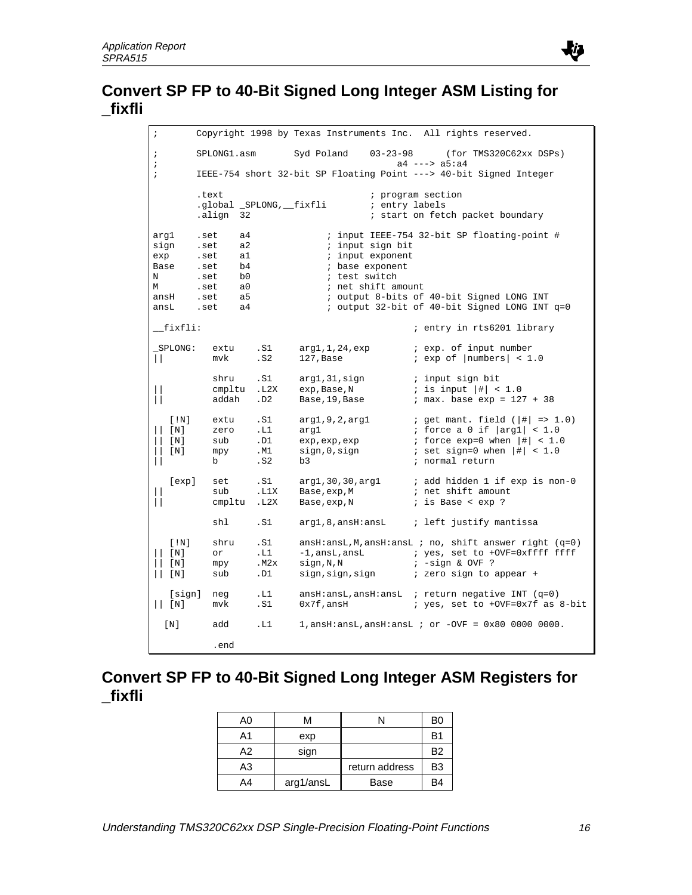## Convert SP FP to 40-Bit Signed Long Integer ASM Listing for _fixfli

```
;       Copyright 1998 by Texas Instruments Inc.  All rights reserved.

;       SPLONG1.asm       Syd Poland    03-23-98      (for TMS320C62xx DSPs)
;                                              a4 ---> a5:a4
;       IEEE-754 short 32-bit SP Floating Point ---> 40-bit Signed Integer

        .text                           ; program section
        .global _SPLONG,__fixfli        ; entry labels
        .align  32                      ; start on fetch packet boundary

arg1    .set    a4              ; input IEEE-754 32-bit SP floating-point #
sign    .set    a2              ; input sign bit
exp     .set    a1              ; input exponent
Base    .set    b4              ; base exponent
N       .set    b0              ; test switch
M       .set    a0              ; net shift amount
ansH    .set    a5              ; output 8-bits of 40-bit Signed LONG INT
ansL    .set    a4              ; output 32-bit of 40-bit Signed LONG INT q=0

__fixfli:                                       ; entry in rts6201 library

_SPLONG:   extu    .S1     arg1,1,24,exp        ; exp. of input number
||         mvk     .S2     127,Base             ; exp of |numbers| < 1.0

           shru    .S1     arg1,31,sign         ; input sign bit
||         cmpltu  .L2X    exp,Base,N           ; is input |#| < 1.0
||         addah   .D2     Base,19,Base         ; max. base exp = 127 + 38

   [!N]    extu    .S1     arg1,9,2,arg1        ; get mant. field (|#| => 1.0)
|| [N]     zero    .L1     arg1                 ; force a 0 if |arg1| < 1.0
|| [N]     sub     .D1     exp,exp,exp          ; force exp=0 when |#| < 1.0
|| [N]     mpy     .M1     sign,0,sign          ; set sign=0 when |#| < 1.0
||         b       .S2     b3                   ; normal return

   [exp]   set     .S1     arg1,30,30,arg1      ; add hidden 1 if exp is non-0
||         sub     .L1X    Base,exp,M           ; net shift amount
||         cmpltu  .L2X    Base,exp,N           ; is Base < exp ?

           shl     .S1     arg1,8,ansH:ansL     ; left justify mantissa

   [!N]    shru    .S1     ansH:ansL,M,ansH:ansL ; no, shift answer right (q=0)
|| [N]     or      .L1     -1,ansL,ansL         ; yes, set to +OVF=0xffff ffff
|| [N]     mpy     .M2x    sign,N,N             ; -sign & OVF ?
|| [N]     sub     .D1     sign,sign,sign       ; zero sign to appear +

   [sign]  neg     .L1     ansH:ansL,ansH:ansL  ; return negative INT (q=0)
|| [N]     mvk     .S1     0x7f,ansH            ; yes, set to +OVF=0x7f as 8-bit

  [N]      add     .L1     1,ansH:ansL,ansH:ansL ; or -OVF = 0x80 0000 0000.

           .end
```

## Convert SP FP to 40-Bit Signed Long Integer ASM Registers for _fixfli

| A0 | M | N | B0 |
|---|---|---|---|
| A1 | exp | | B1 |
| A2 | sign | | B2 |
| A3 | | return address | B3 |
| A4 | arg1/ansL | Base | B4 |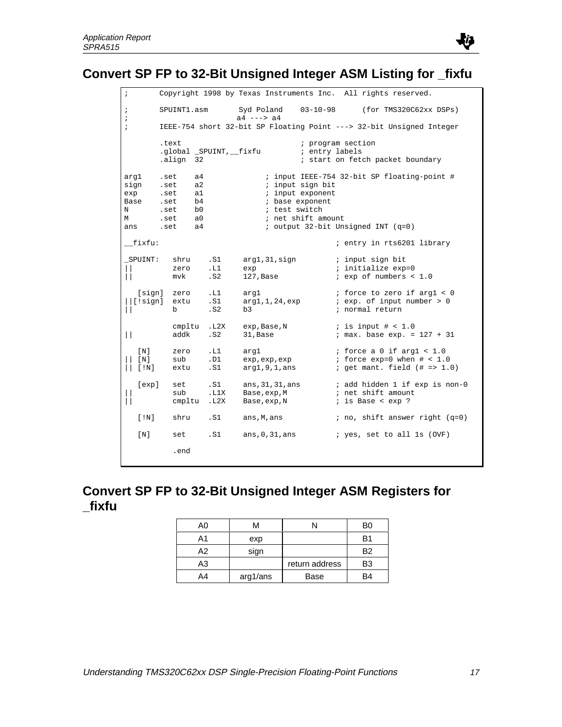## Convert SP FP to 32-Bit Unsigned Integer ASM Listing for _fixfu

```
;       Copyright 1998 by Texas Instruments Inc.  All rights reserved.

;       SPUINT1.asm       Syd Poland    03-10-98      (for TMS320C62xx DSPs)
;                        a4 ---> a4
;       IEEE-754 short 32-bit SP Floating Point ---> 32-bit Unsigned Integer

        .text                            ; program section
        .global _SPUINT,__fixfu          ; entry labels
        .align  32                       ; start on fetch packet boundary

arg1    .set    a4              ; input IEEE-754 32-bit SP floating-point #
sign    .set    a2              ; input sign bit
exp     .set    a1              ; input exponent
Base    .set    b4              ; base exponent
N       .set    b0              ; test switch
M       .set    a0              ; net shift amount
ans     .set    a4              ; output 32-bit Unsigned INT (q=0)

__fixfu:                                          ; entry in rts6201 library

_SPUINT:   shru    .S1     arg1,31,sign         ; input sign bit
||         zero    .L1     exp                  ; initialize exp=0
||         mvk     .S2     127,Base             ; exp of numbers < 1.0

   [sign]  zero    .L1     arg1                 ; force to zero if arg1 < 0
||[!sign]  extu    .S1     arg1,1,24,exp        ; exp. of input number > 0
||         b       .S2     b3                   ; normal return

           cmpltu  .L2X    exp,Base,N           ; is input # < 1.0
||         addk    .S2     31,Base              ; max. base exp. = 127 + 31

   [N]     zero    .L1     arg1                 ; force a 0 if arg1 < 1.0
|| [N]     sub     .D1     exp,exp,exp          ; force exp=0 when # < 1.0
|| [!N]    extu    .S1     arg1,9,1,ans         ; get mant. field (# => 1.0)

   [exp]   set     .S1     ans,31,31,ans        ; add hidden 1 if exp is non-0
||         sub     .L1X    Base,exp,M           ; net shift amount
||         cmpltu  .L2X    Base,exp,N           ; is Base < exp ?

   [!N]    shru    .S1     ans,M,ans            ; no, shift answer right (q=0)

   [N]     set     .S1     ans,0,31,ans         ; yes, set to all 1s (OVF)

           .end
```

## Convert SP FP to 32-Bit Unsigned Integer ASM Registers for _fixfu

| A0 | M | N | B0 |
|---|---|---|---|
| A1 | exp | | B1 |
| A2 | sign | | B2 |
| A3 | | return address | B3 |
| A4 | arg1/ans | Base | B4 |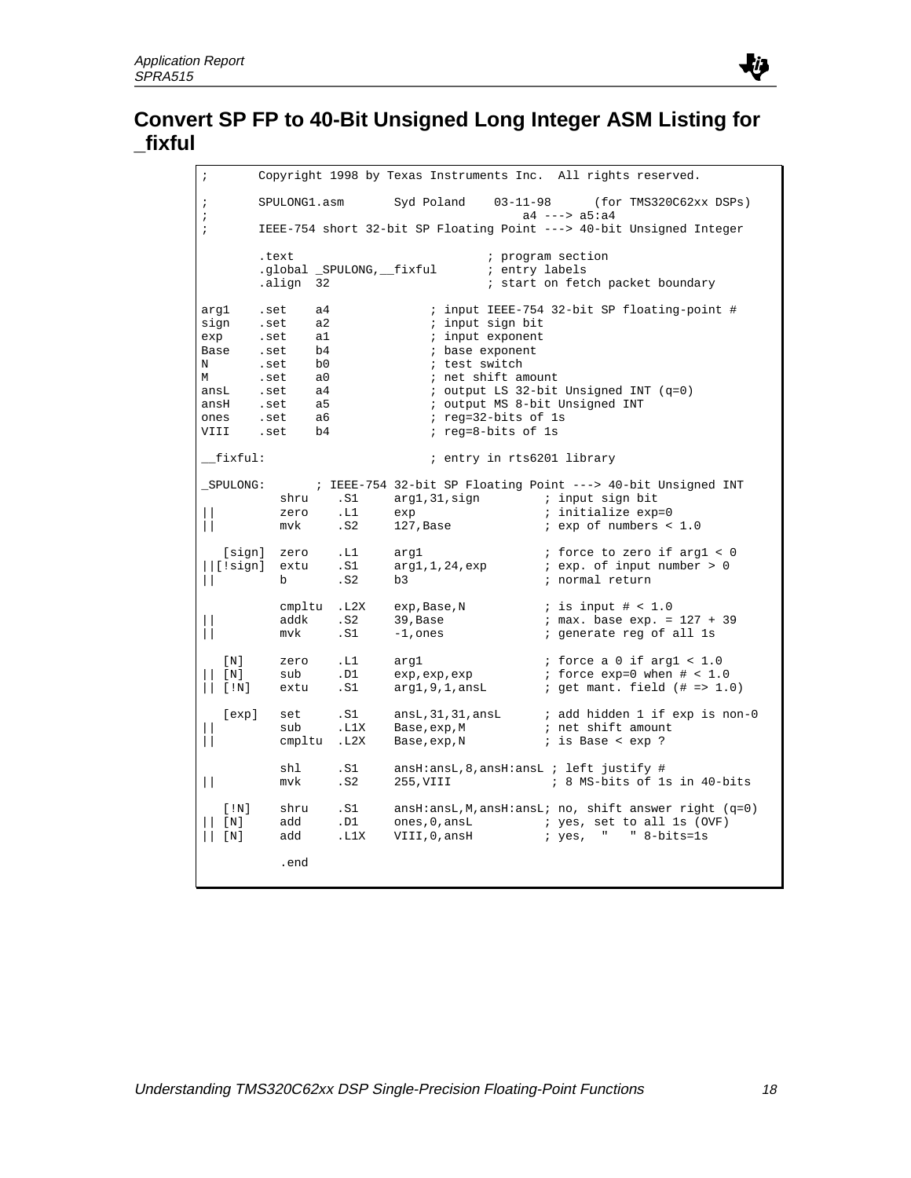## Convert SP FP to 40-Bit Unsigned Long Integer ASM Listing for _fixful

```
;       Copyright 1998 by Texas Instruments Inc.  All rights reserved.

;       SPULONG1.asm       Syd Poland    03-11-98      (for TMS320C62xx DSPs)
;                                             a4 ---> a5:a4
;       IEEE-754 short 32-bit SP Floating Point ---> 40-bit Unsigned Integer

        .text                           ; program section
        .global _SPULONG,__fixful       ; entry labels
        .align  32                      ; start on fetch packet boundary

arg1    .set    a4              ; input IEEE-754 32-bit SP floating-point #
sign    .set    a2              ; input sign bit
exp     .set    a1              ; input exponent
Base    .set    b4              ; base exponent
N       .set    b0              ; test switch
M       .set    a0              ; net shift amount
ansL    .set    a4              ; output LS 32-bit Unsigned INT (q=0)
ansH    .set    a5              ; output MS 8-bit Unsigned INT
ones    .set    a6              ; reg=32-bits of 1s
VIII    .set    b4              ; reg=8-bits of 1s

__fixful:                       ; entry in rts6201 library

_SPULONG:       ; IEEE-754 32-bit SP Floating Point ---> 40-bit Unsigned INT
           shru    .S1     arg1,31,sign         ; input sign bit
||         zero    .L1     exp                  ; initialize exp=0
||         mvk     .S2     127,Base             ; exp of numbers < 1.0

   [sign]  zero    .L1     arg1                 ; force to zero if arg1 < 0
||[!sign]  extu    .S1     arg1,1,24,exp        ; exp. of input number > 0
||         b       .S2     b3                   ; normal return

           cmpltu  .L2X    exp,Base,N           ; is input # < 1.0
||         addk    .S2     39,Base              ; max. base exp. = 127 + 39
||         mvk     .S1     -1,ones              ; generate reg of all 1s

   [N]     zero    .L1     arg1                 ; force a 0 if arg1 < 1.0
|| [N]     sub     .D1     exp,exp,exp          ; force exp=0 when # < 1.0
|| [!N]    extu    .S1     arg1,9,1,ansL        ; get mant. field (# => 1.0)

   [exp]   set     .S1     ansL,31,31,ansL      ; add hidden 1 if exp is non-0
||         sub     .L1X    Base,exp,M           ; net shift amount
||         cmpltu  .L2X    Base,exp,N           ; is Base < exp ?

           shl     .S1     ansH:ansL,8,ansH:ansL ; left justify #
||         mvk     .S2     255,VIII              ; 8 MS-bits of 1s in 40-bits

   [!N]    shru    .S1     ansH:ansL,M,ansH:ansL; no, shift answer right (q=0)
|| [N]     add     .D1     ones,0,ansL          ; yes, set to all 1s (OVF)
|| [N]     add     .L1X    VIII,0,ansH          ; yes,  "   " 8-bits=1s

           .end
```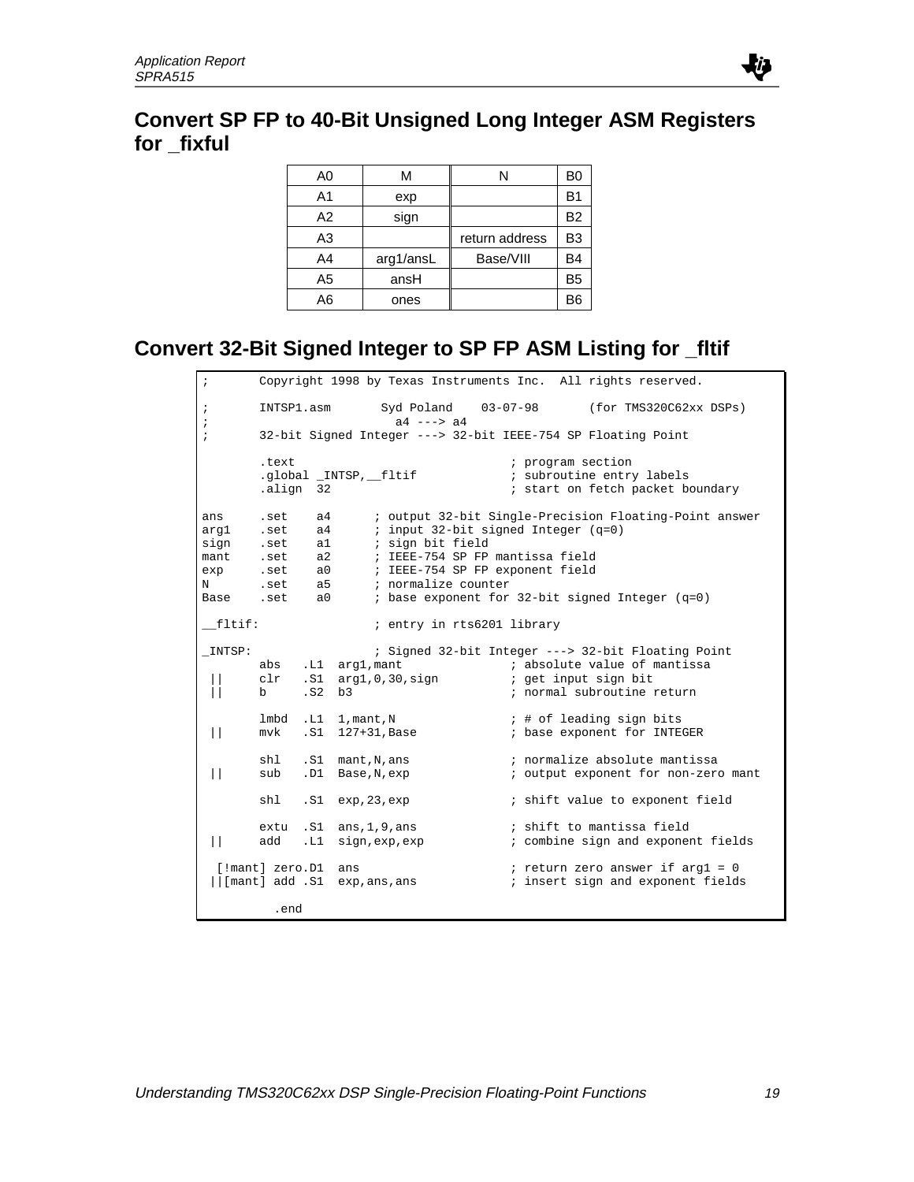## Convert SP FP to 40-Bit Unsigned Long Integer ASM Registers for _fixful

| A0 | M | N | B0 |
|---|---|---|---|
| A1 | exp | | B1 |
| A2 | sign | | B2 |
| A3 | | return address | B3 |
| A4 | arg1/ansL | Base/VIII | B4 |
| A5 | ansH | | B5 |
| A6 | ones | | B6 |

## Convert 32-Bit Signed Integer to SP FP ASM Listing for _fltif

```
;       Copyright 1998 by Texas Instruments Inc.  All rights reserved.

;       INTSP1.asm       Syd Poland    03-07-98       (for TMS320C62xx DSPs)
;                          a4 ---> a4
;       32-bit Signed Integer ---> 32-bit IEEE-754 SP Floating Point

        .text                              ; program section
        .global _INTSP,__fltif             ; subroutine entry labels
        .align  32                         ; start on fetch packet boundary

ans     .set    a4      ; output 32-bit Single-Precision Floating-Point answer
arg1    .set    a4      ; input 32-bit signed Integer (q=0)
sign    .set    a1      ; sign bit field
mant    .set    a2      ; IEEE-754 SP FP mantissa field
exp     .set    a0      ; IEEE-754 SP FP exponent field
N       .set    a5      ; normalize counter
Base    .set    a0      ; base exponent for 32-bit signed Integer (q=0)

__fltif:                ; entry in rts6201 library

_INTSP:                 ; Signed 32-bit Integer ---> 32-bit Floating Point
        abs   .L1  arg1,mant               ; absolute value of mantissa
 ||     clr   .S1  arg1,0,30,sign          ; get input sign bit
 ||     b     .S2  b3                      ; normal subroutine return

        lmbd  .L1  1,mant,N                ; # of leading sign bits
 ||     mvk   .S1  127+31,Base             ; base exponent for INTEGER

        shl   .S1  mant,N,ans              ; normalize absolute mantissa
 ||     sub   .D1  Base,N,exp              ; output exponent for non-zero mant

        shl   .S1  exp,23,exp              ; shift value to exponent field

        extu  .S1  ans,1,9,ans             ; shift to mantissa field
 ||     add   .L1  sign,exp,exp            ; combine sign and exponent fields

  [!mant] zero.D1  ans                     ; return zero answer if arg1 = 0
 ||[mant] add .S1  exp,ans,ans             ; insert sign and exponent fields

          .end
```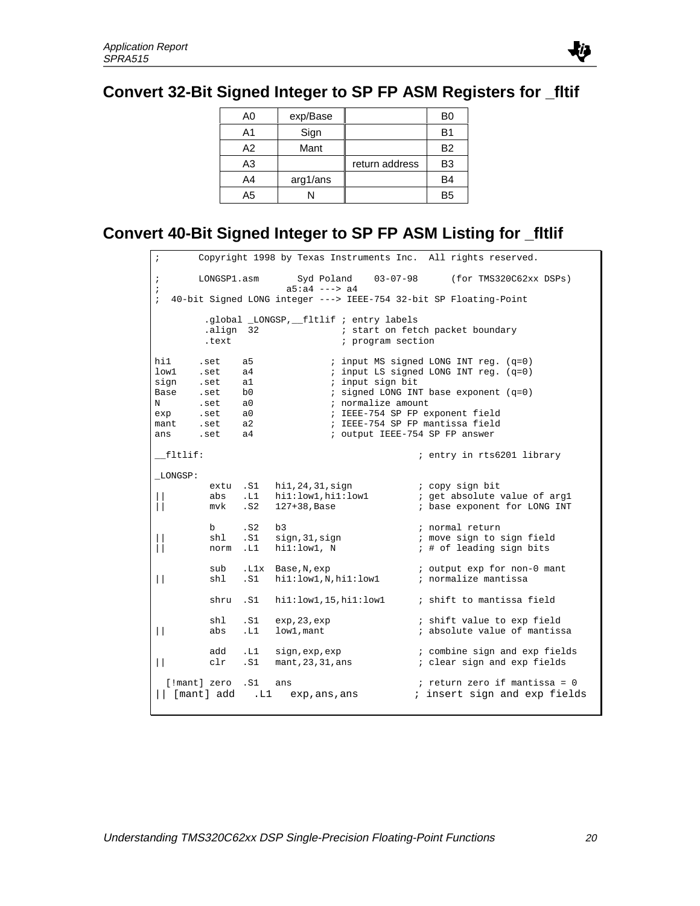## Convert 32-Bit Signed Integer to SP FP ASM Registers for _fltif

| | | | |
|---|---|---|---|
| A0 | exp/Base | | B0 |
| A1 | Sign | | B1 |
| A2 | Mant | | B2 |
| A3 | | return address | B3 |
| A4 | arg1/ans | | B4 |
| A5 | N | | B5 |

## Convert 40-Bit Signed Integer to SP FP ASM Listing for _fltlif

```
;       Copyright 1998 by Texas Instruments Inc.  All rights reserved.

;       LONGSP1.asm       Syd Poland    03-07-98      (for TMS320C62xx DSPs)
;                       a5:a4 ---> a4
;  40-bit Signed LONG integer ---> IEEE-754 32-bit SP Floating-Point

         .global _LONGSP,__fltlif ; entry labels
         .align  32               ; start on fetch packet boundary
         .text                    ; program section

hi1     .set    a5              ; input MS signed LONG INT reg. (q=0)
low1    .set    a4              ; input LS signed LONG INT reg. (q=0)
sign    .set    a1              ; input sign bit
Base    .set    b0              ; signed LONG INT base exponent (q=0)
N       .set    a0              ; normalize amount
exp     .set    a0              ; IEEE-754 SP FP exponent field
mant    .set    a2              ; IEEE-754 SP FP mantissa field
ans     .set    a4              ; output IEEE-754 SP FP answer

__fltlif:                                       ; entry in rts6201 library

_LONGSP:
          extu  .S1   hi1,24,31,sign            ; copy sign bit
||        abs   .L1   hi1:low1,hi1:low1         ; get absolute value of arg1
||        mvk   .S2   127+38,Base               ; base exponent for LONG INT

          b     .S2   b3                        ; normal return
||        shl   .S1   sign,31,sign              ; move sign to sign field
||        norm  .L1   hi1:low1, N               ; # of leading sign bits

          sub   .L1x  Base,N,exp                ; output exp for non-0 mant
||        shl   .S1   hi1:low1,N,hi1:low1       ; normalize mantissa

          shru  .S1   hi1:low1,15,hi1:low1      ; shift to mantissa field

          shl   .S1   exp,23,exp                ; shift value to exp field
||        abs   .L1   low1,mant                 ; absolute value of mantissa

          add   .L1   sign,exp,exp              ; combine sign and exp fields
||        clr   .S1   mant,23,31,ans            ; clear sign and exp fields

  [!mant] zero  .S1   ans                       ; return zero if mantissa = 0
|| [mant] add   .L1   exp,ans,ans               ; insert sign and exp fields
```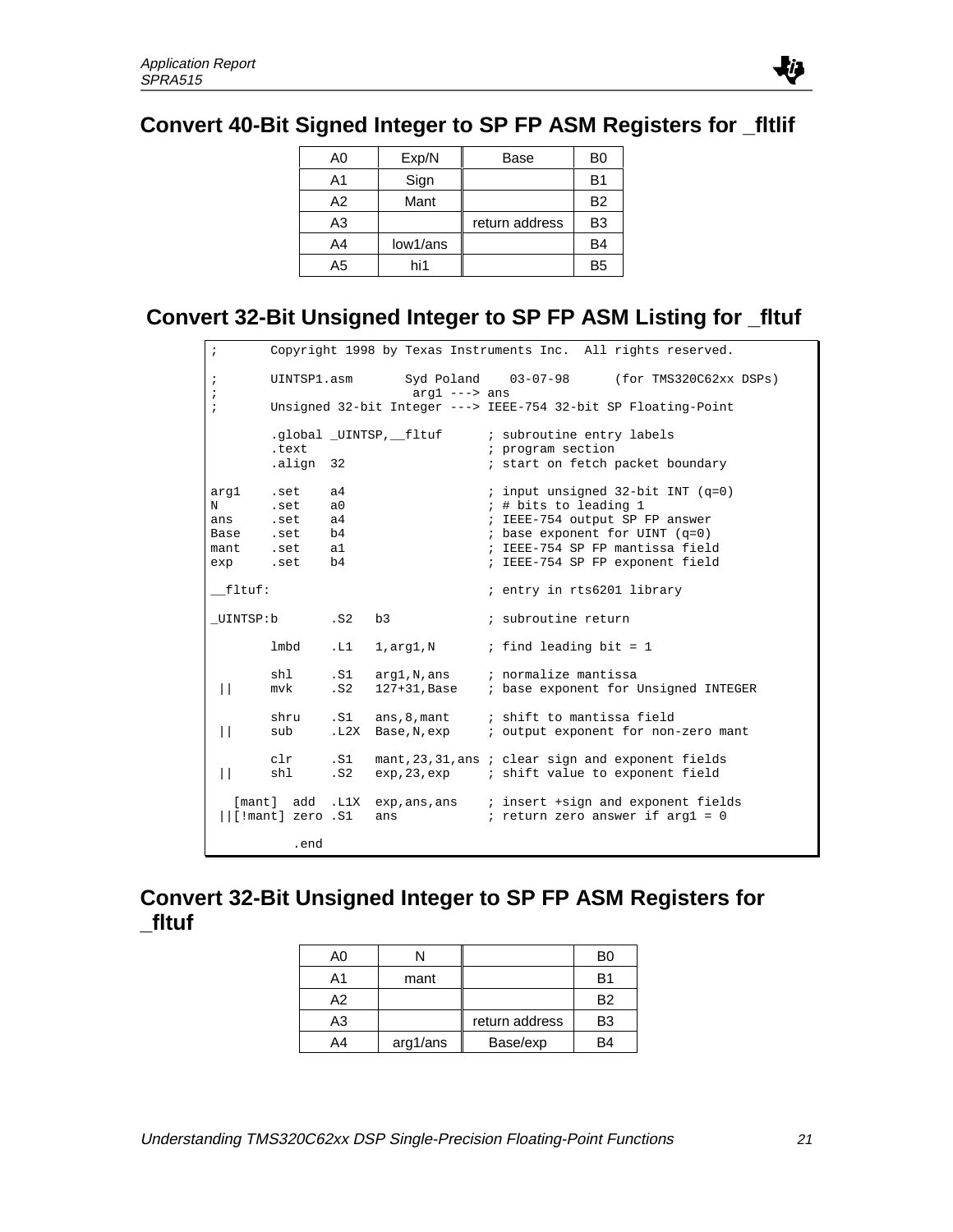## Convert 40-Bit Signed Integer to SP FP ASM Registers for _fltlif

| | | | |
|---|---|---|---|
| A0 | Exp/N | Base | B0 |
| A1 | Sign | | B1 |
| A2 | Mant | | B2 |
| A3 | | return address | B3 |
| A4 | low1/ans | | B4 |
| A5 | hi1 | | B5 |

## Convert 32-Bit Unsigned Integer to SP FP ASM Listing for _fltuf

```
;       Copyright 1998 by Texas Instruments Inc.  All rights reserved.

;       UINTSP1.asm       Syd Poland    03-07-98      (for TMS320C62xx DSPs)
;                          arg1 ---> ans
;       Unsigned 32-bit Integer ---> IEEE-754 32-bit SP Floating-Point

        .global _UINTSP,__fltuf      ; subroutine entry labels
        .text                        ; program section
        .align  32                   ; start on fetch packet boundary

arg1    .set    a4                   ; input unsigned 32-bit INT (q=0)
N       .set    a0                   ; # bits to leading 1
ans     .set    a4                   ; IEEE-754 output SP FP answer
Base    .set    b4                   ; base exponent for UINT (q=0)
mant    .set    a1                   ; IEEE-754 SP FP mantissa field
exp     .set    b4                   ; IEEE-754 SP FP exponent field

__fltuf:                             ; entry in rts6201 library

_UINTSP:b       .S2   b3             ; subroutine return

        lmbd    .L1   1,arg1,N       ; find leading bit = 1

        shl     .S1   arg1,N,ans     ; normalize mantissa
 ||     mvk     .S2   127+31,Base    ; base exponent for Unsigned INTEGER

        shru    .S1   ans,8,mant     ; shift to mantissa field
 ||     sub     .L2X  Base,N,exp     ; output exponent for non-zero mant

        clr     .S1   mant,23,31,ans ; clear sign and exponent fields
 ||     shl     .S2   exp,23,exp     ; shift value to exponent field

   [mant]  add  .L1X  exp,ans,ans    ; insert +sign and exponent fields
 ||[!mant] zero .S1   ans            ; return zero answer if arg1 = 0

           .end
```

## Convert 32-Bit Unsigned Integer to SP FP ASM Registers for _fltuf

| | | | |
|---|---|---|---|
| A0 | N | | B0 |
| A1 | mant | | B1 |
| A2 | | | B2 |
| A3 | | return address | B3 |
| A4 | arg1/ans | Base/exp | B4 |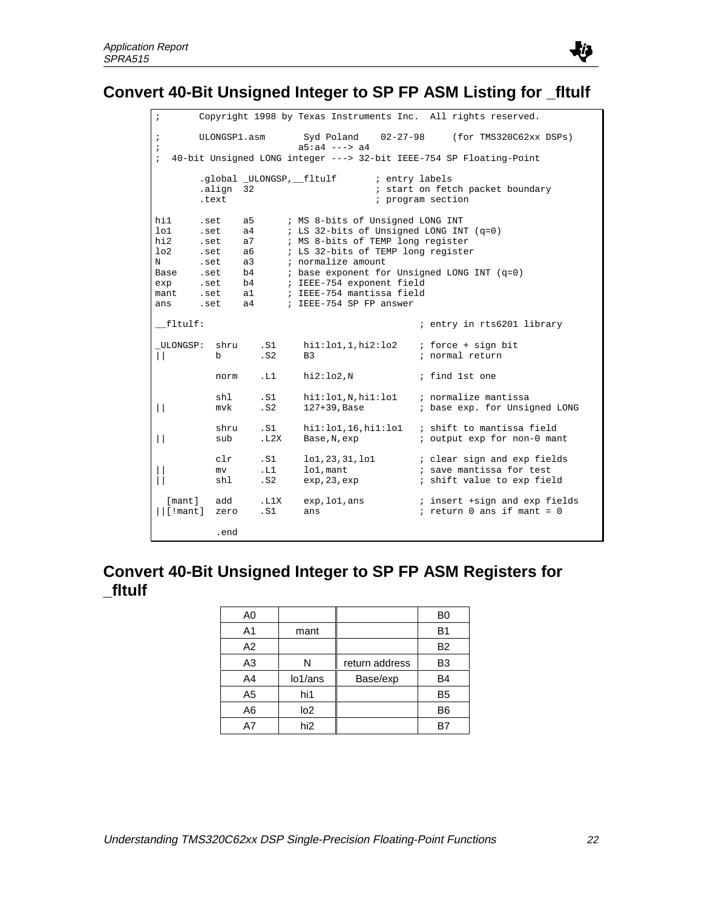## Convert 40-Bit Unsigned Integer to SP FP ASM Listing for _fltulf

```
;       Copyright 1998 by Texas Instruments Inc.  All rights reserved.

;       ULONGSP1.asm       Syd Poland    02-27-98     (for TMS320C62xx DSPs)
;                         a5:a4 ---> a4
;  40-bit Unsigned LONG integer ---> 32-bit IEEE-754 SP Floating-Point

        .global _ULONGSP,__fltulf       ; entry labels
        .align  32                      ; start on fetch packet boundary
        .text                           ; program section

hi1     .set    a5      ; MS 8-bits of Unsigned LONG INT
lo1     .set    a4      ; LS 32-bits of Unsigned LONG INT (q=0)
hi2     .set    a7      ; MS 8-bits of TEMP long register
lo2     .set    a6      ; LS 32-bits of TEMP long register
N       .set    a3      ; normalize amount
Base    .set    b4      ; base exponent for Unsigned LONG INT (q=0)
exp     .set    b4      ; IEEE-754 exponent field
mant    .set    a1      ; IEEE-754 mantissa field
ans     .set    a4      ; IEEE-754 SP FP answer

__fltulf:                                   ; entry in rts6201 library

_ULONGSP:  shru    .S1     hi1:lo1,1,hi2:lo2    ; force + sign bit
||         b       .S2     B3                   ; normal return

           norm    .L1     hi2:lo2,N            ; find 1st one

           shl     .S1     hi1:lo1,N,hi1:lo1    ; normalize mantissa
||         mvk     .S2     127+39,Base          ; base exp. for Unsigned LONG

           shru    .S1     hi1:lo1,16,hi1:lo1   ; shift to mantissa field
||         sub     .L2X    Base,N,exp           ; output exp for non-0 mant

           clr     .S1     lo1,23,31,lo1        ; clear sign and exp fields
||         mv      .L1     lo1,mant             ; save mantissa for test
||         shl     .S2     exp,23,exp           ; shift value to exp field

  [mant]   add     .L1X    exp,lo1,ans          ; insert +sign and exp fields
||[!mant]  zero    .S1     ans                  ; return 0 ans if mant = 0

           .end
```

## Convert 40-Bit Unsigned Integer to SP FP ASM Registers for _fltulf

| | | | |
|---|---|---|---|
| A0 | | | B0 |
| A1 | mant | | B1 |
| A2 | | | B2 |
| A3 | N | return address | B3 |
| A4 | lo1/ans | Base/exp | B4 |
| A5 | hi1 | | B5 |
| A6 | lo2 | | B6 |
| A7 | hi2 | | B7 |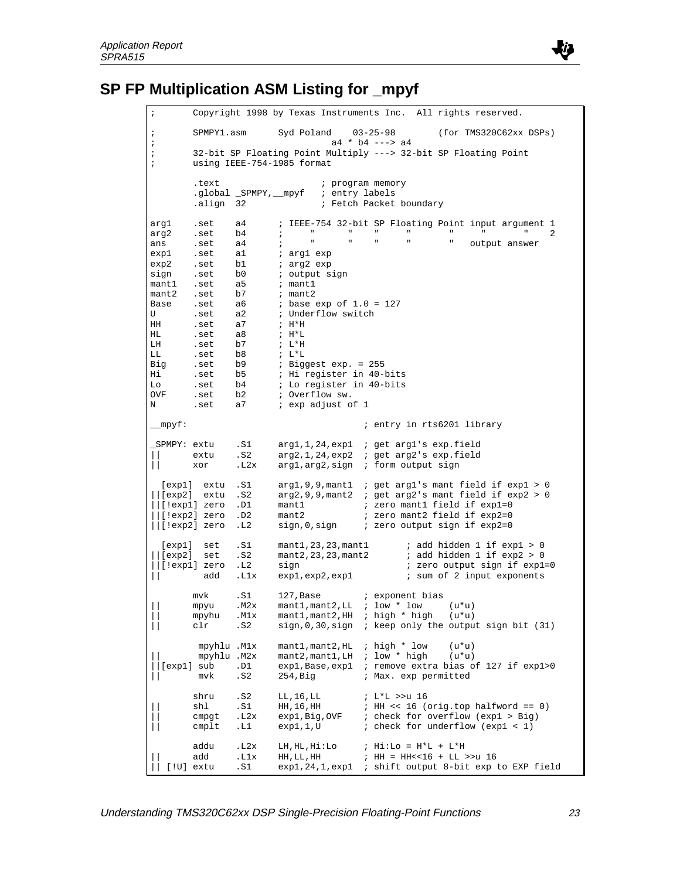## SP FP Multiplication ASM Listing for _mpyf

```
;       Copyright 1998 by Texas Instruments Inc.  All rights reserved.

;       SPMPY1.asm      Syd Poland    03-25-98        (for TMS320C62xx DSPs)
;                                a4 * b4 ---> a4
;       32-bit SP Floating Point Multiply ---> 32-bit SP Floating Point
;       using IEEE-754-1985 format

        .text                   ; program memory
        .global _SPMPY,__mpyf   ; entry labels
        .align  32              ; Fetch Packet boundary

arg1    .set    a4      ; IEEE-754 32-bit SP Floating Point input argument 1
arg2    .set    b4      ;    "      "    "     "       "     "      "     2
ans     .set    a4      ;    "      "    "     "       "   output answer
exp1    .set    a1      ; arg1 exp
exp2    .set    b1      ; arg2 exp
sign    .set    b0      ; output sign
mant1   .set    a5      ; mant1
mant2   .set    b7      ; mant2
Base    .set    a6      ; base exp of 1.0 = 127
U       .set    a2      ; Underflow switch
HH      .set    a7      ; H*H
HL      .set    a8      ; H*L
LH      .set    b7      ; L*H
LL      .set    b8      ; L*L
Big     .set    b9      ; Biggest exp. = 255
Hi      .set    b5      ; Hi register in 40-bits
Lo      .set    b4      ; Lo register in 40-bits
OVF     .set    b2      ; Overflow sw.
N       .set    a7      ; exp adjust of 1

__mpyf:                                 ; entry in rts6201 library

_SPMPY: extu    .S1     arg1,1,24,exp1  ; get arg1's exp.field
||      extu    .S2     arg2,1,24,exp2  ; get arg2's exp.field
||      xor     .L2x    arg1,arg2,sign  ; form output sign

  [exp1]  extu  .S1     arg1,9,9,mant1  ; get arg1's mant field if exp1 > 0
||[exp2]  extu  .S2     arg2,9,9,mant2  ; get arg2's mant field if exp2 > 0
||[!exp1] zero  .D1     mant1           ; zero mant1 field if exp1=0
||[!exp2] zero  .D2     mant2           ; zero mant2 field if exp2=0
||[!exp2] zero  .L2     sign,0,sign     ; zero output sign if exp2=0

  [exp1]  set   .S1     mant1,23,23,mant1       ; add hidden 1 if exp1 > 0
||[exp2]  set   .S2     mant2,23,23,mant2       ; add hidden 1 if exp2 > 0
||[!exp1] zero  .L2     sign                    ; zero output sign if exp1=0
||        add   .L1x    exp1,exp2,exp1          ; sum of 2 input exponents

        mvk     .S1     127,Base        ; exponent bias
||      mpyu    .M2x    mant1,mant2,LL  ; low * low     (u*u)
||      mpyhu   .M1x    mant1,mant2,HH  ; high * high   (u*u)
||      clr     .S2     sign,0,30,sign  ; keep only the output sign bit (31)

         mpyhlu .M1x    mant1,mant2,HL  ; high * low    (u*u)
||       mpyhlu .M2x    mant2,mant1,LH  ; low * high    (u*u)
||[exp1] sub    .D1     exp1,Base,exp1  ; remove extra bias of 127 if exp1>0
||       mvk    .S2     254,Big         ; Max. exp permitted

        shru    .S2     LL,16,LL        ; L*L >>u 16
||      shl     .S1     HH,16,HH        ; HH << 16 (orig.top halfword == 0)
||      cmpgt   .L2x    exp1,Big,OVF    ; check for overflow (exp1 > Big)
||      cmplt   .L1     exp1,1,U        ; check for underflow (exp1 < 1)

        addu    .L2x    LH,HL,Hi:Lo     ; Hi:Lo = H*L + L*H
||      add     .L1x    HH,LL,HH        ; HH = HH<<16 + LL >>u 16
|| [!U] extu    .S1     exp1,24,1,exp1  ; shift output 8-bit exp to EXP field
```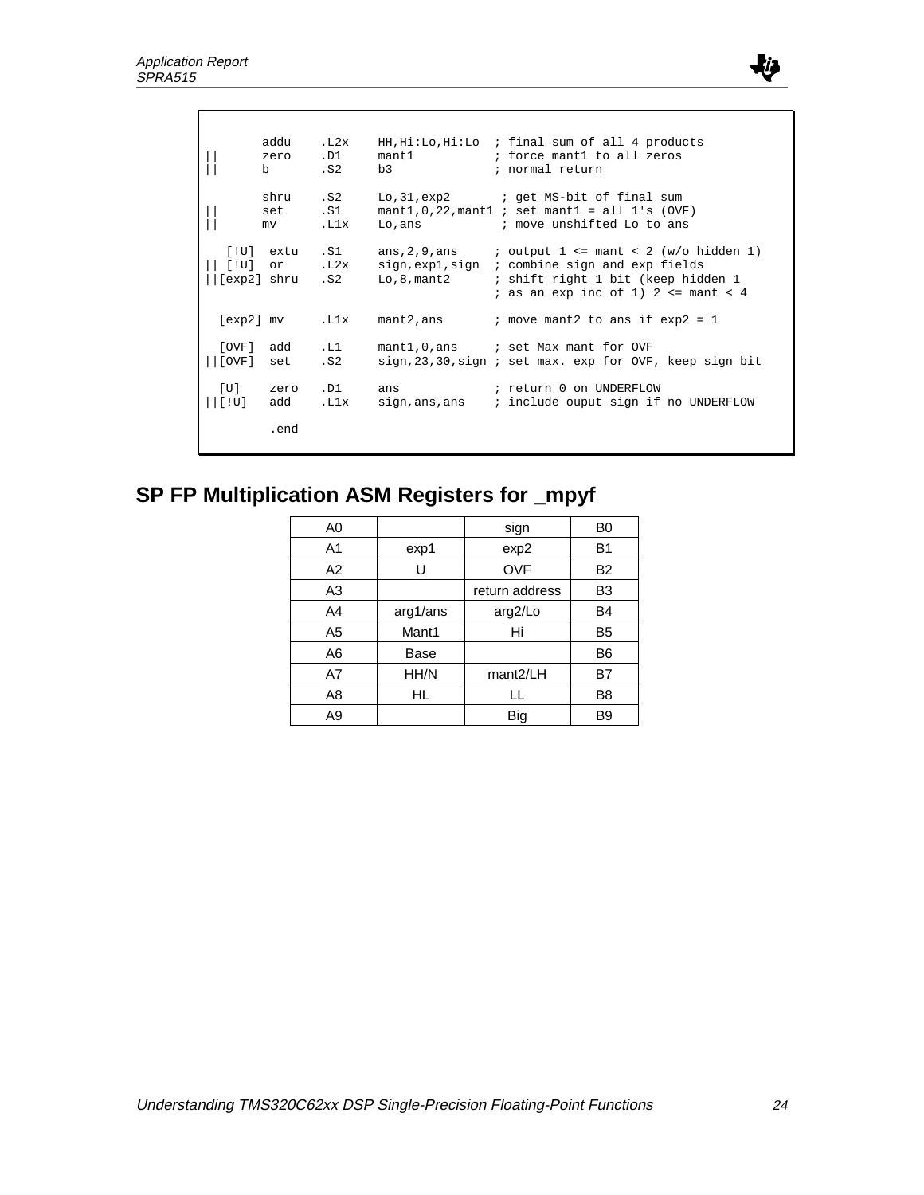```
        addu    .L2x    HH,Hi:Lo,Hi:Lo  ; final sum of all 4 products
||      zero    .D1     mant1           ; force mant1 to all zeros
||      b       .S2     b3              ; normal return

        shru    .S2     Lo,31,exp2       ; get MS-bit of final sum
||      set     .S1     mant1,0,22,mant1 ; set mant1 = all 1's (OVF)
||      mv      .L1x    Lo,ans           ; move unshifted Lo to ans

  [!U]  extu    .S1     ans,2,9,ans     ; output 1 <= mant < 2 (w/o hidden 1)
|| [!U] or      .L2x    sign,exp1,sign  ; combine sign and exp fields
||[exp2] shru   .S2     Lo,8,mant2      ; shift right 1 bit (keep hidden 1
                                        ; as an exp inc of 1) 2 <= mant < 4

  [exp2] mv     .L1x    mant2,ans       ; move mant2 to ans if exp2 = 1

  [OVF]  add    .L1     mant1,0,ans     ; set Max mant for OVF
||[OVF]  set    .S2     sign,23,30,sign ; set max. exp for OVF, keep sign bit

  [U]    zero   .D1     ans             ; return 0 on UNDERFLOW
||[!U]   add    .L1x    sign,ans,ans    ; include ouput sign if no UNDERFLOW

        .end
```

## SP FP Multiplication ASM Registers for _mpyf

| | | | |
|---|---|---|---|
| A0 | | sign | B0 |
| A1 | exp1 | exp2 | B1 |
| A2 | U | OVF | B2 |
| A3 | | return address | B3 |
| A4 | arg1/ans | arg2/Lo | B4 |
| A5 | Mant1 | Hi | B5 |
| A6 | Base | | B6 |
| A7 | HH/N | mant2/LH | B7 |
| A8 | HL | LL | B8 |
| A9 | | Big | B9 |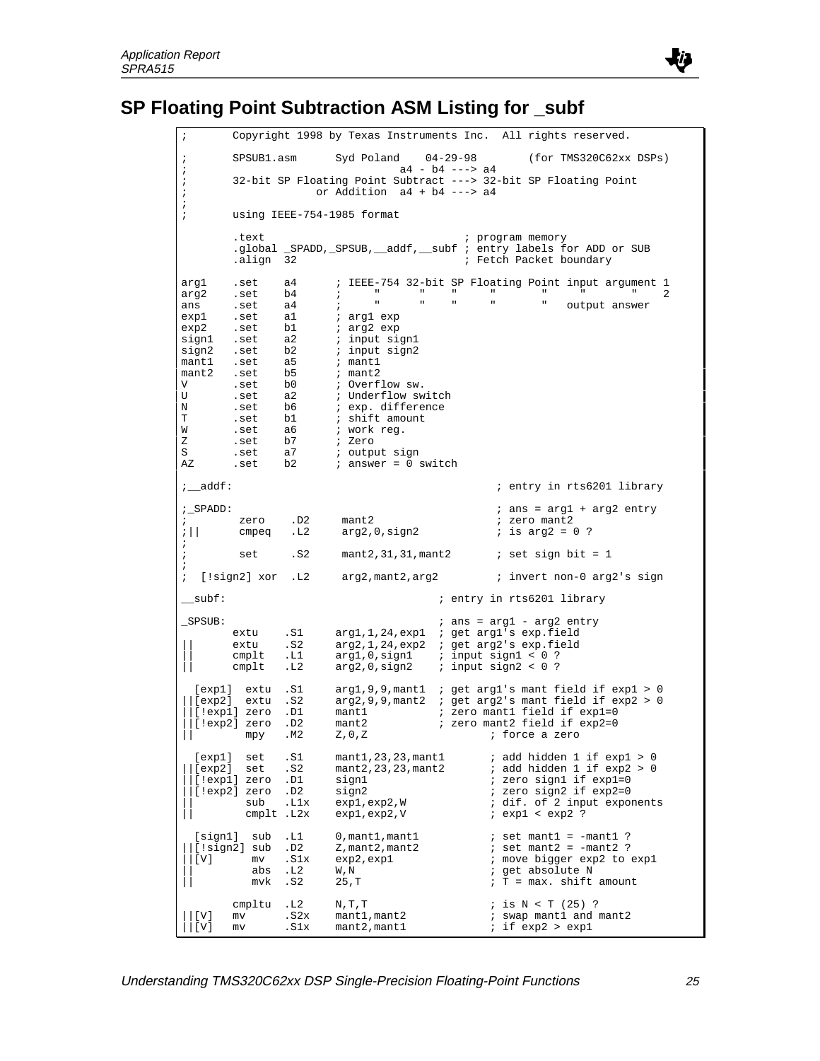## SP Floating Point Subtraction ASM Listing for _subf

```
;       Copyright 1998 by Texas Instruments Inc.  All rights reserved.

;       SPSUB1.asm      Syd Poland    04-29-98        (for TMS320C62xx DSPs)
;                                  a4 - b4 ---> a4
;       32-bit SP Floating Point Subtract ---> 32-bit SP Floating Point
;                    or Addition  a4 + b4 ---> a4
;
;       using IEEE-754-1985 format

        .text                                ; program memory
        .global _SPADD,_SPSUB,__addf,__subf ; entry labels for ADD or SUB
        .align  32                           ; Fetch Packet boundary

arg1    .set    a4      ; IEEE-754 32-bit SP Floating Point input argument 1
arg2    .set    b4      ;     "     "    "     "       "    "      "    2
ans     .set    a4      ;     "     "    "     "       "   output answer
exp1    .set    a1      ; arg1 exp
exp2    .set    b1      ; arg2 exp
sign1   .set    a2      ; input sign1
sign2   .set    b2      ; input sign2
mant1   .set    a5      ; mant1
mant2   .set    b5      ; mant2
V       .set    b0      ; Overflow sw.
U       .set    a2      ; Underflow switch
N       .set    b6      ; exp. difference
T       .set    b1      ; shift amount
W       .set    a6      ; work reg.
Z       .set    b7      ; Zero
S       .set    a7      ; output sign
AZ      .set    b2      ; answer = 0 switch

;__addf:                                         ; entry in rts6201 library

;_SPADD:                                         ; ans = arg1 + arg2 entry
;        zero    .D2     mant2                   ; zero mant2
;||      cmpeq   .L2     arg2,0,sign2            ; is arg2 = 0 ?
;
;        set     .S2     mant2,31,31,mant2       ; set sign bit = 1
;
;  [!sign2] xor  .L2     arg2,mant2,arg2         ; invert non-0 arg2's sign

__subf:                               ; entry in rts6201 library

_SPSUB:                               ; ans = arg1 - arg2 entry
        extu    .S1     arg1,1,24,exp1  ; get arg1's exp.field
||      extu    .S2     arg2,1,24,exp2  ; get arg2's exp.field
||      cmplt   .L1     arg1,0,sign1    ; input sign1 < 0 ?
||      cmplt   .L2     arg2,0,sign2    ; input sign2 < 0 ?

  [exp1]  extu  .S1     arg1,9,9,mant1  ; get arg1's mant field if exp1 > 0
||[exp2]  extu  .S2     arg2,9,9,mant2  ; get arg2's mant field if exp2 > 0
||[!exp1] zero  .D1     mant1           ; zero mant1 field if exp1=0
||[!exp2] zero  .D2     mant2           ; zero mant2 field if exp2=0
||        mpy   .M2     Z,0,Z                    ; force a zero

  [exp1]  set   .S1     mant1,23,23,mant1        ; add hidden 1 if exp1 > 0
||[exp2]  set   .S2     mant2,23,23,mant2        ; add hidden 1 if exp2 > 0
||[!exp1] zero  .D1     sign1                    ; zero sign1 if exp1=0
||[!exp2] zero  .D2     sign2                    ; zero sign2 if exp2=0
||        sub   .L1x    exp1,exp2,W              ; dif. of 2 input exponents
||        cmplt .L2x    exp1,exp2,V              ; exp1 < exp2 ?

  [sign1]  sub  .L1     0,mant1,mant1            ; set mant1 = -mant1 ?
||[!sign2] sub  .D2     Z,mant2,mant2            ; set mant2 = -mant2 ?
||[V]       mv  .S1x    exp2,exp1                ; move bigger exp2 to exp1
||         abs  .L2     W,N                      ; get absolute N
||         mvk  .S2     25,T                     ; T = max. shift amount

        cmpltu  .L2     N,T,T                    ; is N < T (25) ?
||[V]   mv      .S2x    mant1,mant2              ; swap mant1 and mant2
||[V]   mv      .S1x    mant2,mant1              ; if exp2 > exp1
```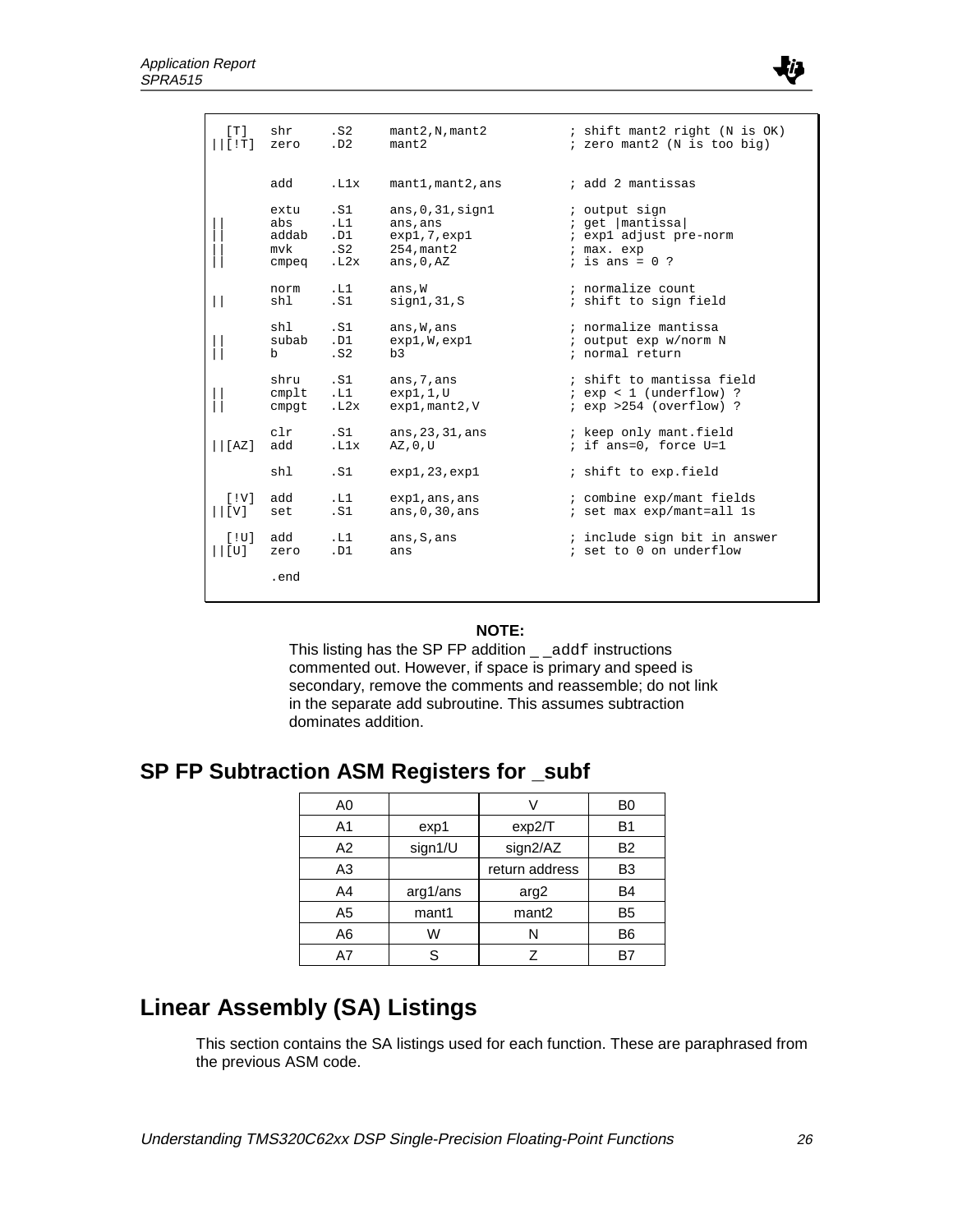```
  [T]   shr     .S2     mant2,N,mant2           ; shift mant2 right (N is OK)
||[!T]  zero    .D2     mant2                   ; zero mant2 (N is too big)


        add     .L1x    mant1,mant2,ans         ; add 2 mantissas

        extu    .S1     ans,0,31,sign1          ; output sign
||      abs     .L1     ans,ans                 ; get |mantissa|
||      addab   .D1     exp1,7,exp1             ; exp1 adjust pre-norm
||      mvk     .S2     254,mant2               ; max. exp
||      cmpeq   .L2x    ans,0,AZ                ; is ans = 0 ?

        norm    .L1     ans,W                   ; normalize count
||      shl     .S1     sign1,31,S              ; shift to sign field

        shl     .S1     ans,W,ans               ; normalize mantissa
||      subab   .D1     exp1,W,exp1             ; output exp w/norm N
||      b       .S2     b3                      ; normal return

        shru    .S1     ans,7,ans               ; shift to mantissa field
||      cmplt   .L1     exp1,1,U                ; exp < 1 (underflow) ?
||      cmpgt   .L2x    exp1,mant2,V            ; exp >254 (overflow) ?

        clr     .S1     ans,23,31,ans           ; keep only mant.field
||[AZ]  add     .L1x    AZ,0,U                  ; if ans=0, force U=1

        shl     .S1     exp1,23,exp1            ; shift to exp.field

  [!V]  add     .L1     exp1,ans,ans            ; combine exp/mant fields
||[V]   set     .S1     ans,0,30,ans            ; set max exp/mant=all 1s

  [!U]  add     .L1     ans,S,ans               ; include sign bit in answer
||[U]   zero    .D1     ans                     ; set to 0 on underflow

        .end
```

**NOTE:**
This listing has the SP FP addition __addf instructions commented out. However, if space is primary and speed is secondary, remove the comments and reassemble; do not link in the separate add subroutine. This assumes subtraction dominates addition.

## SP FP Subtraction ASM Registers for _subf

| A0 | | V | B0 |
|---|---|---|---|
| A1 | exp1 | exp2/T | B1 |
| A2 | sign1/U | sign2/AZ | B2 |
| A3 | | return address | B3 |
| A4 | arg1/ans | arg2 | B4 |
| A5 | mant1 | mant2 | B5 |
| A6 | W | N | B6 |
| A7 | S | Z | B7 |

# Linear Assembly (SA) Listings

This section contains the SA listings used for each function. These are paraphrased from the previous ASM code.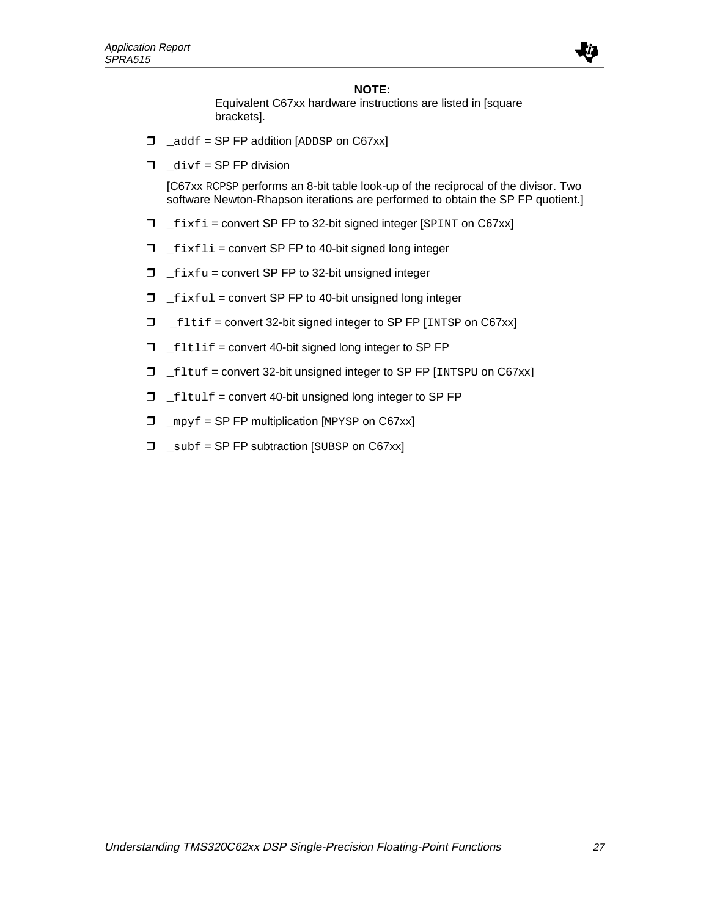**NOTE:**

Equivalent C67xx hardware instructions are listed in [square brackets].

- `_addf` = SP FP addition [`ADDSP` on C67xx]
- `_divf` = SP FP division

  [C67xx `RCPSP` performs an 8-bit table look-up of the reciprocal of the divisor. Two software Newton-Rhapson iterations are performed to obtain the SP FP quotient.]
- `_fixfi` = convert SP FP to 32-bit signed integer [`SPINT` on C67xx]
- `_fixfli` = convert SP FP to 40-bit signed long integer
- `_fixfu` = convert SP FP to 32-bit unsigned integer
- `_fixful` = convert SP FP to 40-bit unsigned long integer
- `_fltif` = convert 32-bit signed integer to SP FP [`INTSP` on C67xx]
- `_fltlif` = convert 40-bit signed long integer to SP FP
- `_fltuf` = convert 32-bit unsigned integer to SP FP [`INTSPU` on C67xx]
- `_fltulf` = convert 40-bit unsigned long integer to SP FP
- `_mpyf` = SP FP multiplication [`MPYSP` on C67xx]
- `_subf` = SP FP subtraction [`SUBSP` on C67xx]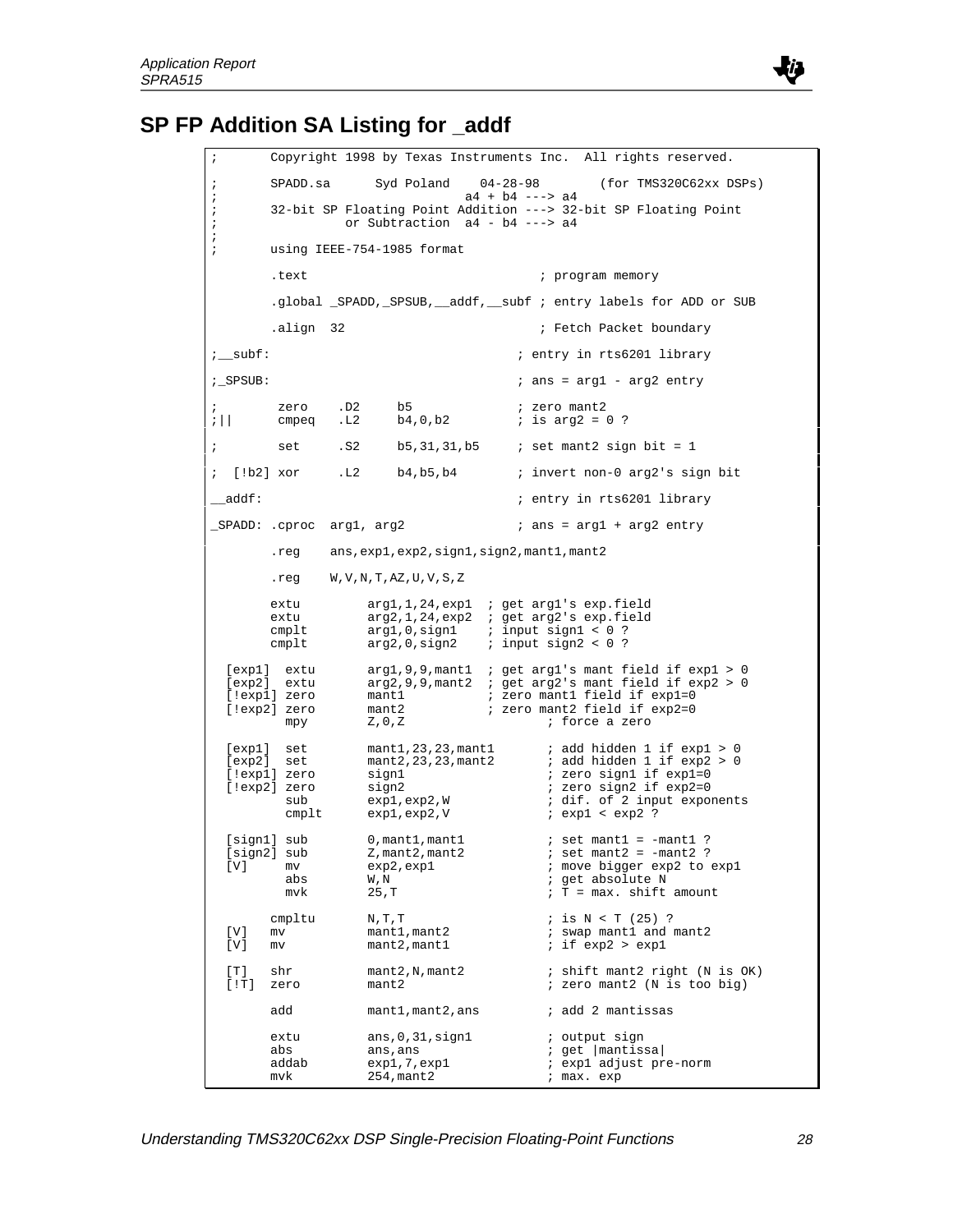## SP FP Addition SA Listing for _addf

```
;       Copyright 1998 by Texas Instruments Inc.  All rights reserved.

;       SPADD.sa      Syd Poland    04-28-98        (for TMS320C62xx DSPs)
;                                 a4 + b4 ---> a4
;       32-bit SP Floating Point Addition ---> 32-bit SP Floating Point
;                 or Subtraction  a4 - b4 ---> a4
;
;       using IEEE-754-1985 format

        .text                             ; program memory

        .global _SPADD,_SPSUB,__addf,__subf ; entry labels for ADD or SUB

        .align  32                        ; Fetch Packet boundary

;__subf:                               ; entry in rts6201 library

;_SPSUB:                               ; ans = arg1 - arg2 entry

;        zero    .D2     b5             ; zero mant2
;||      cmpeq   .L2     b4,0,b2        ; is arg2 = 0 ?

;        set     .S2     b5,31,31,b5    ; set mant2 sign bit = 1

;  [!b2] xor     .L2     b4,b5,b4       ; invert non-0 arg2's sign bit

__addf:                                ; entry in rts6201 library

_SPADD: .cproc  arg1, arg2             ; ans = arg1 + arg2 entry

        .reg    ans,exp1,exp2,sign1,sign2,mant1,mant2

        .reg    W,V,N,T,AZ,U,V,S,Z

       extu        arg1,1,24,exp1  ; get arg1's exp.field
       extu        arg2,1,24,exp2  ; get arg2's exp.field
       cmplt       arg1,0,sign1    ; input sign1 < 0 ?
       cmplt       arg2,0,sign2    ; input sign2 < 0 ?

  [exp1]  extu       arg1,9,9,mant1  ; get arg1's mant field if exp1 > 0
  [exp2]  extu       arg2,9,9,mant2  ; get arg2's mant field if exp2 > 0
  [!exp1] zero       mant1           ; zero mant1 field if exp1=0
  [!exp2] zero       mant2           ; zero mant2 field if exp2=0
          mpy        Z,0,Z                   ; force a zero

  [exp1]  set        mant1,23,23,mant1       ; add hidden 1 if exp1 > 0
  [exp2]  set        mant2,23,23,mant2       ; add hidden 1 if exp2 > 0
  [!exp1] zero       sign1                   ; zero sign1 if exp1=0
  [!exp2] zero       sign2                   ; zero sign2 if exp2=0
          sub        exp1,exp2,W             ; dif. of 2 input exponents
          cmplt      exp1,exp2,V             ; exp1 < exp2 ?

  [sign1] sub        0,mant1,mant1           ; set mant1 = -mant1 ?
  [sign2] sub        Z,mant2,mant2           ; set mant2 = -mant2 ?
  [V]     mv         exp2,exp1               ; move bigger exp2 to exp1
          abs        W,N                     ; get absolute N
          mvk        25,T                    ; T = max. shift amount

       cmpltu      N,T,T                   ; is N < T (25) ?
  [V]   mv          mant1,mant2             ; swap mant1 and mant2
  [V]   mv          mant2,mant1             ; if exp2 > exp1

  [T]   shr         mant2,N,mant2           ; shift mant2 right (N is OK)
  [!T]  zero        mant2                   ; zero mant2 (N is too big)

       add         mant1,mant2,ans         ; add 2 mantissas

       extu        ans,0,31,sign1          ; output sign
       abs         ans,ans                 ; get |mantissa|
       addab       exp1,7,exp1             ; exp1 adjust pre-norm
       mvk         254,mant2               ; max. exp
```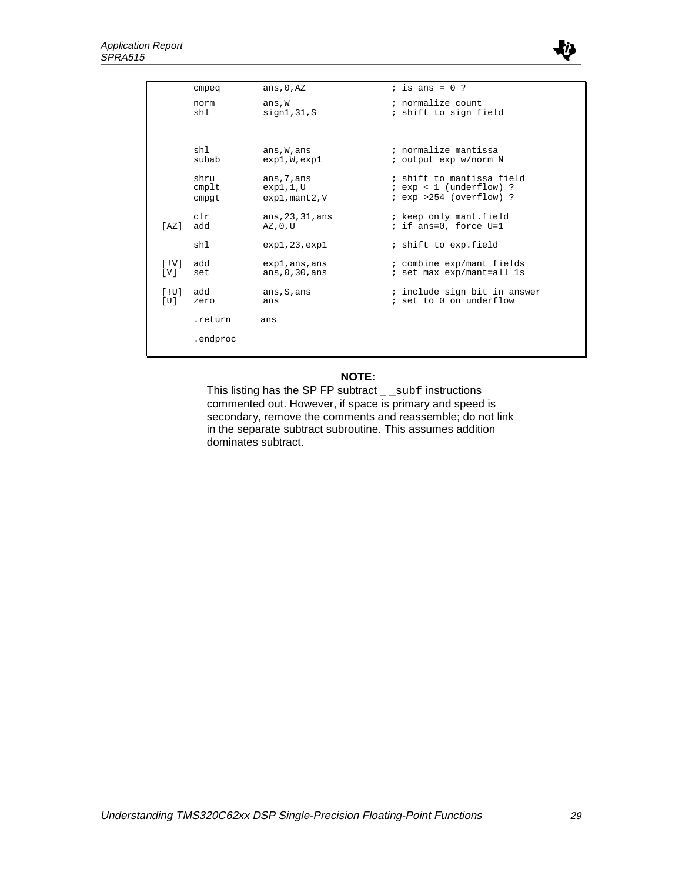```
        cmpeq       ans,0,AZ            ; is ans = 0 ?

        norm        ans,W               ; normalize count
        shl         sign1,31,S          ; shift to sign field



        shl         ans,W,ans           ; normalize mantissa
        subab       exp1,W,exp1         ; output exp w/norm N

        shru        ans,7,ans           ; shift to mantissa field
        cmplt       exp1,1,U            ; exp < 1 (underflow) ?
        cmpgt       exp1,mant2,V        ; exp >254 (overflow) ?

        clr         ans,23,31,ans       ; keep only mant.field
[AZ]    add         AZ,0,U              ; if ans=0, force U=1

        shl         exp1,23,exp1        ; shift to exp.field

[!V]    add         exp1,ans,ans        ; combine exp/mant fields
[V]     set         ans,0,30,ans        ; set max exp/mant=all 1s

[!U]    add         ans,S,ans           ; include sign bit in answer
[U]     zero        ans                 ; set to 0 on underflow

        .return     ans

        .endproc
```

**NOTE:**

This listing has the SP FP subtract `__subf` instructions commented out. However, if space is primary and speed is secondary, remove the comments and reassemble; do not link in the separate subtract subroutine. This assumes addition dominates subtract.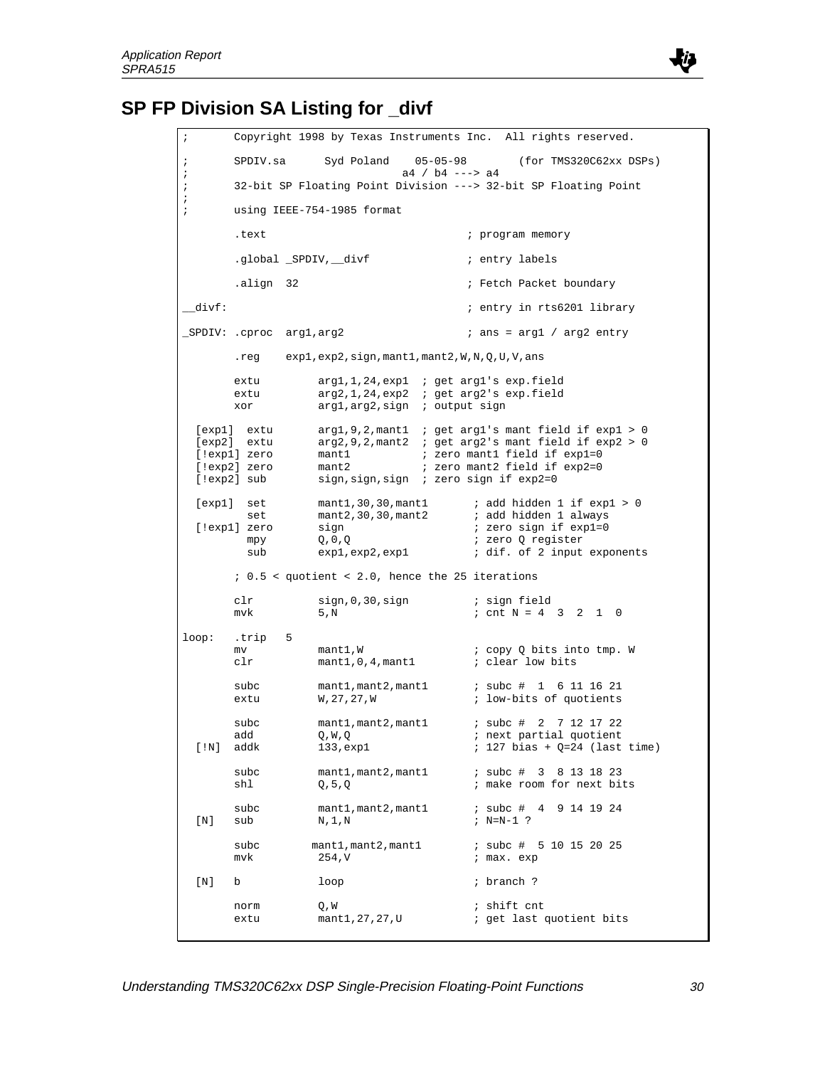## SP FP Division SA Listing for _divf

```
;       Copyright 1998 by Texas Instruments Inc.  All rights reserved.

;       SPDIV.sa      Syd Poland    05-05-98        (for TMS320C62xx DSPs)
;                               a4 / b4 ---> a4
;       32-bit SP Floating Point Division ---> 32-bit SP Floating Point
;
;       using IEEE-754-1985 format

        .text                               ; program memory

        .global _SPDIV,__divf               ; entry labels

        .align  32                          ; Fetch Packet boundary

__divf:                                     ; entry in rts6201 library

_SPDIV: .cproc  arg1,arg2                   ; ans = arg1 / arg2 entry

        .reg    exp1,exp2,sign,mant1,mant2,W,N,Q,U,V,ans

        extu         arg1,1,24,exp1  ; get arg1's exp.field
        extu         arg2,1,24,exp2  ; get arg2's exp.field
        xor          arg1,arg2,sign  ; output sign

  [exp1]  extu       arg1,9,2,mant1  ; get arg1's mant field if exp1 > 0
  [exp2]  extu       arg2,9,2,mant2  ; get arg2's mant field if exp2 > 0
  [!exp1] zero       mant1           ; zero mant1 field if exp1=0
  [!exp2] zero       mant2           ; zero mant2 field if exp2=0
  [!exp2] sub        sign,sign,sign  ; zero sign if exp2=0

  [exp1]  set        mant1,30,30,mant1       ; add hidden 1 if exp1 > 0
          set        mant2,30,30,mant2       ; add hidden 1 always
  [!exp1] zero       sign                    ; zero sign if exp1=0
          mpy        Q,0,Q                   ; zero Q register
          sub        exp1,exp2,exp1          ; dif. of 2 input exponents

        ; 0.5 < quotient < 2.0, hence the 25 iterations

        clr          sign,0,30,sign          ; sign field
        mvk          5,N                     ; cnt N = 4  3  2  1  0

loop:   .trip   5
        mv           mant1,W                 ; copy Q bits into tmp. W
        clr          mant1,0,4,mant1         ; clear low bits

        subc         mant1,mant2,mant1       ; subc #  1  6 11 16 21
        extu         W,27,27,W               ; low-bits of quotients

        subc         mant1,mant2,mant1       ; subc #  2  7 12 17 22
        add          Q,W,Q                   ; next partial quotient
  [!N]  addk         133,exp1                ; 127 bias + Q=24 (last time)

        subc         mant1,mant2,mant1       ; subc #  3  8 13 18 23
        shl          Q,5,Q                   ; make room for next bits

        subc         mant1,mant2,mant1       ; subc #  4  9 14 19 24
  [N]   sub          N,1,N                   ; N=N-1 ?

        subc        mant1,mant2,mant1        ; subc #  5 10 15 20 25
        mvk          254,V                   ; max. exp

  [N]   b            loop                    ; branch ?

        norm         Q,W                     ; shift cnt
        extu         mant1,27,27,U           ; get last quotient bits
```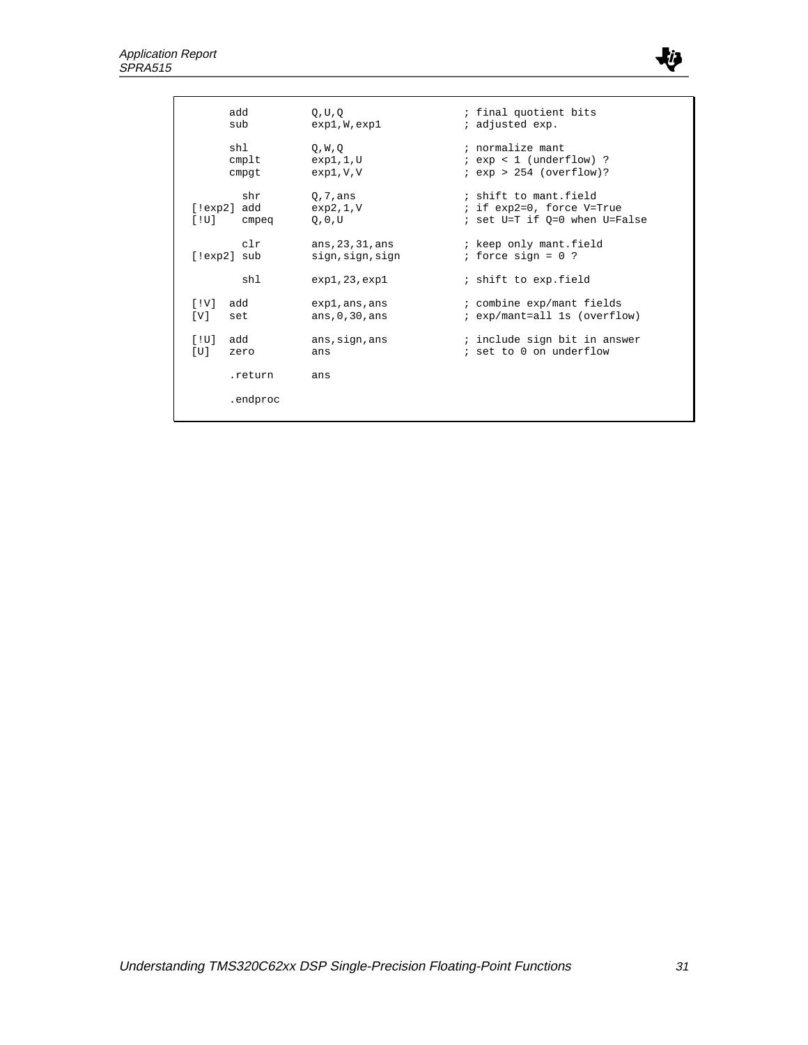```
        add         Q,U,Q                   ; final quotient bits
        sub         exp1,W,exp1             ; adjusted exp.

        shl         Q,W,Q                   ; normalize mant
        cmplt       exp1,1,U                ; exp < 1 (underflow) ?
        cmpgt       exp1,V,V                ; exp > 254 (overflow)?

          shr       Q,7,ans                 ; shift to mant.field
[!exp2] add         exp2,1,V                ; if exp2=0, force V=True
[!U]    cmpeq       Q,0,U                   ; set U=T if Q=0 when U=False

          clr       ans,23,31,ans           ; keep only mant.field
[!exp2] sub         sign,sign,sign          ; force sign = 0 ?

          shl       exp1,23,exp1            ; shift to exp.field

[!V]    add         exp1,ans,ans            ; combine exp/mant fields
[V]     set         ans,0,30,ans            ; exp/mant=all 1s (overflow)

[!U]    add         ans,sign,ans            ; include sign bit in answer
[U]     zero        ans                     ; set to 0 on underflow

        .return     ans

        .endproc
```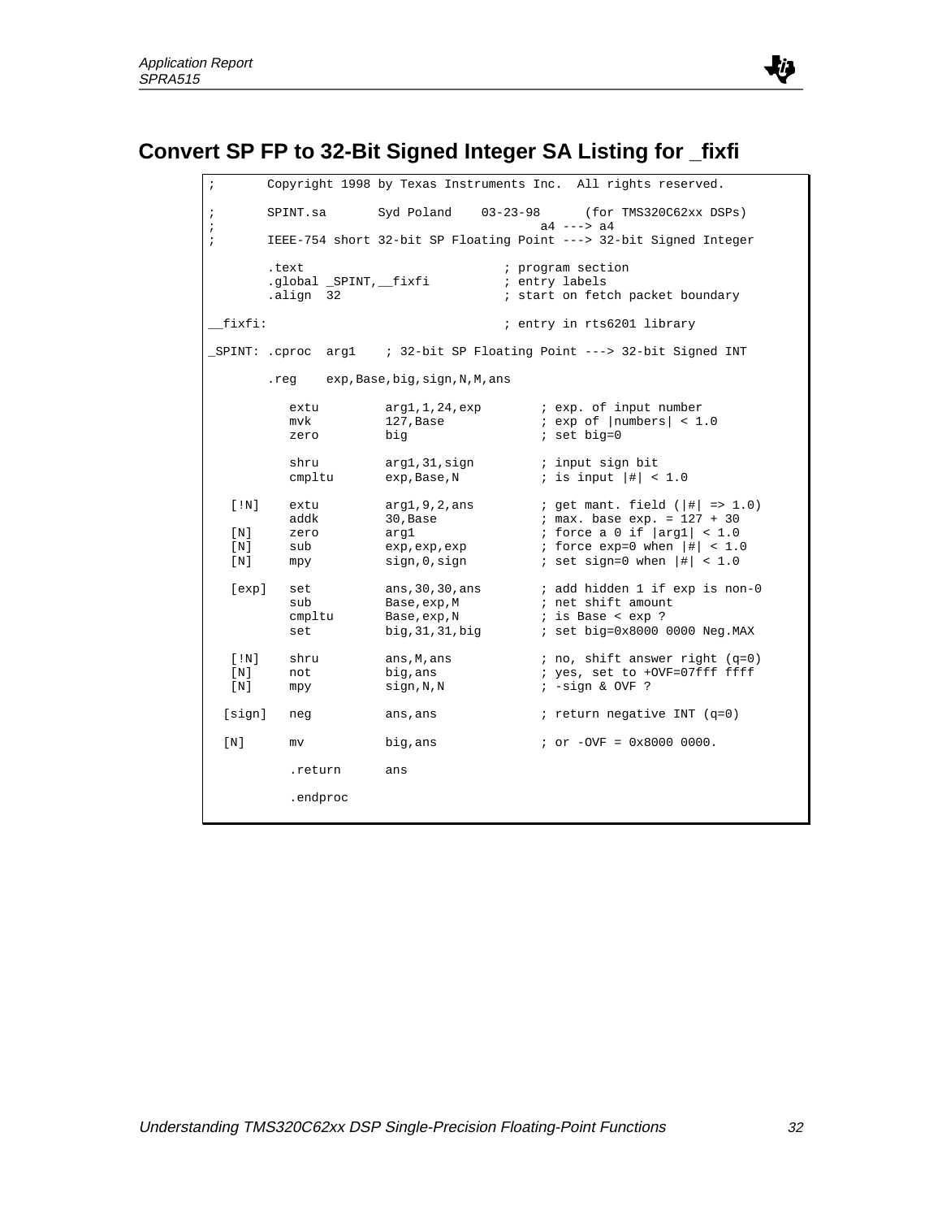## Convert SP FP to 32-Bit Signed Integer SA Listing for _fixfi

```
;       Copyright 1998 by Texas Instruments Inc.  All rights reserved.

;       SPINT.sa       Syd Poland    03-23-98      (for TMS320C62xx DSPs)
;                                            a4 ---> a4
;       IEEE-754 short 32-bit SP Floating Point ---> 32-bit Signed Integer

        .text                           ; program section
        .global _SPINT,__fixfi          ; entry labels
        .align  32                      ; start on fetch packet boundary

__fixfi:                                ; entry in rts6201 library

_SPINT: .cproc  arg1    ; 32-bit SP Floating Point ---> 32-bit Signed INT

        .reg    exp,Base,big,sign,N,M,ans

           extu         arg1,1,24,exp        ; exp. of input number
           mvk          127,Base             ; exp of |numbers| < 1.0
           zero         big                  ; set big=0

           shru         arg1,31,sign         ; input sign bit
           cmpltu       exp,Base,N           ; is input |#| < 1.0

   [!N]    extu         arg1,9,2,ans         ; get mant. field (|#| => 1.0)
           addk         30,Base              ; max. base exp. = 127 + 30
   [N]     zero         arg1                 ; force a 0 if |arg1| < 1.0
   [N]     sub          exp,exp,exp          ; force exp=0 when |#| < 1.0
   [N]     mpy          sign,0,sign          ; set sign=0 when |#| < 1.0

   [exp]   set          ans,30,30,ans        ; add hidden 1 if exp is non-0
           sub          Base,exp,M           ; net shift amount
           cmpltu       Base,exp,N           ; is Base < exp ?
           set          big,31,31,big        ; set big=0x8000 0000 Neg.MAX

   [!N]    shru         ans,M,ans            ; no, shift answer right (q=0)
   [N]     not          big,ans              ; yes, set to +OVF=07fff ffff
   [N]     mpy          sign,N,N             ; -sign & OVF ?

  [sign]   neg          ans,ans              ; return negative INT (q=0)

  [N]      mv           big,ans              ; or -OVF = 0x8000 0000.

           .return      ans

           .endproc
```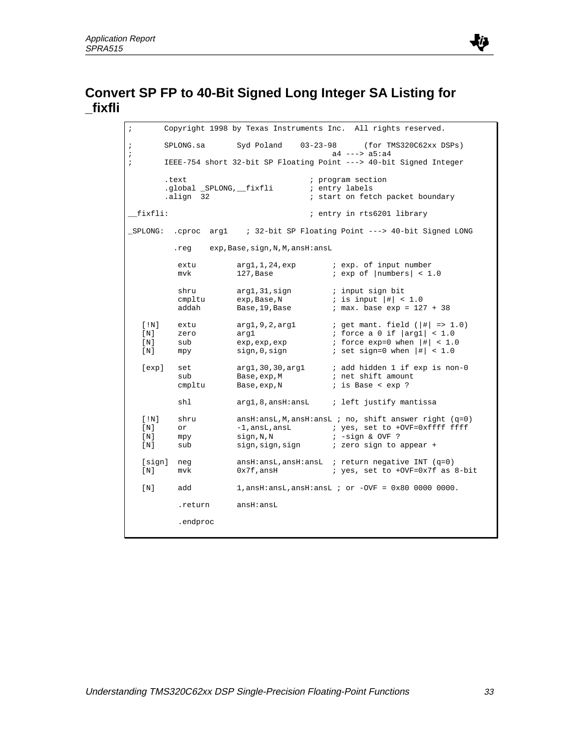## Convert SP FP to 40-Bit Signed Long Integer SA Listing for _fixfli

```
;       Copyright 1998 by Texas Instruments Inc.  All rights reserved.

;       SPLONG.sa       Syd Poland    03-23-98      (for TMS320C62xx DSPs)
;                                               a4 ---> a5:a4
;       IEEE-754 short 32-bit SP Floating Point ---> 40-bit Signed Integer

        .text                           ; program section
        .global _SPLONG,__fixfli        ; entry labels
        .align  32                      ; start on fetch packet boundary

__fixfli:                               ; entry in rts6201 library

_SPLONG:  .cproc  arg1    ; 32-bit SP Floating Point ---> 40-bit Signed LONG

          .reg    exp,Base,sign,N,M,ansH:ansL

           extu         arg1,1,24,exp        ; exp. of input number
           mvk          127,Base             ; exp of |numbers| < 1.0

           shru         arg1,31,sign         ; input sign bit
           cmpltu       exp,Base,N           ; is input |#| < 1.0
           addah        Base,19,Base         ; max. base exp = 127 + 38

   [!N]    extu         arg1,9,2,arg1        ; get mant. field (|#| => 1.0)
   [N]     zero         arg1                 ; force a 0 if |arg1| < 1.0
   [N]     sub          exp,exp,exp          ; force exp=0 when |#| < 1.0
   [N]     mpy          sign,0,sign          ; set sign=0 when |#| < 1.0

   [exp]   set          arg1,30,30,arg1      ; add hidden 1 if exp is non-0
           sub          Base,exp,M           ; net shift amount
           cmpltu       Base,exp,N           ; is Base < exp ?

           shl          arg1,8,ansH:ansL     ; left justify mantissa

   [!N]    shru         ansH:ansL,M,ansH:ansL ; no, shift answer right (q=0)
   [N]     or           -1,ansL,ansL         ; yes, set to +OVF=0xffff ffff
   [N]     mpy          sign,N,N             ; -sign & OVF ?
   [N]     sub          sign,sign,sign       ; zero sign to appear +

   [sign]  neg          ansH:ansL,ansH:ansL  ; return negative INT (q=0)
   [N]     mvk          0x7f,ansH            ; yes, set to +OVF=0x7f as 8-bit

   [N]     add          1,ansH:ansL,ansH:ansL ; or -OVF = 0x80 0000 0000.

           .return      ansH:ansL

           .endproc
```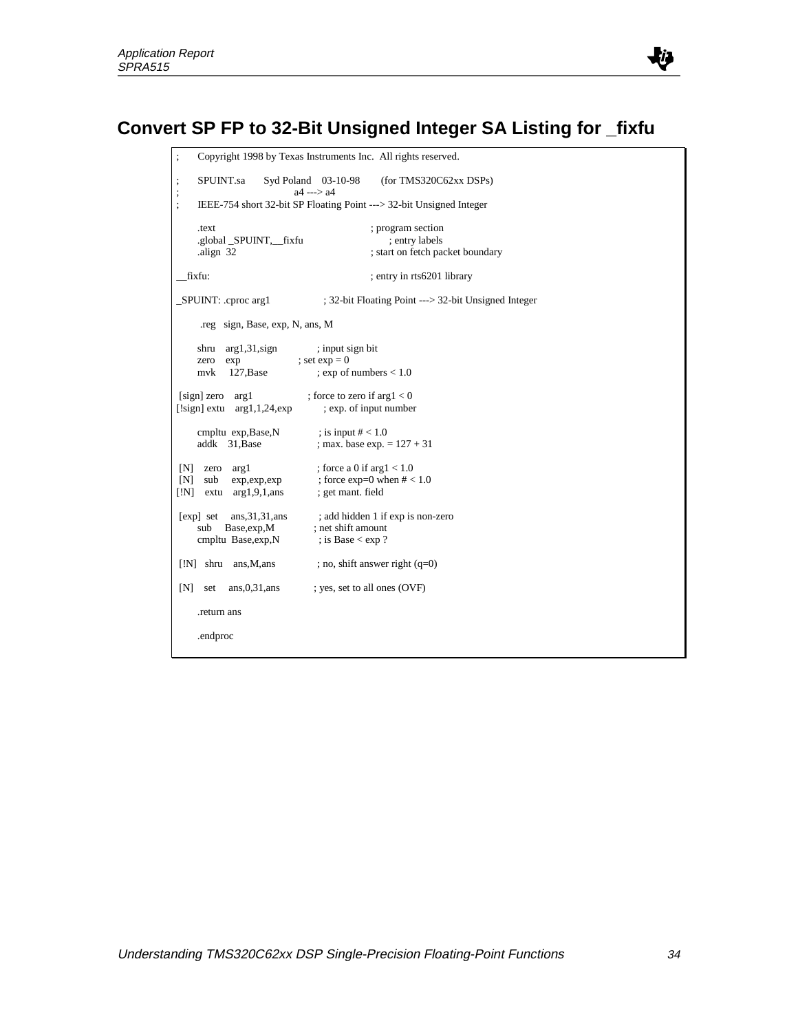## Convert SP FP to 32-Bit Unsigned Integer SA Listing for _fixfu

```
;       Copyright 1998 by Texas Instruments Inc.  All rights reserved.

;       SPUINT.sa       Syd Poland    03-10-98        (for TMS320C62xx DSPs)
;                                   a4 ---> a4
;       IEEE-754 short 32-bit SP Floating Point ---> 32-bit Unsigned Integer

        .text                                       ; program section
        .global _SPUINT,__fixfu                     ; entry labels
        .align  32                                  ; start on fetch packet boundary

__fixfu:                                            ; entry in rts6201 library

_SPUINT: .cproc arg1              ; 32-bit Floating Point ---> 32-bit Unsigned Integer

         .reg   sign, Base, exp, N, ans, M

        shru    arg1,31,sign            ; input sign bit
        zero    exp                     ; set exp = 0
        mvk     127,Base                ; exp of numbers < 1.0

 [sign] zero    arg1                    ; force to zero if arg1 < 0
[!sign] extu    arg1,1,24,exp           ; exp. of input number

        cmpltu  exp,Base,N              ; is input # < 1.0
        addk    31,Base                 ; max. base exp. = 127 + 31

 [N]    zero    arg1                    ; force a 0 if arg1 < 1.0
 [N]    sub     exp,exp,exp             ; force exp=0 when # < 1.0
[!N]    extu    arg1,9,1,ans            ; get mant. field

 [exp]  set     ans,31,31,ans           ; add hidden 1 if exp is non-zero
        sub     Base,exp,M              ; net shift amount
        cmpltu  Base,exp,N              ; is Base < exp ?

 [!N]   shru    ans,M,ans               ; no, shift answer right (q=0)

 [N]    set     ans,0,31,ans            ; yes, set to all ones (OVF)

        .return ans

        .endproc
```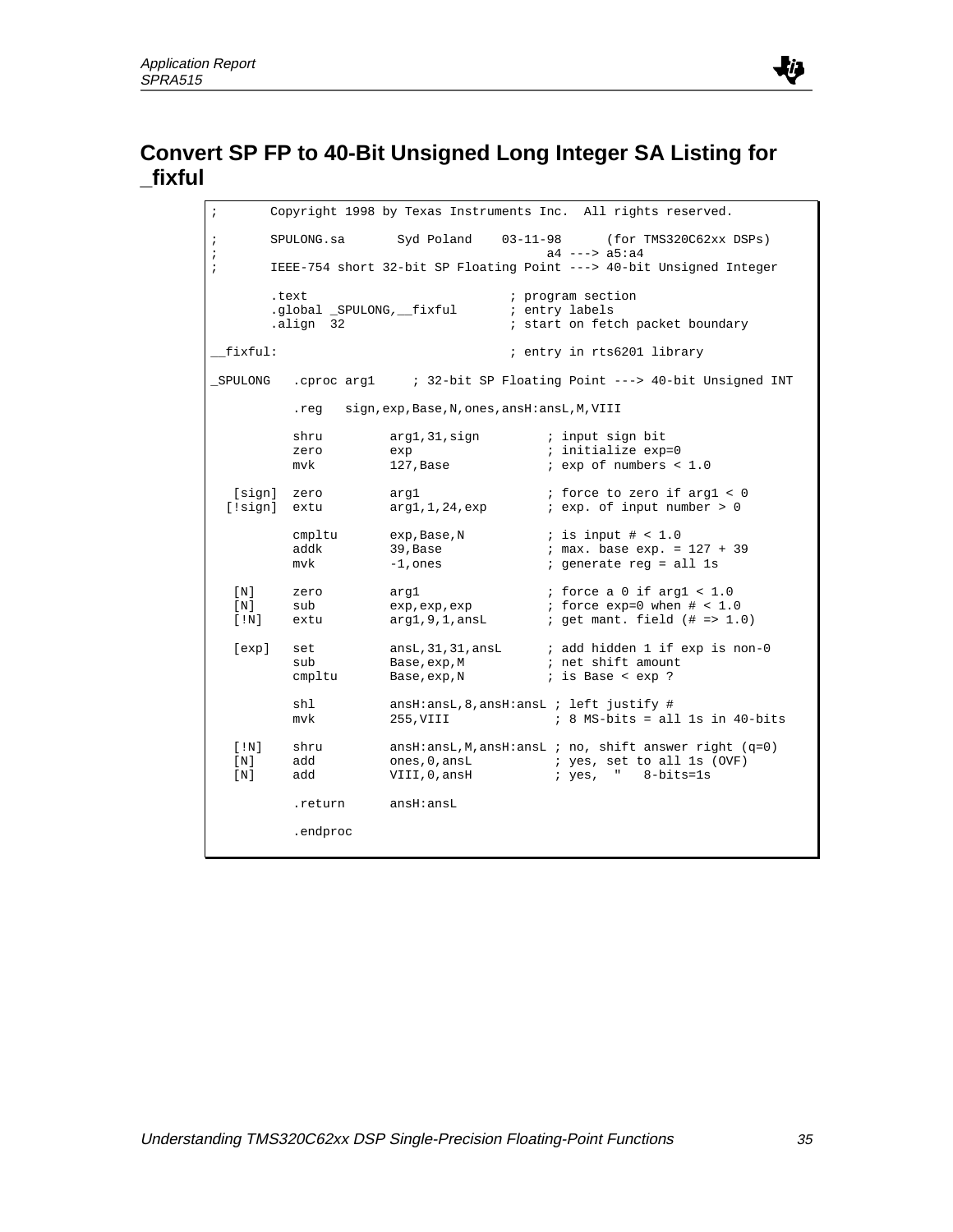## Convert SP FP to 40-Bit Unsigned Long Integer SA Listing for _fixful

```
;       Copyright 1998 by Texas Instruments Inc.  All rights reserved.

;       SPULONG.sa       Syd Poland    03-11-98      (for TMS320C62xx DSPs)
;                                              a4 ---> a5:a4
;       IEEE-754 short 32-bit SP Floating Point ---> 40-bit Unsigned Integer

        .text                           ; program section
        .global _SPULONG,__fixful       ; entry labels
        .align  32                      ; start on fetch packet boundary

__fixful:                               ; entry in rts6201 library

_SPULONG   .cproc arg1     ; 32-bit SP Floating Point ---> 40-bit Unsigned INT

           .reg   sign,exp,Base,N,ones,ansH:ansL,M,VIII

           shru         arg1,31,sign         ; input sign bit
           zero         exp                  ; initialize exp=0
           mvk          127,Base             ; exp of numbers < 1.0

   [sign]  zero         arg1                 ; force to zero if arg1 < 0
  [!sign]  extu         arg1,1,24,exp        ; exp. of input number > 0

           cmpltu       exp,Base,N           ; is input # < 1.0
           addk         39,Base              ; max. base exp. = 127 + 39
           mvk          -1,ones              ; generate reg = all 1s

   [N]     zero         arg1                 ; force a 0 if arg1 < 1.0
   [N]     sub          exp,exp,exp          ; force exp=0 when # < 1.0
   [!N]    extu         arg1,9,1,ansL        ; get mant. field (# => 1.0)

   [exp]   set          ansL,31,31,ansL      ; add hidden 1 if exp is non-0
           sub          Base,exp,M           ; net shift amount
           cmpltu       Base,exp,N           ; is Base < exp ?

           shl          ansH:ansL,8,ansH:ansL ; left justify #
           mvk          255,VIII              ; 8 MS-bits = all 1s in 40-bits

   [!N]    shru         ansH:ansL,M,ansH:ansL ; no, shift answer right (q=0)
   [N]     add          ones,0,ansL           ; yes, set to all 1s (OVF)
   [N]     add          VIII,0,ansH           ; yes,  "   8-bits=1s

           .return      ansH:ansL

           .endproc
```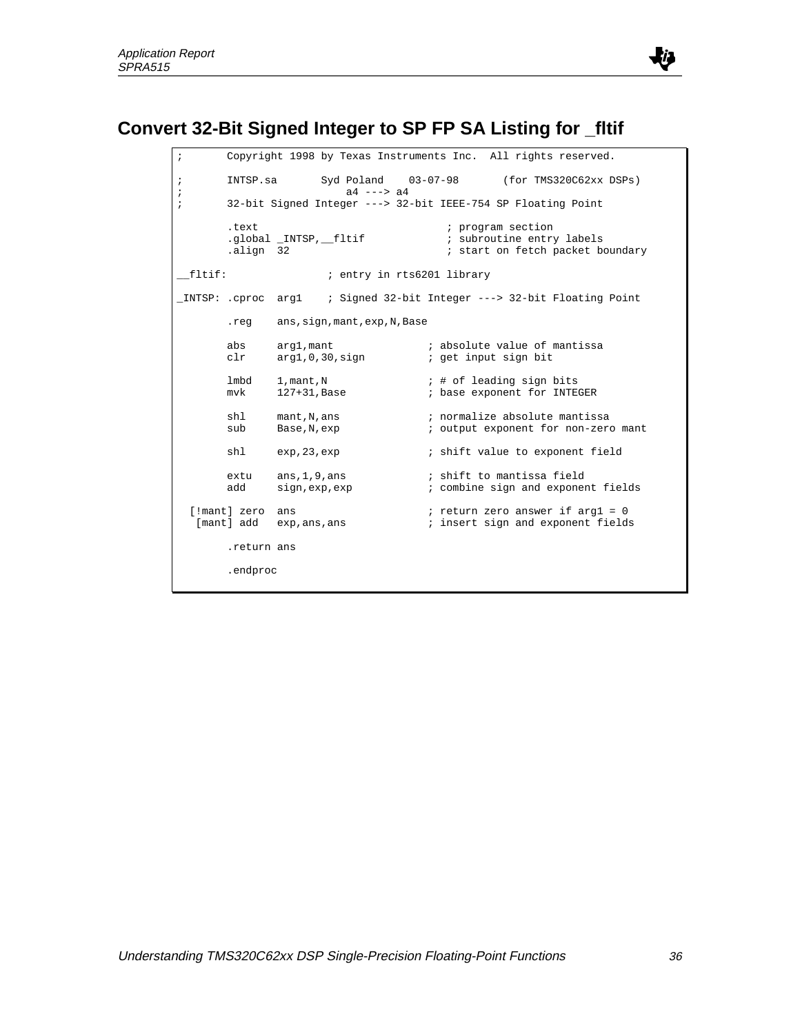## Convert 32-Bit Signed Integer to SP FP SA Listing for _fltif

```
;       Copyright 1998 by Texas Instruments Inc.  All rights reserved.

;       INTSP.sa       Syd Poland    03-07-98       (for TMS320C62xx DSPs)
;                          a4 ---> a4
;       32-bit Signed Integer ---> 32-bit IEEE-754 SP Floating Point

        .text                              ; program section
        .global _INTSP,__fltif             ; subroutine entry labels
        .align  32                         ; start on fetch packet boundary

__fltif:               ; entry in rts6201 library

_INTSP: .cproc  arg1    ; Signed 32-bit Integer ---> 32-bit Floating Point

        .reg    ans,sign,mant,exp,N,Base

        abs     arg1,mant               ; absolute value of mantissa
        clr     arg1,0,30,sign          ; get input sign bit

        lmbd    1,mant,N                ; # of leading sign bits
        mvk     127+31,Base             ; base exponent for INTEGER

        shl     mant,N,ans              ; normalize absolute mantissa
        sub     Base,N,exp              ; output exponent for non-zero mant

        shl     exp,23,exp              ; shift value to exponent field

        extu    ans,1,9,ans             ; shift to mantissa field
        add     sign,exp,exp            ; combine sign and exponent fields

  [!mant] zero  ans                     ; return zero answer if arg1 = 0
   [mant] add   exp,ans,ans             ; insert sign and exponent fields

        .return ans

        .endproc
```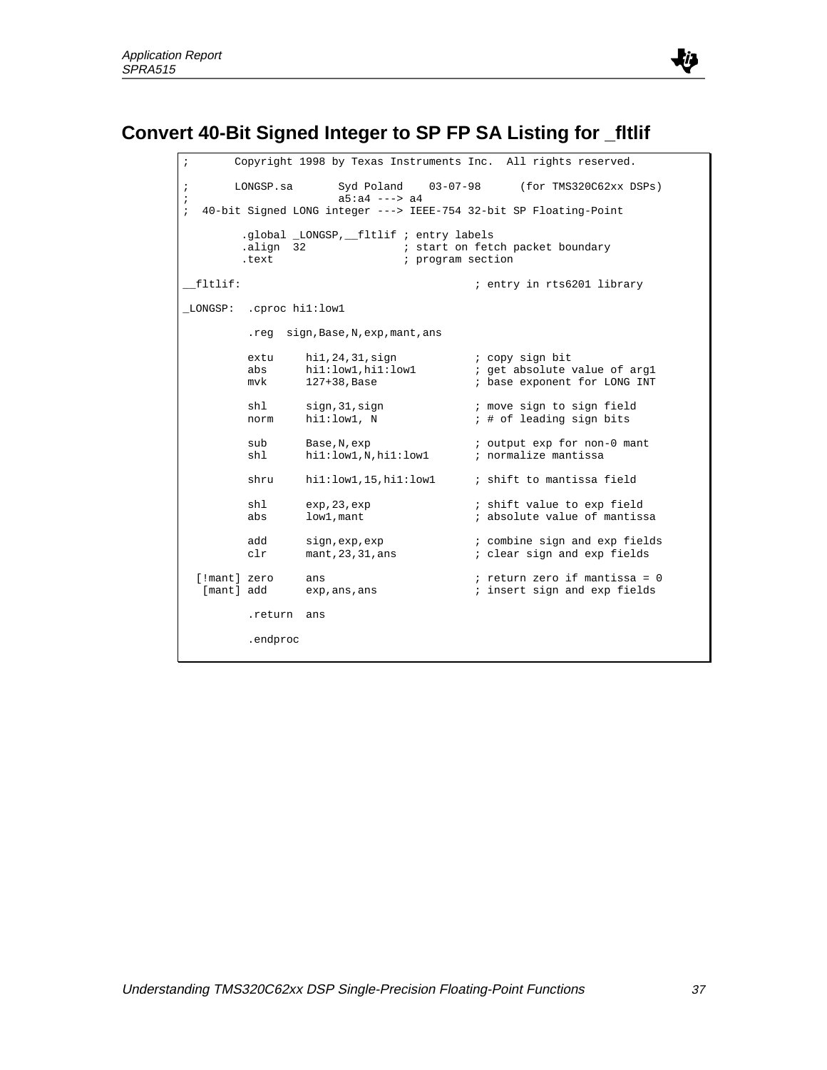## Convert 40-Bit Signed Integer to SP FP SA Listing for _fltlif

```
;       Copyright 1998 by Texas Instruments Inc.  All rights reserved.

;       LONGSP.sa       Syd Poland    03-07-98      (for TMS320C62xx DSPs)
;                       a5:a4 ---> a4
;  40-bit Signed LONG integer ---> IEEE-754 32-bit SP Floating-Point

         .global _LONGSP,__fltlif ; entry labels
         .align  32               ; start on fetch packet boundary
         .text                    ; program section

__fltlif:                                   ; entry in rts6201 library

_LONGSP:  .cproc hi1:low1

          .reg  sign,Base,N,exp,mant,ans

          extu     hi1,24,31,sign           ; copy sign bit
          abs      hi1:low1,hi1:low1        ; get absolute value of arg1
          mvk      127+38,Base              ; base exponent for LONG INT

          shl      sign,31,sign             ; move sign to sign field
          norm     hi1:low1, N              ; # of leading sign bits

          sub      Base,N,exp               ; output exp for non-0 mant
          shl      hi1:low1,N,hi1:low1      ; normalize mantissa

          shru     hi1:low1,15,hi1:low1     ; shift to mantissa field

          shl      exp,23,exp               ; shift value to exp field
          abs      low1,mant                ; absolute value of mantissa

          add      sign,exp,exp             ; combine sign and exp fields
          clr      mant,23,31,ans           ; clear sign and exp fields

  [!mant] zero     ans                      ; return zero if mantissa = 0
   [mant] add      exp,ans,ans              ; insert sign and exp fields

          .return  ans

          .endproc
```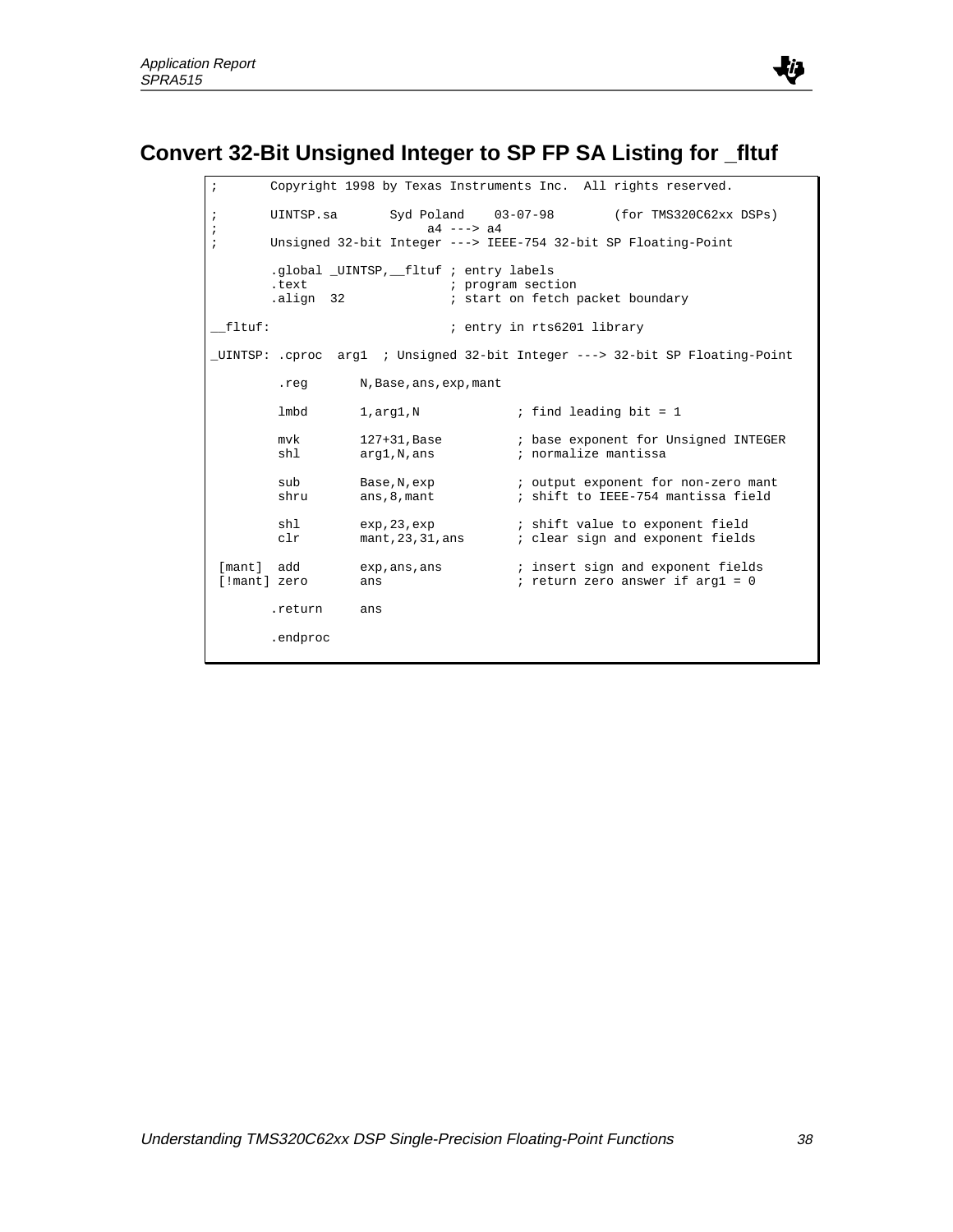## Convert 32-Bit Unsigned Integer to SP FP SA Listing for _fltuf

```
;       Copyright 1998 by Texas Instruments Inc.  All rights reserved.

;       UINTSP.sa       Syd Poland    03-07-98        (for TMS320C62xx DSPs)
;                                a4 ---> a4
;       Unsigned 32-bit Integer ---> IEEE-754 32-bit SP Floating-Point

        .global _UINTSP,__fltuf ; entry labels
        .text                   ; program section
        .align  32              ; start on fetch packet boundary

__fltuf:                        ; entry in rts6201 library

_UINTSP: .cproc  arg1  ; Unsigned 32-bit Integer ---> 32-bit SP Floating-Point

         .reg       N,Base,ans,exp,mant

         lmbd       1,arg1,N            ; find leading bit = 1

         mvk        127+31,Base         ; base exponent for Unsigned INTEGER
         shl        arg1,N,ans          ; normalize mantissa

         sub        Base,N,exp          ; output exponent for non-zero mant
         shru       ans,8,mant          ; shift to IEEE-754 mantissa field

         shl        exp,23,exp          ; shift value to exponent field
         clr        mant,23,31,ans      ; clear sign and exponent fields

 [mant]  add        exp,ans,ans         ; insert sign and exponent fields
 [!mant] zero       ans                 ; return zero answer if arg1 = 0

        .return     ans

        .endproc
```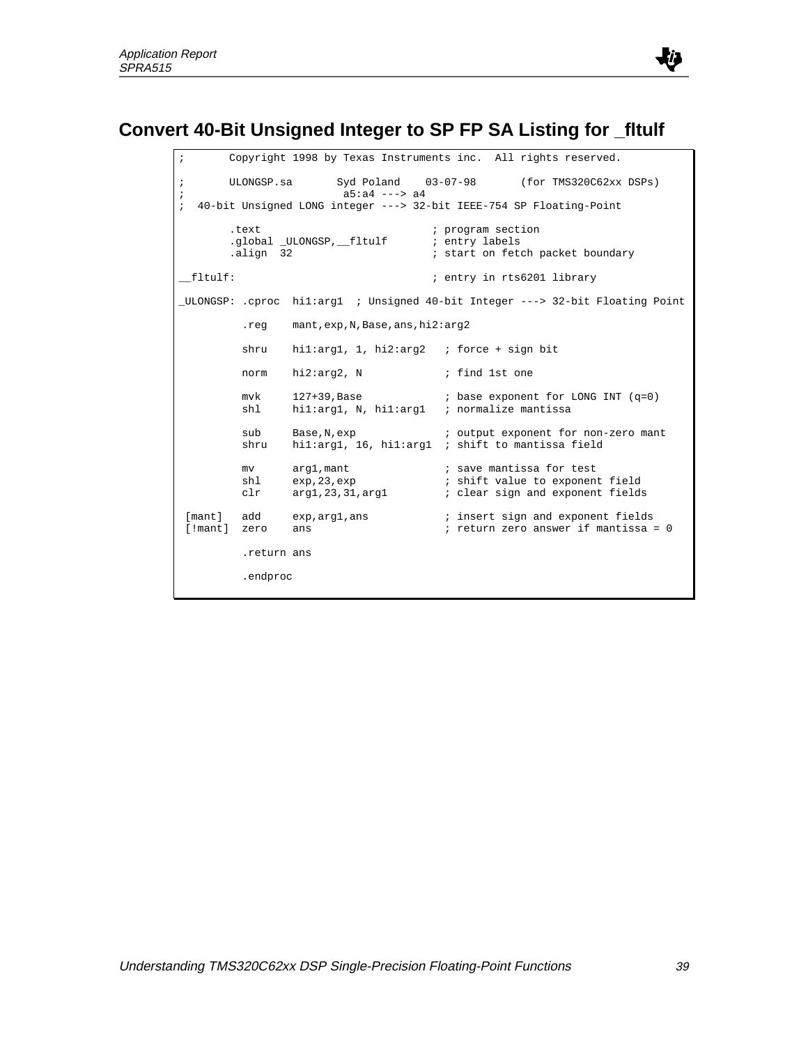## Convert 40-Bit Unsigned Integer to SP FP SA Listing for _fltulf

```
;       Copyright 1998 by Texas Instruments inc.  All rights reserved.

;       ULONGSP.sa       Syd Poland    03-07-98       (for TMS320C62xx DSPs)
;                         a5:a4 ---> a4
;  40-bit Unsigned LONG integer ---> 32-bit IEEE-754 SP Floating-Point

        .text                           ; program section
        .global _ULONGSP,__fltulf       ; entry labels
        .align  32                      ; start on fetch packet boundary

__fltulf:                               ; entry in rts6201 library

_ULONGSP: .cproc  hi1:arg1  ; Unsigned 40-bit Integer ---> 32-bit Floating Point

          .reg    mant,exp,N,Base,ans,hi2:arg2

          shru    hi1:arg1, 1, hi2:arg2   ; force + sign bit

          norm    hi2:arg2, N             ; find 1st one

          mvk     127+39,Base             ; base exponent for LONG INT (q=0)
          shl     hi1:arg1, N, hi1:arg1   ; normalize mantissa

          sub     Base,N,exp              ; output exponent for non-zero mant
          shru    hi1:arg1, 16, hi1:arg1  ; shift to mantissa field

          mv      arg1,mant               ; save mantissa for test
          shl     exp,23,exp              ; shift value to exponent field
          clr     arg1,23,31,arg1         ; clear sign and exponent fields

 [mant]   add     exp,arg1,ans            ; insert sign and exponent fields
 [!mant]  zero    ans                     ; return zero answer if mantissa = 0

          .return ans

          .endproc
```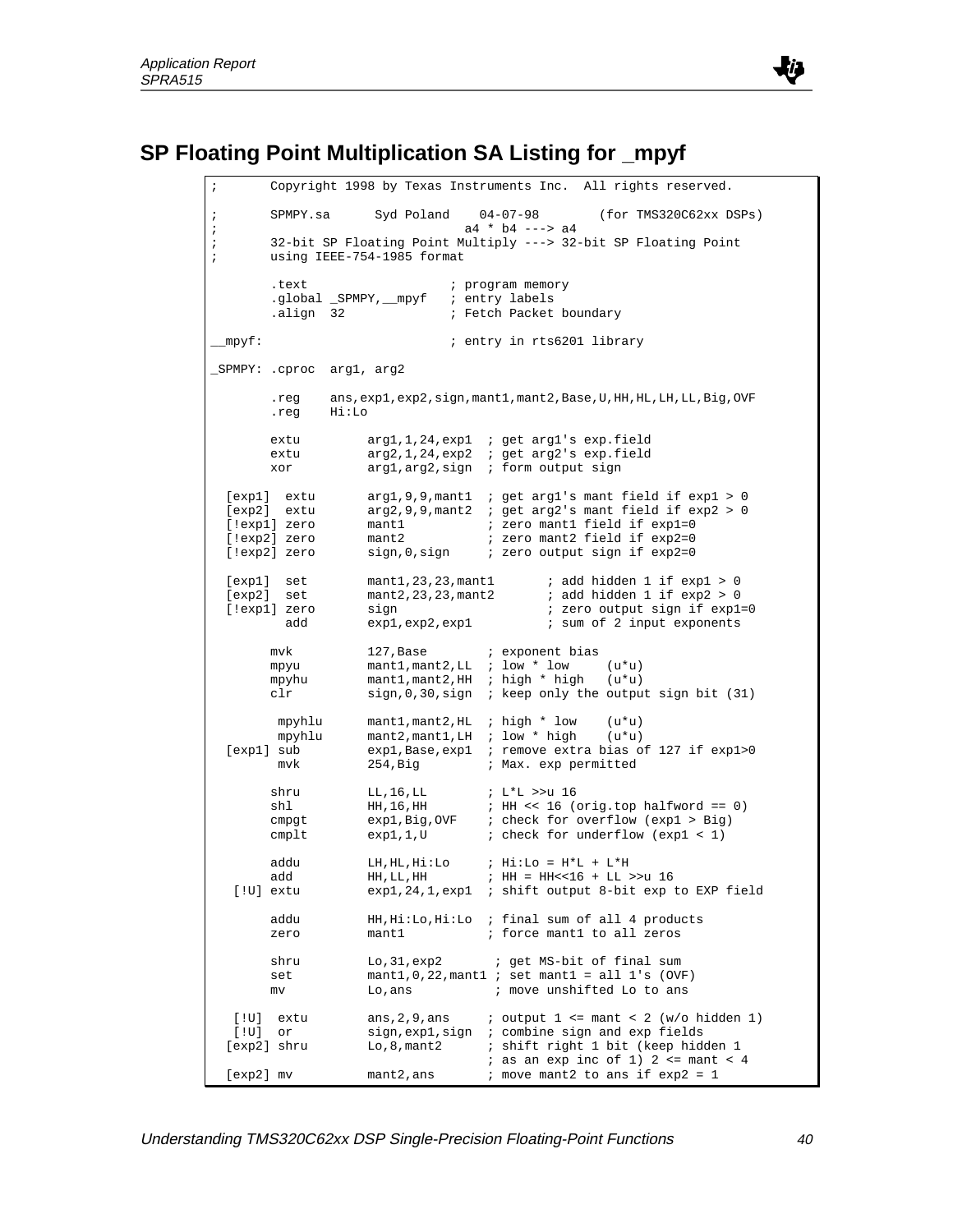## SP Floating Point Multiplication SA Listing for _mpyf

```
;       Copyright 1998 by Texas Instruments Inc.  All rights reserved.

;       SPMPY.sa      Syd Poland    04-07-98        (for TMS320C62xx DSPs)
;                                  a4 * b4 ---> a4
;       32-bit SP Floating Point Multiply ---> 32-bit SP Floating Point
;       using IEEE-754-1985 format

        .text                    ; program memory
        .global _SPMPY,__mpyf    ; entry labels
        .align  32               ; Fetch Packet boundary

__mpyf:                          ; entry in rts6201 library

_SPMPY: .cproc  arg1, arg2

        .reg    ans,exp1,exp2,sign,mant1,mant2,Base,U,HH,HL,LH,LL,Big,OVF
        .reg    Hi:Lo

        extu        arg1,1,24,exp1  ; get arg1's exp.field
        extu        arg2,1,24,exp2  ; get arg2's exp.field
        xor         arg1,arg2,sign  ; form output sign

  [exp1]  extu      arg1,9,9,mant1  ; get arg1's mant field if exp1 > 0
  [exp2]  extu      arg2,9,9,mant2  ; get arg2's mant field if exp2 > 0
  [!exp1] zero      mant1           ; zero mant1 field if exp1=0
  [!exp2] zero      mant2           ; zero mant2 field if exp2=0
  [!exp2] zero      sign,0,sign     ; zero output sign if exp2=0

  [exp1]  set       mant1,23,23,mant1       ; add hidden 1 if exp1 > 0
  [exp2]  set       mant2,23,23,mant2       ; add hidden 1 if exp2 > 0
  [!exp1] zero      sign                    ; zero output sign if exp1=0
          add       exp1,exp2,exp1          ; sum of 2 input exponents

        mvk         127,Base        ; exponent bias
        mpyu        mant1,mant2,LL  ; low * low     (u*u)
        mpyhu       mant1,mant2,HH  ; high * high   (u*u)
        clr         sign,0,30,sign  ; keep only the output sign bit (31)

         mpyhlu     mant1,mant2,HL  ; high * low    (u*u)
         mpyhlu     mant2,mant1,LH  ; low * high    (u*u)
  [exp1] sub        exp1,Base,exp1  ; remove extra bias of 127 if exp1>0
         mvk        254,Big         ; Max. exp permitted

        shru        LL,16,LL        ; L*L >>u 16
        shl         HH,16,HH        ; HH << 16 (orig.top halfword == 0)
        cmpgt       exp1,Big,OVF    ; check for overflow (exp1 > Big)
        cmplt       exp1,1,U        ; check for underflow (exp1 < 1)

        addu        LH,HL,Hi:Lo     ; Hi:Lo = H*L + L*H
        add         HH,LL,HH        ; HH = HH<<16 + LL >>u 16
   [!U] extu        exp1,24,1,exp1  ; shift output 8-bit exp to EXP field

        addu        HH,Hi:Lo,Hi:Lo  ; final sum of all 4 products
        zero        mant1           ; force mant1 to all zeros

        shru        Lo,31,exp2       ; get MS-bit of final sum
        set         mant1,0,22,mant1 ; set mant1 = all 1's (OVF)
        mv          Lo,ans           ; move unshifted Lo to ans

   [!U]  extu       ans,2,9,ans     ; output 1 <= mant < 2 (w/o hidden 1)
   [!U]  or         sign,exp1,sign  ; combine sign and exp fields
  [exp2] shru       Lo,8,mant2      ; shift right 1 bit (keep hidden 1
                                    ; as an exp inc of 1) 2 <= mant < 4
  [exp2] mv         mant2,ans       ; move mant2 to ans if exp2 = 1
```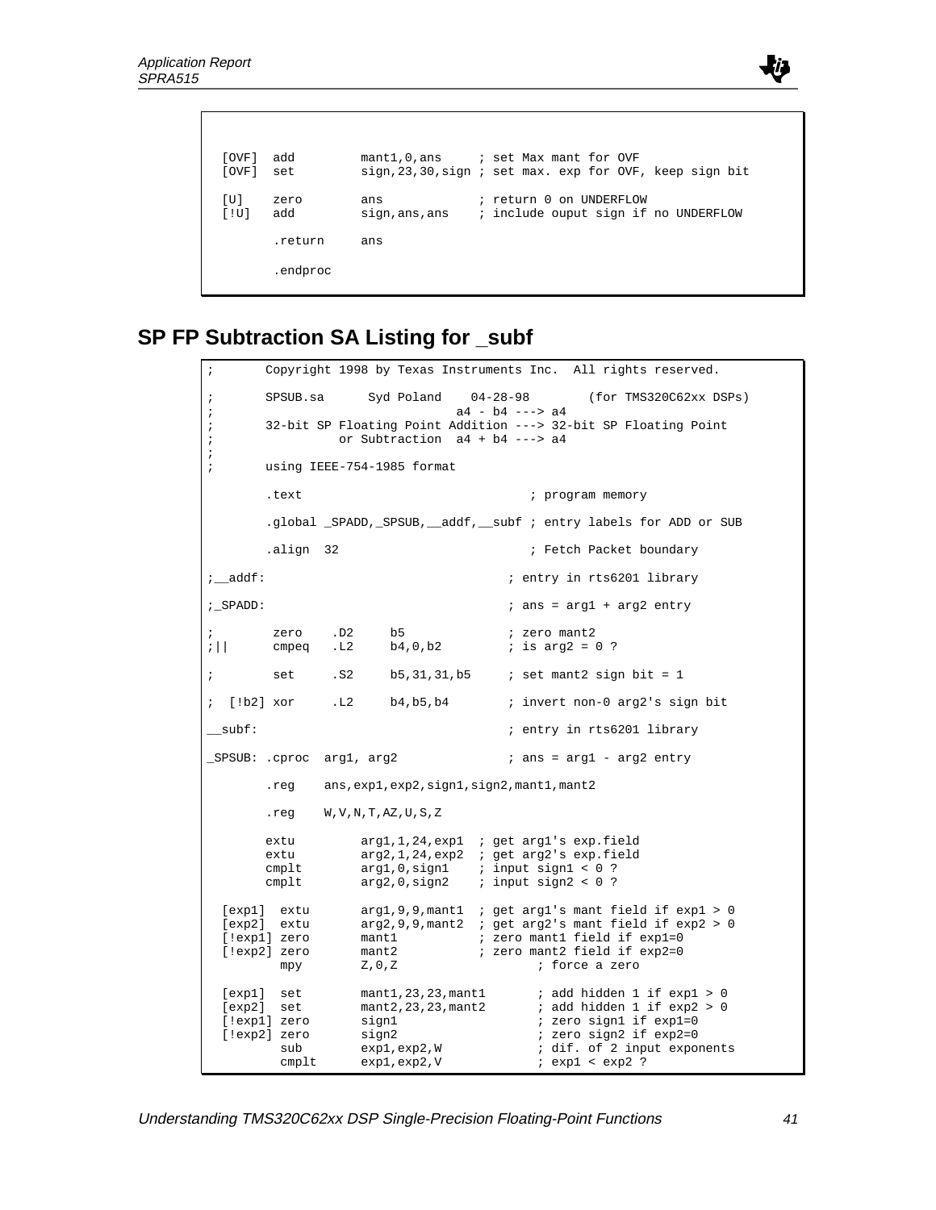```
  [OVF]  add         mant1,0,ans     ; set Max mant for OVF
  [OVF]  set         sign,23,30,sign ; set max. exp for OVF, keep sign bit

  [U]    zero        ans             ; return 0 on UNDERFLOW
  [!U]   add         sign,ans,ans    ; include ouput sign if no UNDERFLOW

         .return     ans

         .endproc
```

## SP FP Subtraction SA Listing for _subf

```
;       Copyright 1998 by Texas Instruments Inc.  All rights reserved.

;       SPSUB.sa      Syd Poland    04-28-98        (for TMS320C62xx DSPs)
;                              a4 - b4 ---> a4
;       32-bit SP Floating Point Addition ---> 32-bit SP Floating Point
;                 or Subtraction  a4 + b4 ---> a4
;
;       using IEEE-754-1985 format

        .text                              ; program memory

        .global _SPADD,_SPSUB,__addf,__subf ; entry labels for ADD or SUB

        .align  32                         ; Fetch Packet boundary

;__addf:                                ; entry in rts6201 library

;_SPADD:                                ; ans = arg1 + arg2 entry

;        zero    .D2     b5             ; zero mant2
;||      cmpeq   .L2     b4,0,b2        ; is arg2 = 0 ?

;        set     .S2     b5,31,31,b5    ; set mant2 sign bit = 1

;  [!b2] xor     .L2     b4,b5,b4       ; invert non-0 arg2's sign bit

__subf:                                 ; entry in rts6201 library

_SPSUB: .cproc  arg1, arg2              ; ans = arg1 - arg2 entry

        .reg    ans,exp1,exp2,sign1,sign2,mant1,mant2

        .reg    W,V,N,T,AZ,U,S,Z

        extu        arg1,1,24,exp1  ; get arg1's exp.field
        extu        arg2,1,24,exp2  ; get arg2's exp.field
        cmplt       arg1,0,sign1    ; input sign1 < 0 ?
        cmplt       arg2,0,sign2    ; input sign2 < 0 ?

  [exp1]  extu      arg1,9,9,mant1  ; get arg1's mant field if exp1 > 0
  [exp2]  extu      arg2,9,9,mant2  ; get arg2's mant field if exp2 > 0
  [!exp1] zero      mant1           ; zero mant1 field if exp1=0
  [!exp2] zero      mant2           ; zero mant2 field if exp2=0
          mpy       Z,0,Z                   ; force a zero

  [exp1]  set       mant1,23,23,mant1       ; add hidden 1 if exp1 > 0
  [exp2]  set       mant2,23,23,mant2       ; add hidden 1 if exp2 > 0
  [!exp1] zero      sign1                   ; zero sign1 if exp1=0
  [!exp2] zero      sign2                   ; zero sign2 if exp2=0
          sub       exp1,exp2,W             ; dif. of 2 input exponents
          cmplt     exp1,exp2,V             ; exp1 < exp2 ?
```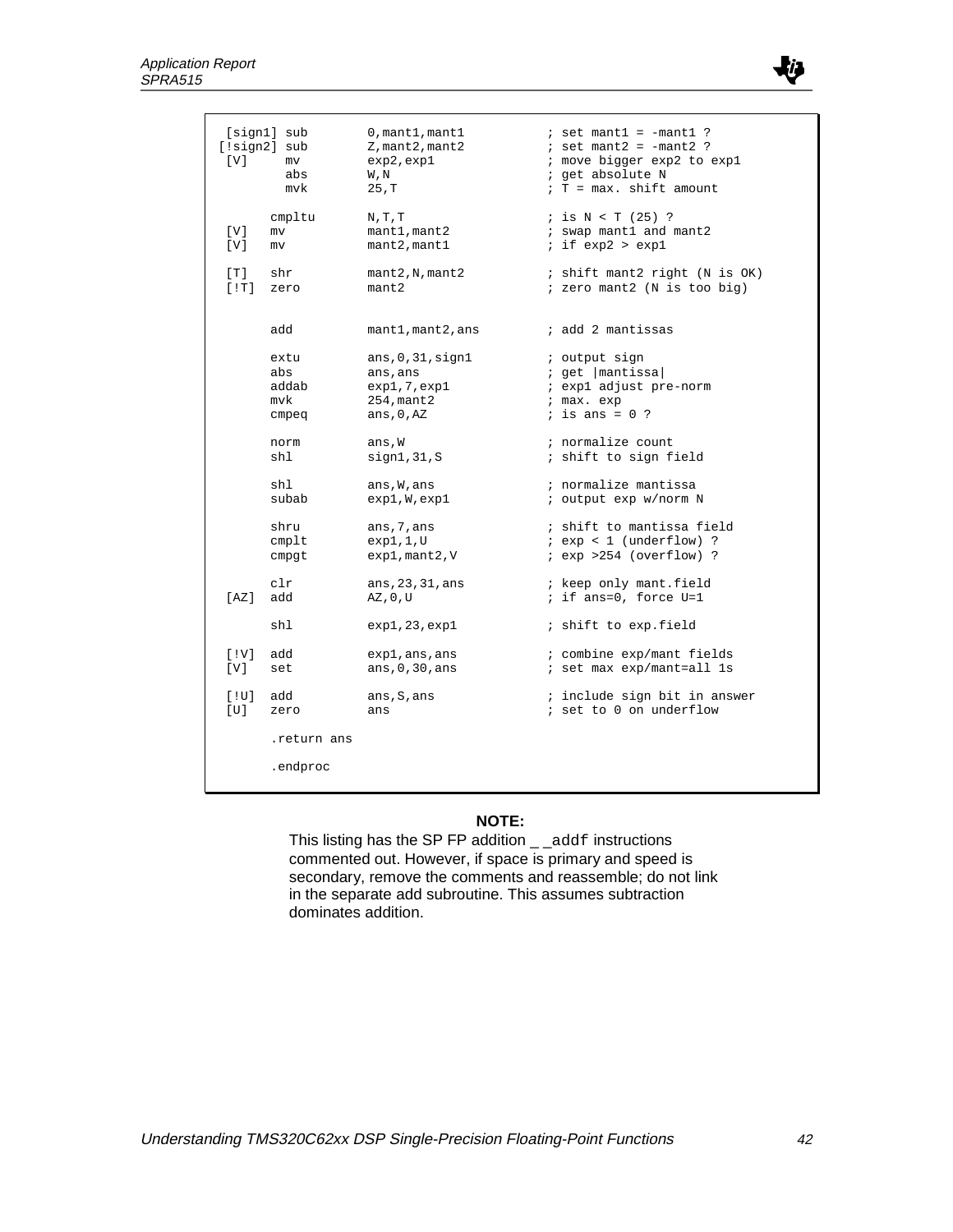```
 [sign1] sub        0,mant1,mant1          ; set mant1 = -mant1 ?
[!sign2] sub        Z,mant2,mant2          ; set mant2 = -mant2 ?
 [V]     mv         exp2,exp1              ; move bigger exp2 to exp1
         abs        W,N                    ; get absolute N
         mvk        25,T                   ; T = max. shift amount

         cmpltu     N,T,T                  ; is N < T (25) ?
 [V]     mv         mant1,mant2            ; swap mant1 and mant2
 [V]     mv         mant2,mant1            ; if exp2 > exp1

 [T]     shr        mant2,N,mant2          ; shift mant2 right (N is OK)
 [!T]    zero       mant2                  ; zero mant2 (N is too big)


         add        mant1,mant2,ans        ; add 2 mantissas

         extu       ans,0,31,sign1         ; output sign
         abs        ans,ans                ; get |mantissa|
         addab      exp1,7,exp1            ; exp1 adjust pre-norm
         mvk        254,mant2              ; max. exp
         cmpeq      ans,0,AZ               ; is ans = 0 ?

         norm       ans,W                  ; normalize count
         shl        sign1,31,S             ; shift to sign field

         shl        ans,W,ans              ; normalize mantissa
         subab      exp1,W,exp1            ; output exp w/norm N

         shru       ans,7,ans              ; shift to mantissa field
         cmplt      exp1,1,U               ; exp < 1 (underflow) ?
         cmpgt      exp1,mant2,V           ; exp >254 (overflow) ?

         clr        ans,23,31,ans          ; keep only mant.field
 [AZ]    add        AZ,0,U                 ; if ans=0, force U=1

         shl        exp1,23,exp1           ; shift to exp.field

 [!V]    add        exp1,ans,ans           ; combine exp/mant fields
 [V]     set        ans,0,30,ans           ; set max exp/mant=all 1s

 [!U]    add        ans,S,ans              ; include sign bit in answer
 [U]     zero       ans                    ; set to 0 on underflow

         .return ans

         .endproc
```

**NOTE:**

This listing has the SP FP addition `__addf` instructions commented out. However, if space is primary and speed is secondary, remove the comments and reassemble; do not link in the separate add subroutine. This assumes subtraction dominates addition.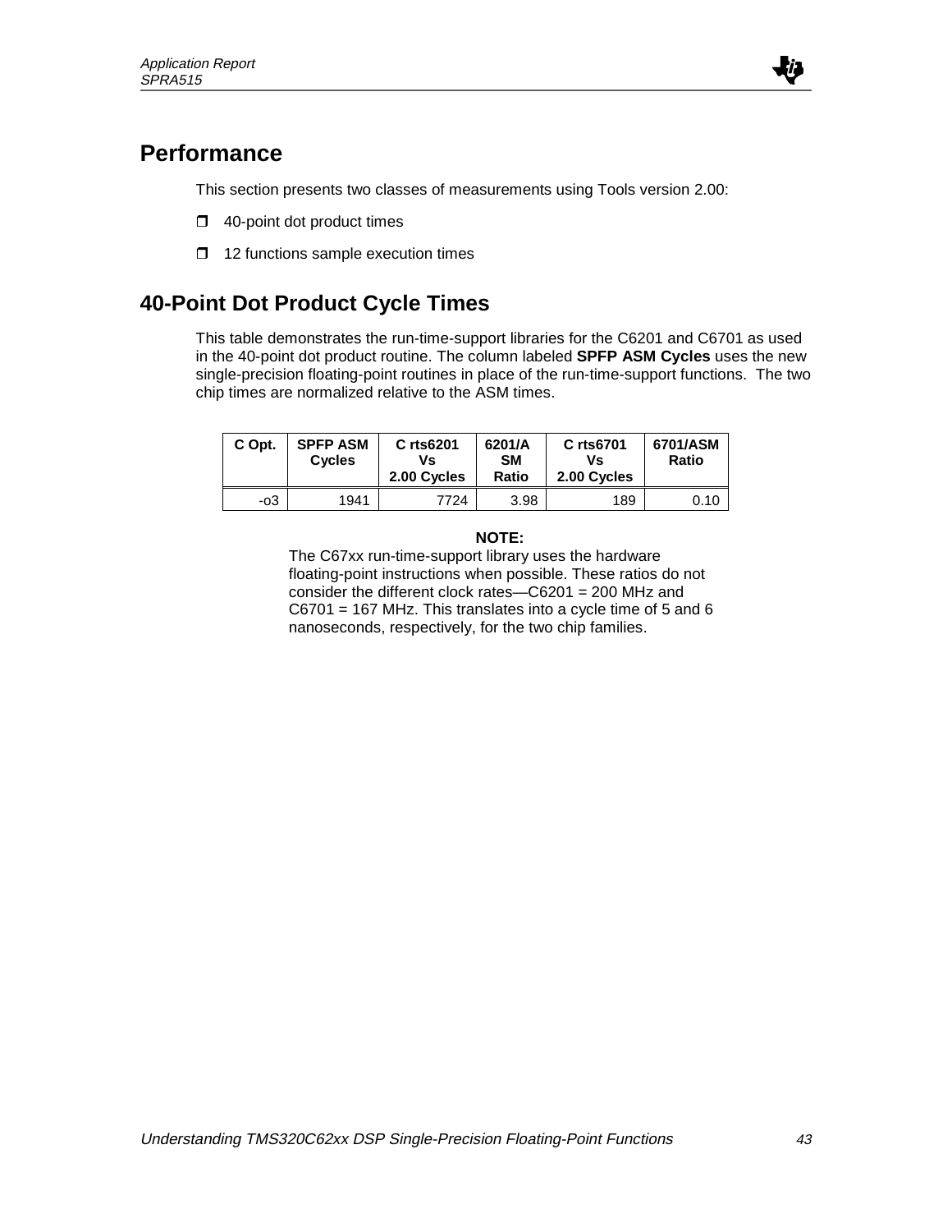# Performance

This section presents two classes of measurements using Tools version 2.00:

- 40-point dot product times
- 12 functions sample execution times

# 40-Point Dot Product Cycle Times

This table demonstrates the run-time-support libraries for the C6201 and C6701 as used in the 40-point dot product routine. The column labeled **SPFP ASM Cycles** uses the new single-precision floating-point routines in place of the run-time-support functions. The two chip times are normalized relative to the ASM times.

| C Opt. | SPFP ASM Cycles | C rts6201 Vs 2.00 Cycles | 6201/ASM Ratio | C rts6701 Vs 2.00 Cycles | 6701/ASM Ratio |
|---|---|---|---|---|---|
| -o3 | 1941 | 7724 | 3.98 | 189 | 0.10 |

**NOTE:**
The C67xx run-time-support library uses the hardware floating-point instructions when possible. These ratios do not consider the different clock rates—C6201 = 200 MHz and C6701 = 167 MHz. This translates into a cycle time of 5 and 6 nanoseconds, respectively, for the two chip families.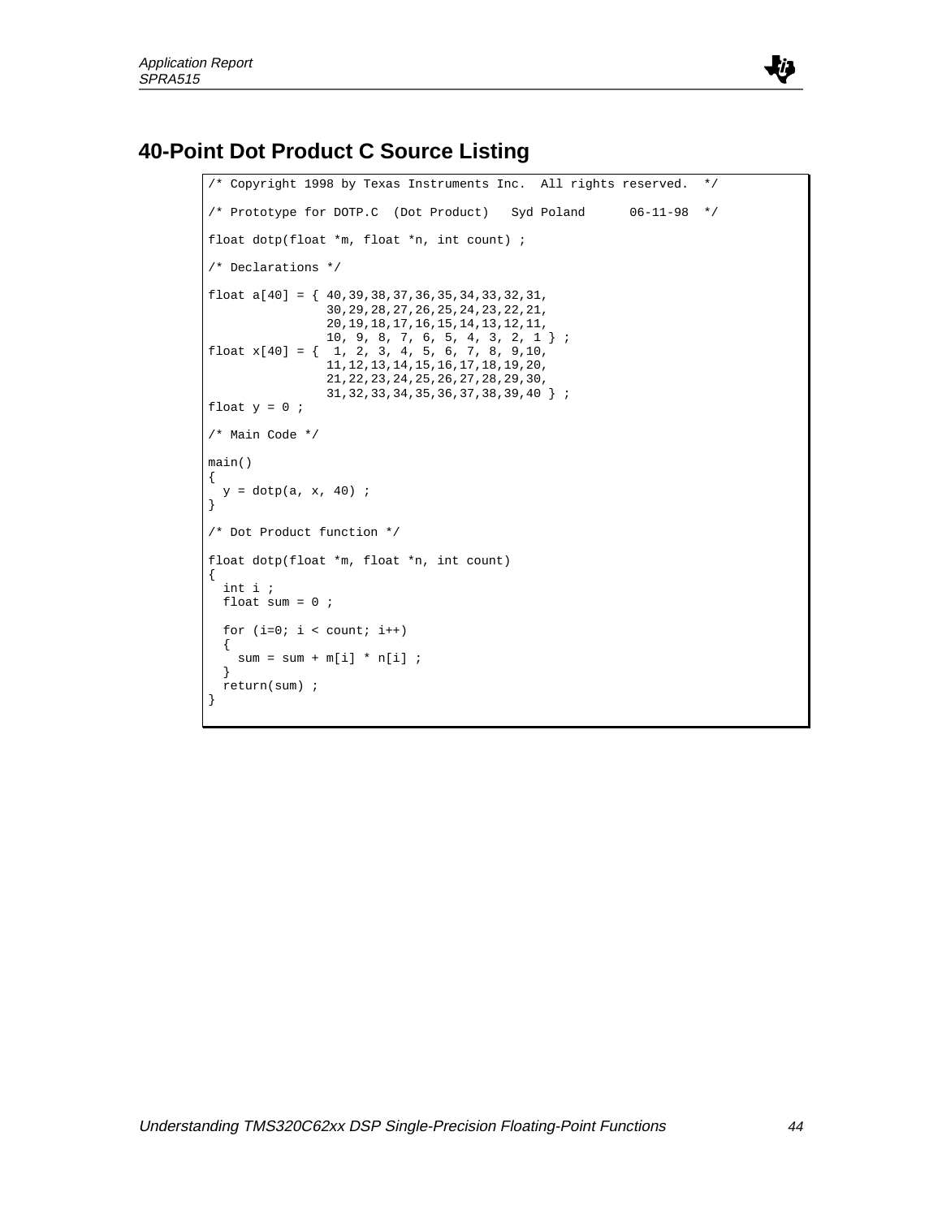## 40-Point Dot Product C Source Listing

```
/* Copyright 1998 by Texas Instruments Inc.  All rights reserved.  */

/* Prototype for DOTP.C  (Dot Product)   Syd Poland      06-11-98  */

float dotp(float *m, float *n, int count) ;

/* Declarations */

float a[40] = { 40,39,38,37,36,35,34,33,32,31,
                30,29,28,27,26,25,24,23,22,21,
                20,19,18,17,16,15,14,13,12,11,
                10, 9, 8, 7, 6, 5, 4, 3, 2, 1 } ;
float x[40] = {  1, 2, 3, 4, 5, 6, 7, 8, 9,10,
                11,12,13,14,15,16,17,18,19,20,
                21,22,23,24,25,26,27,28,29,30,
                31,32,33,34,35,36,37,38,39,40 } ;
float y = 0 ;

/* Main Code */

main()
{
  y = dotp(a, x, 40) ;
}

/* Dot Product function */

float dotp(float *m, float *n, int count)
{
  int i ;
  float sum = 0 ;

  for (i=0; i < count; i++)
  {
    sum = sum + m[i] * n[i] ;
  }
  return(sum) ;
}
```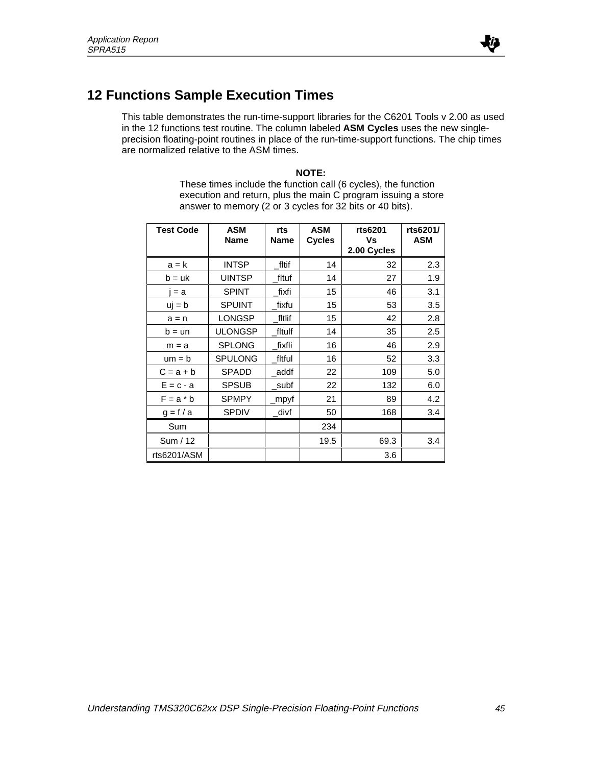## 12 Functions Sample Execution Times

This table demonstrates the run-time-support libraries for the C6201 Tools v 2.00 as used in the 12 functions test routine. The column labeled **ASM Cycles** uses the new single-precision floating-point routines in place of the run-time-support functions. The chip times are normalized relative to the ASM times.

**NOTE:**
These times include the function call (6 cycles), the function execution and return, plus the main C program issuing a store answer to memory (2 or 3 cycles for 32 bits or 40 bits).

| Test Code | ASM Name | rts Name | ASM Cycles | rts6201 Vs 2.00 Cycles | rts6201/ ASM |
|---|---|---|---|---|---|
| a = k | INTSP | _fltif | 14 | 32 | 2.3 |
| b = uk | UINTSP | _fltuf | 14 | 27 | 1.9 |
| j = a | SPINT | _fixfi | 15 | 46 | 3.1 |
| uj = b | SPUINT | _fixfu | 15 | 53 | 3.5 |
| a = n | LONGSP | _fltlif | 15 | 42 | 2.8 |
| b = un | ULONGSP | _fltulf | 14 | 35 | 2.5 |
| m = a | SPLONG | _fixfli | 16 | 46 | 2.9 |
| um = b | SPULONG | _fltful | 16 | 52 | 3.3 |
| C = a + b | SPADD | _addf | 22 | 109 | 5.0 |
| E = c - a | SPSUB | _subf | 22 | 132 | 6.0 |
| F = a * b | SPMPY | _mpyf | 21 | 89 | 4.2 |
| g = f / a | SPDIV | _divf | 50 | 168 | 3.4 |
| Sum | | | 234 | | |
| Sum / 12 | | | 19.5 | 69.3 | 3.4 |
| rts6201/ASM | | | | 3.6 | |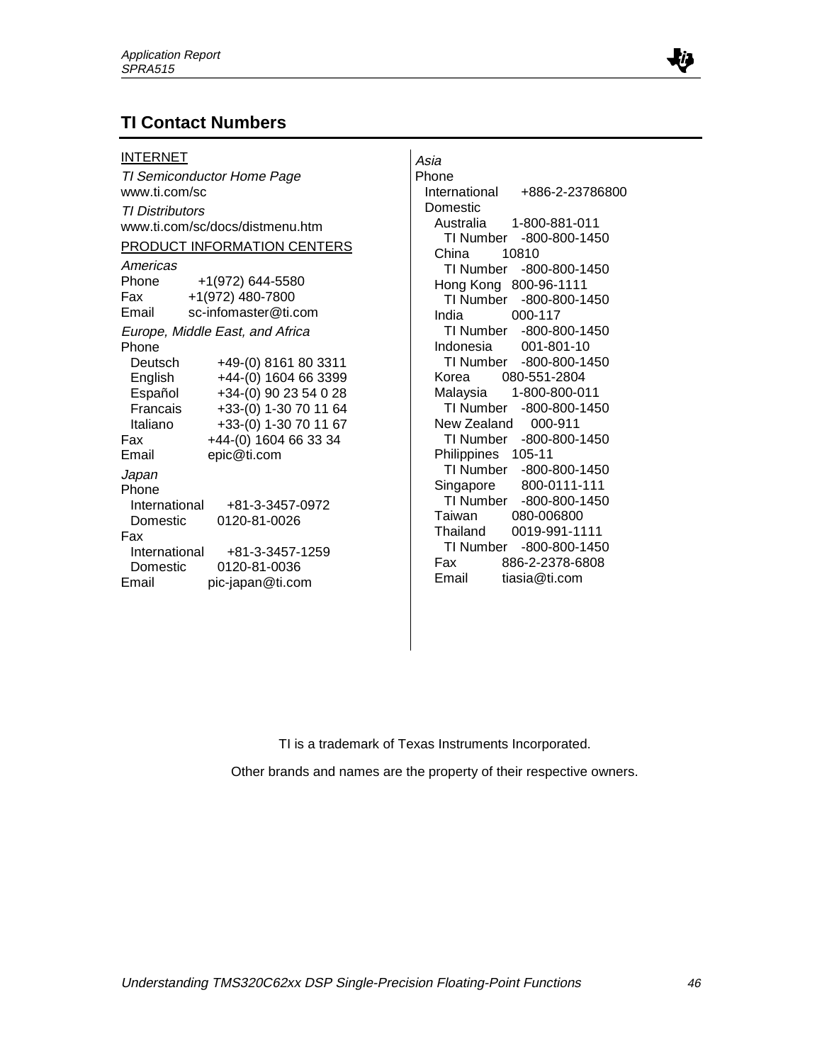## TI Contact Numbers

INTERNET

*TI Semiconductor Home Page*
www.ti.com/sc

*TI Distributors*
www.ti.com/sc/docs/distmenu.htm

PRODUCT INFORMATION CENTERS

*Americas*
Phone +1(972) 644-5580
Fax +1(972) 480-7800
Email sc-infomaster@ti.com

*Europe, Middle East, and Africa*
Phone
  Deutsch +49-(0) 8161 80 3311
  English +44-(0) 1604 66 3399
  Español +34-(0) 90 23 54 0 28
  Francais +33-(0) 1-30 70 11 64
  Italiano +33-(0) 1-30 70 11 67
Fax +44-(0) 1604 66 33 34
Email epic@ti.com

*Japan*
Phone
  International +81-3-3457-0972
  Domestic 0120-81-0026
Fax
  International +81-3-3457-1259
  Domestic 0120-81-0036
Email pic-japan@ti.com

*Asia*
Phone
  International +886-2-23786800
  Domestic
    Australia 1-800-881-011
      TI Number -800-800-1450
    China 10810
      TI Number -800-800-1450
    Hong Kong 800-96-1111
      TI Number -800-800-1450
    India 000-117
      TI Number -800-800-1450
    Indonesia 001-801-10
      TI Number -800-800-1450
    Korea 080-551-2804
    Malaysia 1-800-800-011
      TI Number -800-800-1450
    New Zealand 000-911
      TI Number -800-800-1450
    Philippines 105-11
      TI Number -800-800-1450
    Singapore 800-0111-111
      TI Number -800-800-1450
    Taiwan 080-006800
    Thailand 0019-991-1111
      TI Number -800-800-1450
  Fax 886-2-2378-6808
  Email tiasia@ti.com

TI is a trademark of Texas Instruments Incorporated.

Other brands and names are the property of their respective owners.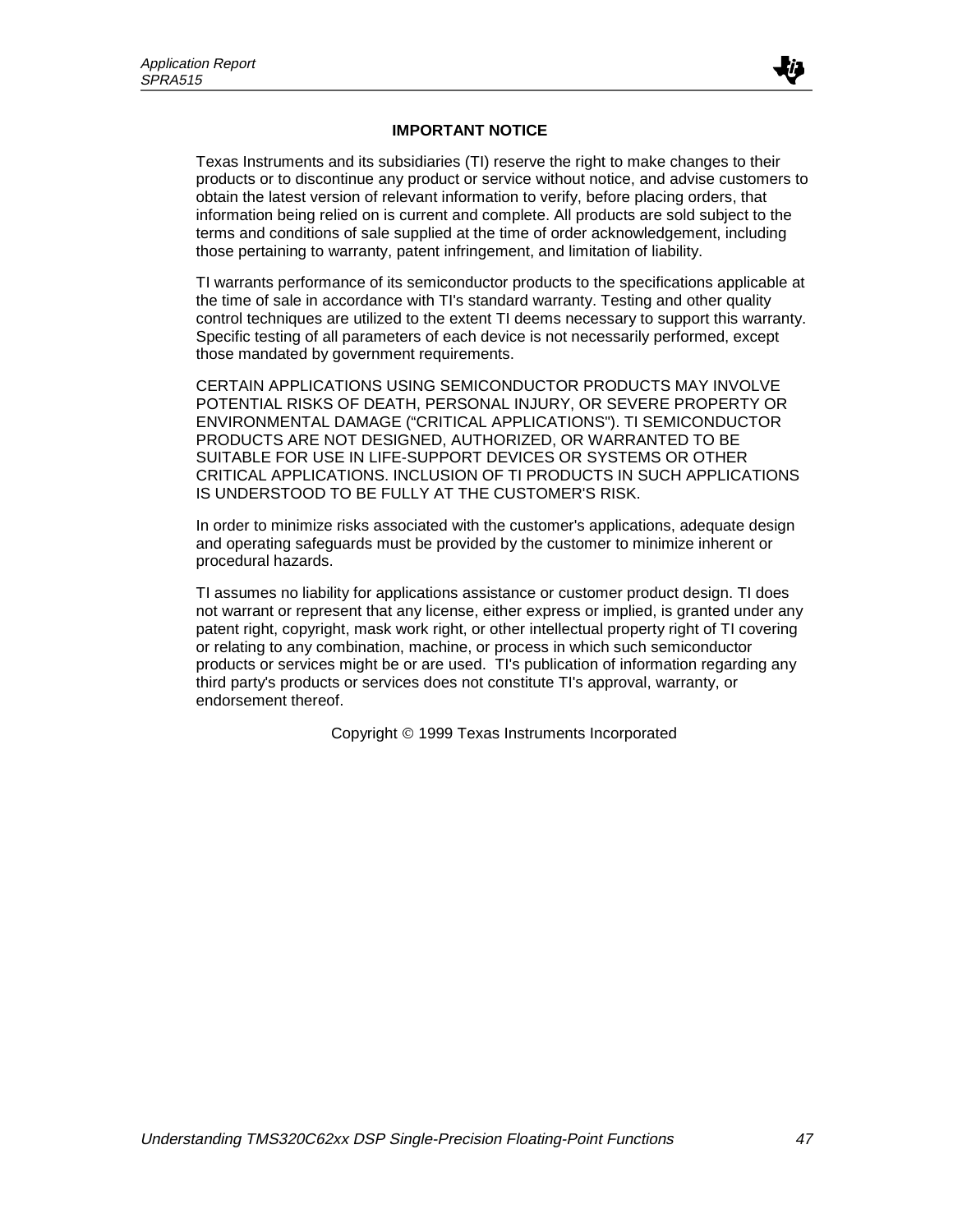**IMPORTANT NOTICE**

Texas Instruments and its subsidiaries (TI) reserve the right to make changes to their products or to discontinue any product or service without notice, and advise customers to obtain the latest version of relevant information to verify, before placing orders, that information being relied on is current and complete. All products are sold subject to the terms and conditions of sale supplied at the time of order acknowledgement, including those pertaining to warranty, patent infringement, and limitation of liability.

TI warrants performance of its semiconductor products to the specifications applicable at the time of sale in accordance with TI's standard warranty. Testing and other quality control techniques are utilized to the extent TI deems necessary to support this warranty. Specific testing of all parameters of each device is not necessarily performed, except those mandated by government requirements.

CERTAIN APPLICATIONS USING SEMICONDUCTOR PRODUCTS MAY INVOLVE POTENTIAL RISKS OF DEATH, PERSONAL INJURY, OR SEVERE PROPERTY OR ENVIRONMENTAL DAMAGE ("CRITICAL APPLICATIONS"). TI SEMICONDUCTOR PRODUCTS ARE NOT DESIGNED, AUTHORIZED, OR WARRANTED TO BE SUITABLE FOR USE IN LIFE-SUPPORT DEVICES OR SYSTEMS OR OTHER CRITICAL APPLICATIONS. INCLUSION OF TI PRODUCTS IN SUCH APPLICATIONS IS UNDERSTOOD TO BE FULLY AT THE CUSTOMER'S RISK.

In order to minimize risks associated with the customer's applications, adequate design and operating safeguards must be provided by the customer to minimize inherent or procedural hazards.

TI assumes no liability for applications assistance or customer product design. TI does not warrant or represent that any license, either express or implied, is granted under any patent right, copyright, mask work right, or other intellectual property right of TI covering or relating to any combination, machine, or process in which such semiconductor products or services might be or are used. TI's publication of information regarding any third party's products or services does not constitute TI's approval, warranty, or endorsement thereof.

Copyright © 1999 Texas Instruments Incorporated